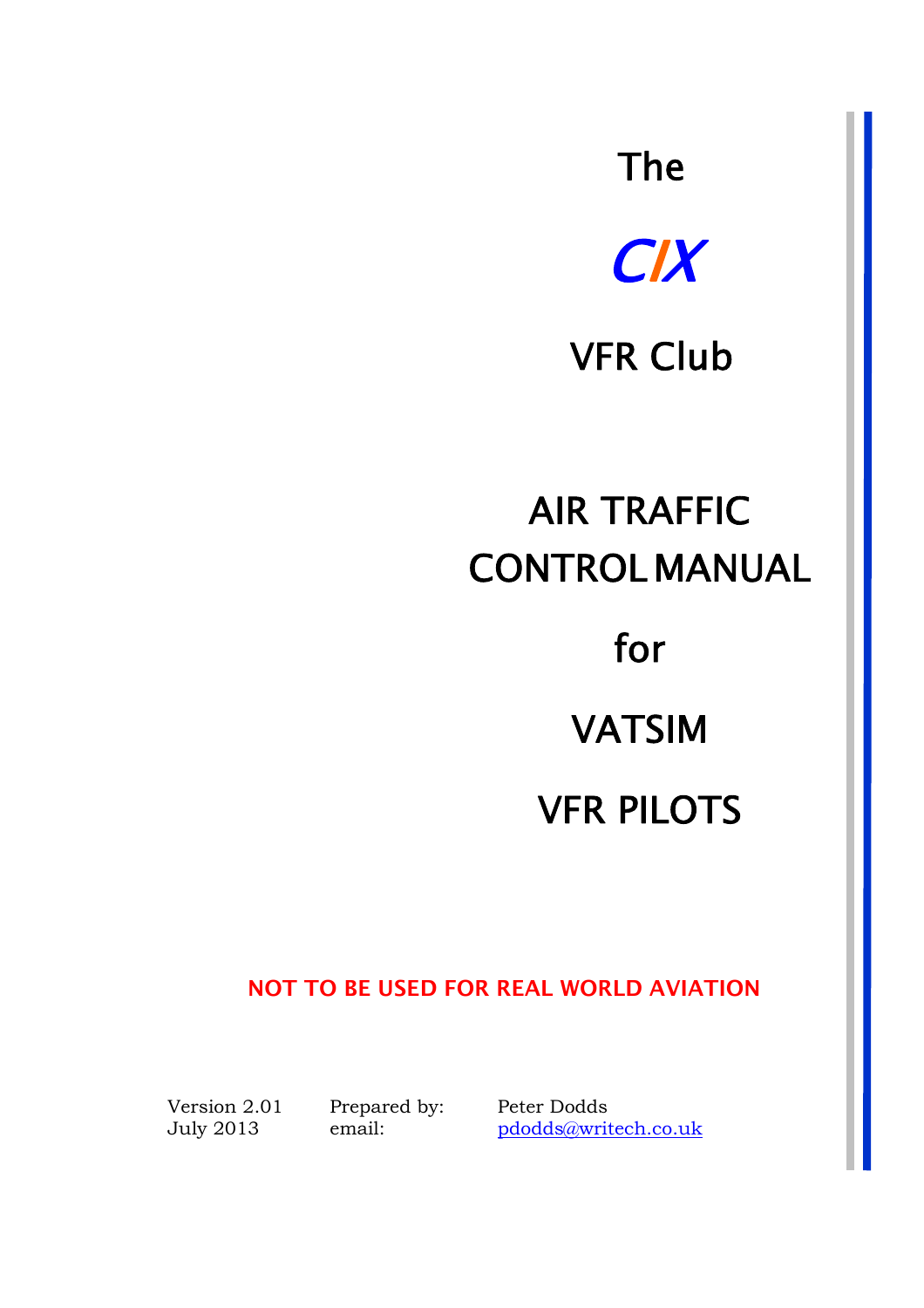# The

# CIX

# VFR Club

# AIR TRAFFIC CONTROL MANUAL

# for

# VATSIM

# VFR PILOTS

**NOT TO BE USED FOR REAL WORLD AVIATION**

| | | |
|---|---|---|
| Version 2.01 | Prepared by: | Peter Dodds |
| July 2013 | email: | pdodds@writech.co.uk |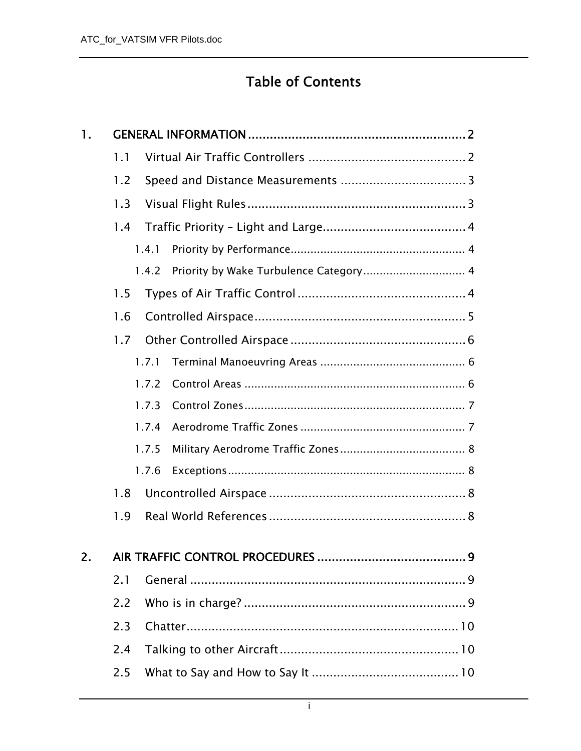# Table of Contents

1. GENERAL INFORMATION ........................................................ 2
    - 1.1 Virtual Air Traffic Controllers ........................................ 2
    - 1.2 Speed and Distance Measurements ................................ 3
    - 1.3 Visual Flight Rules ......................................................... 3
    - 1.4 Traffic Priority – Light and Large ...................................... 4
        - 1.4.1 Priority by Performance ................................................ 4
        - 1.4.2 Priority by Wake Turbulence Category ............................. 4
    - 1.5 Types of Air Traffic Control ............................................ 4
    - 1.6 Controlled Airspace ........................................................ 5
    - 1.7 Other Controlled Airspace ................................................ 6
        - 1.7.1 Terminal Manoeuvring Areas ......................................... 6
        - 1.7.2 Control Areas ............................................................... 6
        - 1.7.3 Control Zones ............................................................... 7
        - 1.7.4 Aerodrome Traffic Zones ............................................... 7
        - 1.7.5 Military Aerodrome Traffic Zones ................................... 8
        - 1.7.6 Exceptions ................................................................... 8
    - 1.8 Uncontrolled Airspace ..................................................... 8
    - 1.9 Real World References ..................................................... 8

2. AIR TRAFFIC CONTROL PROCEDURES ...................................... 9
    - 2.1 General .......................................................................... 9
    - 2.2 Who is in charge? ............................................................ 9
    - 2.3 Chatter .......................................................................... 10
    - 2.4 Talking to other Aircraft ................................................. 10
    - 2.5 What to Say and How to Say It ........................................ 10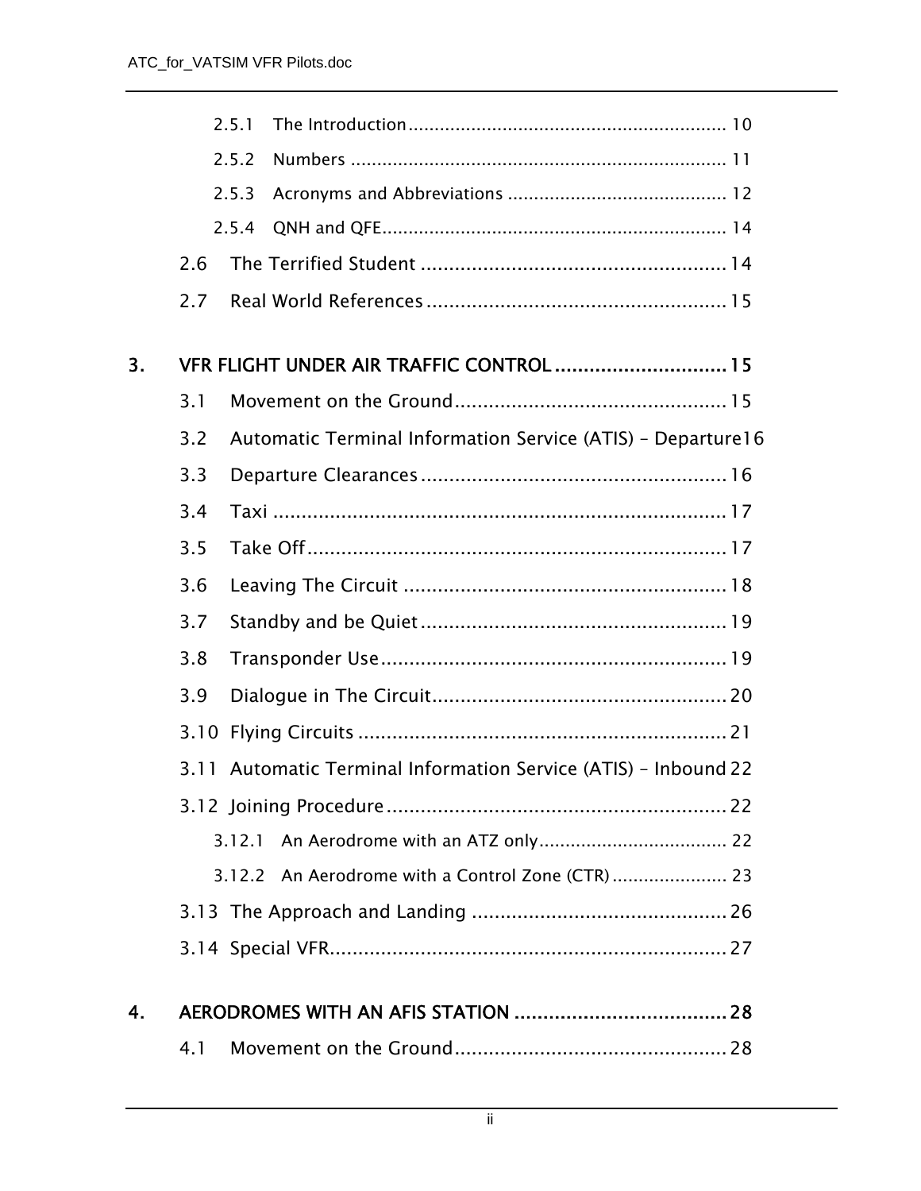2.5.1 The Introduction ........................................................... 10

2.5.2 Numbers ...................................................................... 11

2.5.3 Acronyms and Abbreviations ......................................... 12

2.5.4 QNH and QFE................................................................ 14

2.6 The Terrified Student ....................................................... 14

2.7 Real World References ..................................................... 15

**3. VFR FLIGHT UNDER AIR TRAFFIC CONTROL ............................. 15**

3.1 Movement on the Ground ................................................ 15

3.2 Automatic Terminal Information Service (ATIS) – Departure 16

3.3 Departure Clearances ...................................................... 16

3.4 Taxi ............................................................................... 17

3.5 Take Off ......................................................................... 17

3.6 Leaving The Circuit ......................................................... 18

3.7 Standby and be Quiet ...................................................... 19

3.8 Transponder Use ............................................................. 19

3.9 Dialogue in The Circuit .................................................... 20

3.10 Flying Circuits ................................................................ 21

3.11 Automatic Terminal Information Service (ATIS) – Inbound 22

3.12 Joining Procedure ............................................................ 22

3.12.1 An Aerodrome with an ATZ only .................................... 22

3.12.2 An Aerodrome with a Control Zone (CTR) ...................... 23

3.13 The Approach and Landing ............................................. 26

3.14 Special VFR ..................................................................... 27

**4. AERODROMES WITH AN AFIS STATION ..................................... 28**

4.1 Movement on the Ground ................................................ 28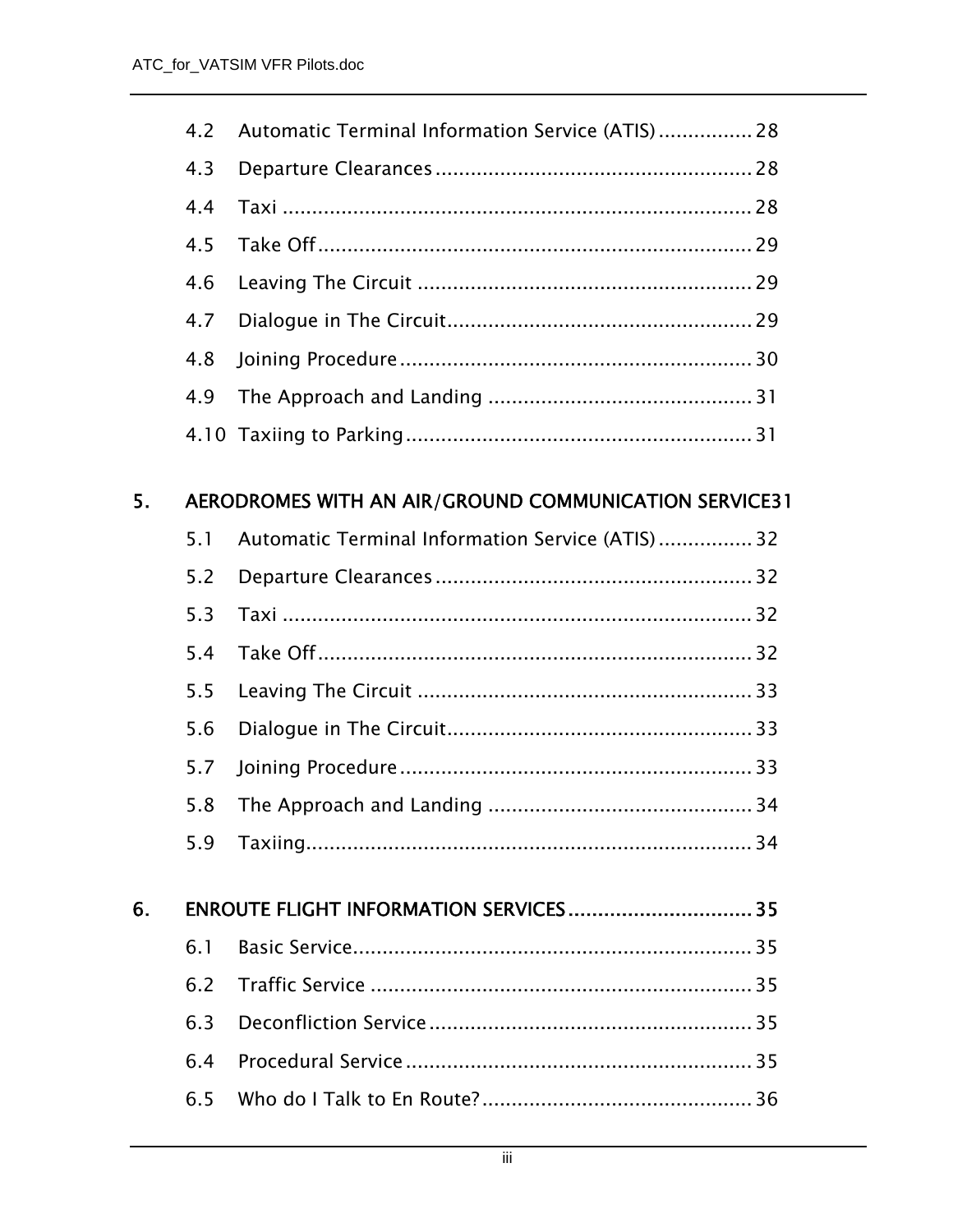4.2 Automatic Terminal Information Service (ATIS) ................ 28

4.3 Departure Clearances ...................................................... 28

4.4 Taxi ................................................................................ 28

4.5 Take Off .......................................................................... 29

4.6 Leaving The Circuit ......................................................... 29

4.7 Dialogue in The Circuit .................................................... 29

4.8 Joining Procedure ............................................................ 30

4.9 The Approach and Landing ............................................. 31

4.10 Taxiing to Parking ........................................................... 31

**5. AERODROMES WITH AN AIR/GROUND COMMUNICATION SERVICE31**

5.1 Automatic Terminal Information Service (ATIS) ................ 32

5.2 Departure Clearances ...................................................... 32

5.3 Taxi ................................................................................ 32

5.4 Take Off .......................................................................... 32

5.5 Leaving The Circuit ......................................................... 33

5.6 Dialogue in The Circuit .................................................... 33

5.7 Joining Procedure ............................................................ 33

5.8 The Approach and Landing ............................................. 34

5.9 Taxiing ............................................................................ 34

**6. ENROUTE FLIGHT INFORMATION SERVICES ............................... 35**

6.1 Basic Service .................................................................... 35

6.2 Traffic Service ................................................................. 35

6.3 Deconfliction Service ....................................................... 35

6.4 Procedural Service ........................................................... 35

6.5 Who do I Talk to En Route? .............................................. 36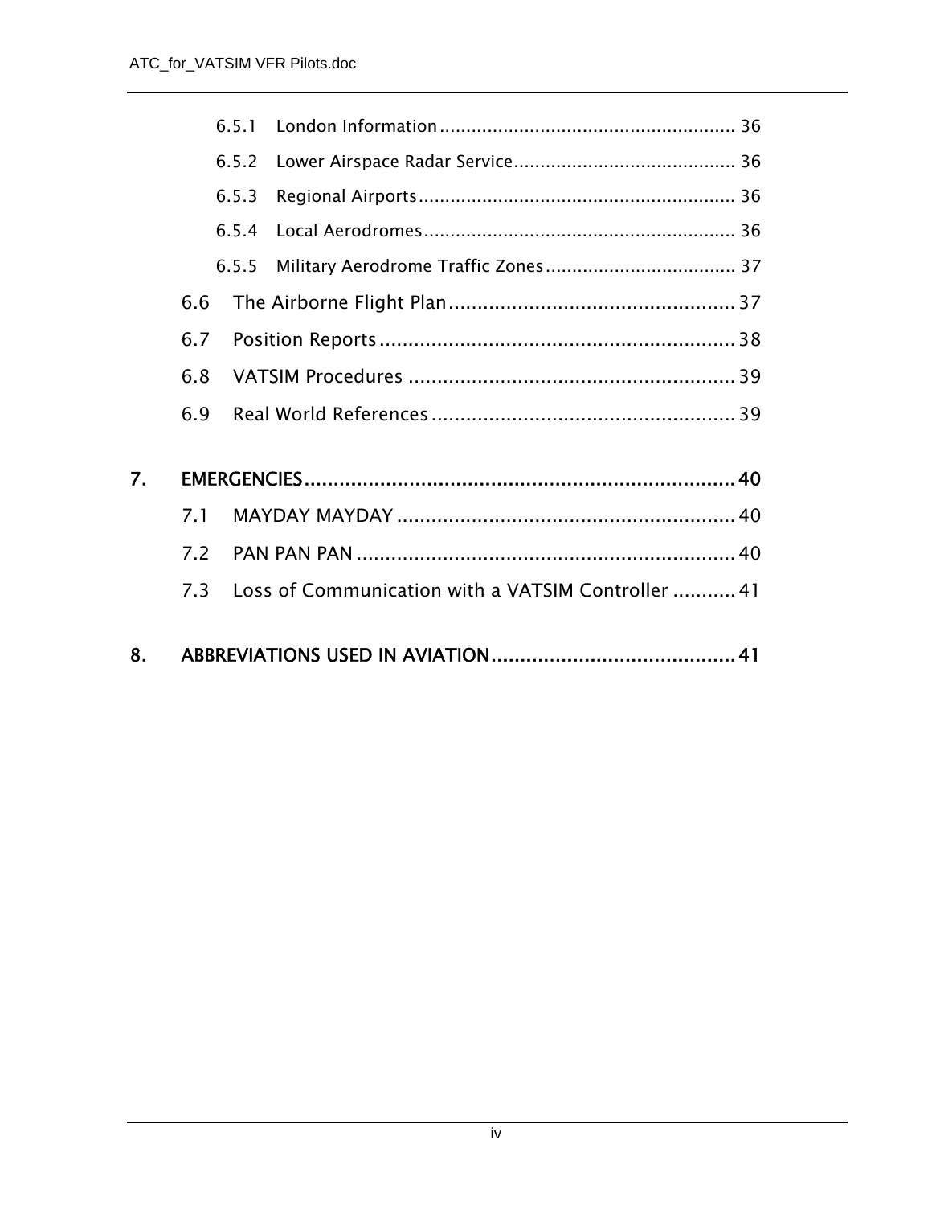6.5.1 London Information ........................................................ 36

6.5.2 Lower Airspace Radar Service.......................................... 36

6.5.3 Regional Airports............................................................ 36

6.5.4 Local Aerodromes........................................................... 36

6.5.5 Military Aerodrome Traffic Zones.................................... 37

6.6 The Airborne Flight Plan.................................................... 37

6.7 Position Reports................................................................ 38

6.8 VATSIM Procedures ........................................................... 39

6.9 Real World References....................................................... 39

**7. EMERGENCIES.......................................................................... 40**

7.1 MAYDAY MAYDAY ............................................................ 40

7.2 PAN PAN PAN ................................................................... 40

7.3 Loss of Communication with a VATSIM Controller ........... 41

**8. ABBREVIATIONS USED IN AVIATION.......................................... 41**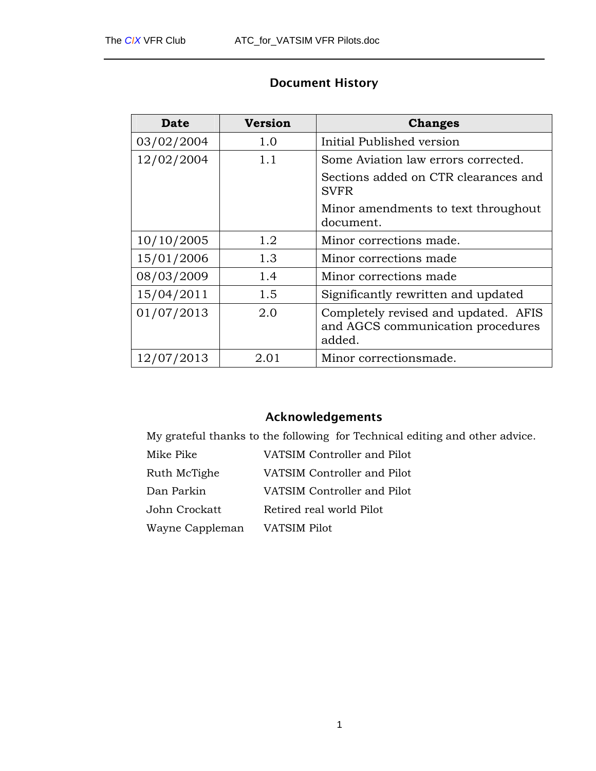## Document History

| Date | Version | Changes |
|---|---|---|
| 03/02/2004 | 1.0 | Initial Published version |
| 12/02/2004 | 1.1 | Some Aviation law errors corrected.<br>Sections added on CTR clearances and SVFR<br>Minor amendments to text throughout document. |
| 10/10/2005 | 1.2 | Minor corrections made. |
| 15/01/2006 | 1.3 | Minor corrections made |
| 08/03/2009 | 1.4 | Minor corrections made |
| 15/04/2011 | 1.5 | Significantly rewritten and updated |
| 01/07/2013 | 2.0 | Completely revised and updated. AFIS and AGCS communication procedures added. |
| 12/07/2013 | 2.01 | Minor correctionsmade. |

## Acknowledgements

My grateful thanks to the following for Technical editing and other advice.

| | |
|---|---|
| Mike Pike | VATSIM Controller and Pilot |
| Ruth McTighe | VATSIM Controller and Pilot |
| Dan Parkin | VATSIM Controller and Pilot |
| John Crockatt | Retired real world Pilot |
| Wayne Cappleman | VATSIM Pilot |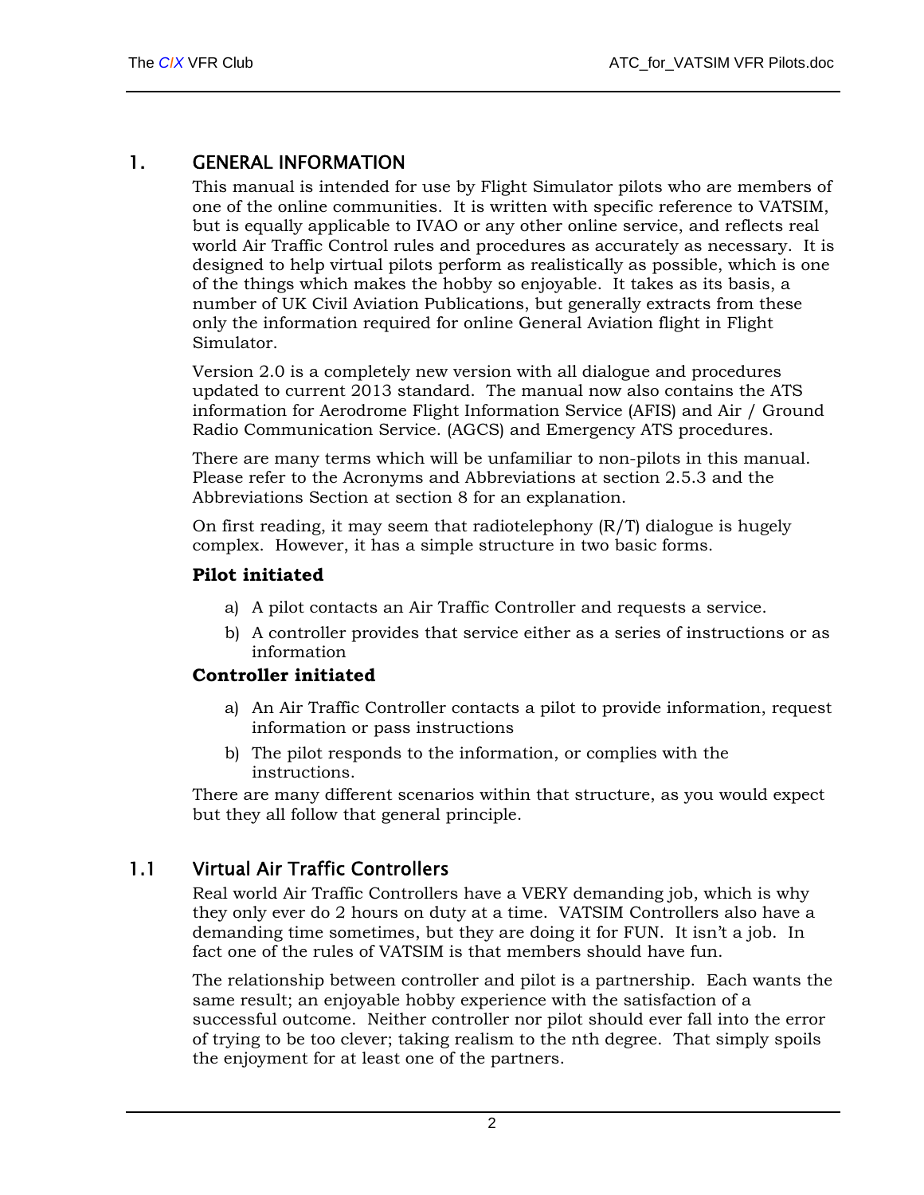# 1. GENERAL INFORMATION

This manual is intended for use by Flight Simulator pilots who are members of one of the online communities. It is written with specific reference to VATSIM, but is equally applicable to IVAO or any other online service, and reflects real world Air Traffic Control rules and procedures as accurately as necessary. It is designed to help virtual pilots perform as realistically as possible, which is one of the things which makes the hobby so enjoyable. It takes as its basis, a number of UK Civil Aviation Publications, but generally extracts from these only the information required for online General Aviation flight in Flight Simulator.

Version 2.0 is a completely new version with all dialogue and procedures updated to current 2013 standard. The manual now also contains the ATS information for Aerodrome Flight Information Service (AFIS) and Air / Ground Radio Communication Service. (AGCS) and Emergency ATS procedures.

There are many terms which will be unfamiliar to non-pilots in this manual. Please refer to the Acronyms and Abbreviations at section 2.5.3 and the Abbreviations Section at section 8 for an explanation.

On first reading, it may seem that radiotelephony (R/T) dialogue is hugely complex. However, it has a simple structure in two basic forms.

**Pilot initiated**

a) A pilot contacts an Air Traffic Controller and requests a service.
b) A controller provides that service either as a series of instructions or as information

**Controller initiated**

a) An Air Traffic Controller contacts a pilot to provide information, request information or pass instructions
b) The pilot responds to the information, or complies with the instructions.

There are many different scenarios within that structure, as you would expect but they all follow that general principle.

## 1.1 Virtual Air Traffic Controllers

Real world Air Traffic Controllers have a VERY demanding job, which is why they only ever do 2 hours on duty at a time. VATSIM Controllers also have a demanding time sometimes, but they are doing it for FUN. It isn't a job. In fact one of the rules of VATSIM is that members should have fun.

The relationship between controller and pilot is a partnership. Each wants the same result; an enjoyable hobby experience with the satisfaction of a successful outcome. Neither controller nor pilot should ever fall into the error of trying to be too clever; taking realism to the nth degree. That simply spoils the enjoyment for at least one of the partners.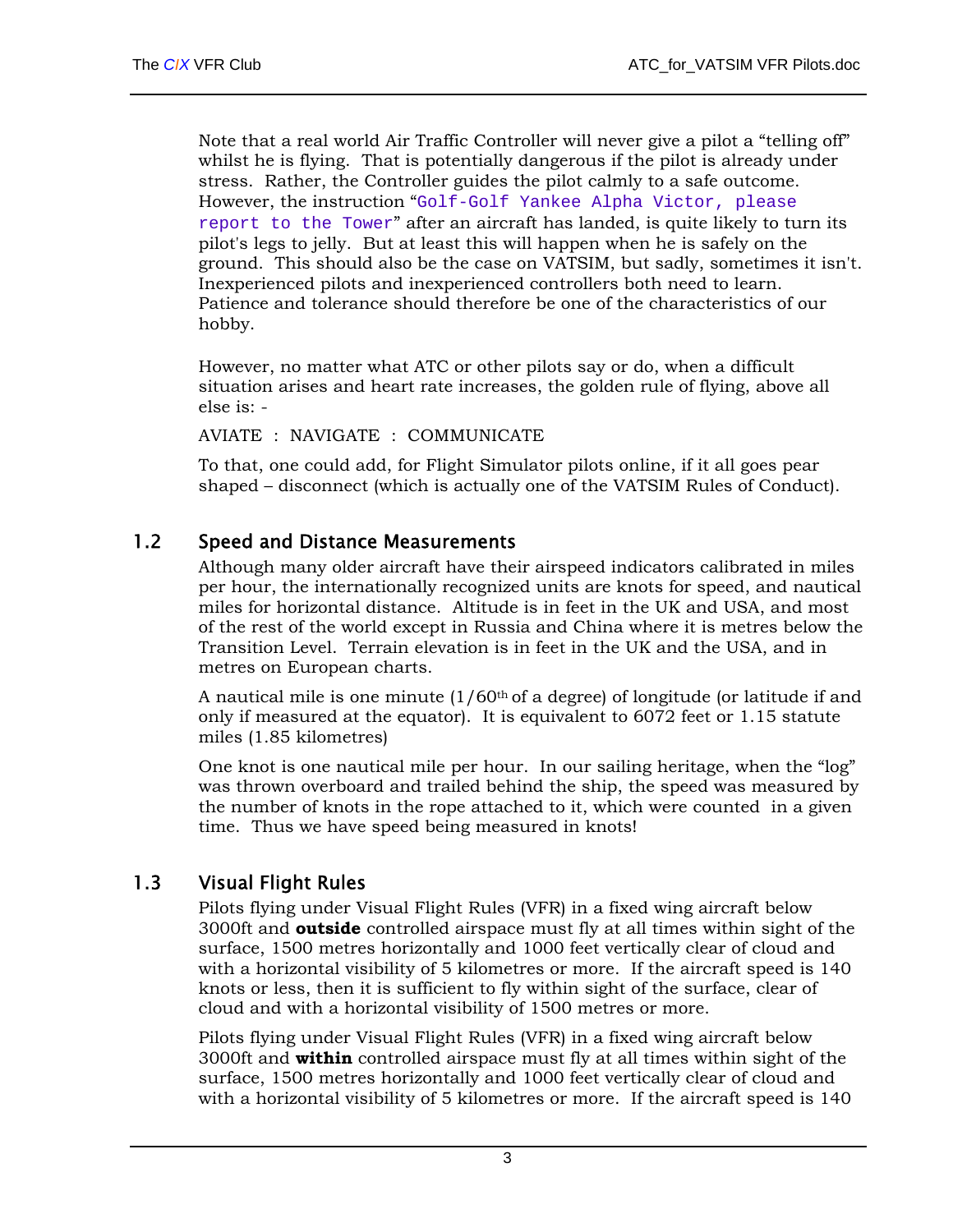Note that a real world Air Traffic Controller will never give a pilot a "telling off" whilst he is flying. That is potentially dangerous if the pilot is already under stress. Rather, the Controller guides the pilot calmly to a safe outcome. However, the instruction "`Golf-Golf Yankee Alpha Victor, please report to the Tower`" after an aircraft has landed, is quite likely to turn its pilot's legs to jelly. But at least this will happen when he is safely on the ground. This should also be the case on VATSIM, but sadly, sometimes it isn't. Inexperienced pilots and inexperienced controllers both need to learn. Patience and tolerance should therefore be one of the characteristics of our hobby.

However, no matter what ATC or other pilots say or do, when a difficult situation arises and heart rate increases, the golden rule of flying, above all else is: -

AVIATE : NAVIGATE : COMMUNICATE

To that, one could add, for Flight Simulator pilots online, if it all goes pear shaped – disconnect (which is actually one of the VATSIM Rules of Conduct).

## 1.2 Speed and Distance Measurements

Although many older aircraft have their airspeed indicators calibrated in miles per hour, the internationally recognized units are knots for speed, and nautical miles for horizontal distance. Altitude is in feet in the UK and USA, and most of the rest of the world except in Russia and China where it is metres below the Transition Level. Terrain elevation is in feet in the UK and the USA, and in metres on European charts.

A nautical mile is one minute ($1/60^{th}$ of a degree) of longitude (or latitude if and only if measured at the equator). It is equivalent to 6072 feet or 1.15 statute miles (1.85 kilometres)

One knot is one nautical mile per hour. In our sailing heritage, when the "log" was thrown overboard and trailed behind the ship, the speed was measured by the number of knots in the rope attached to it, which were counted in a given time. Thus we have speed being measured in knots!

## 1.3 Visual Flight Rules

Pilots flying under Visual Flight Rules (VFR) in a fixed wing aircraft below 3000ft and **outside** controlled airspace must fly at all times within sight of the surface, 1500 metres horizontally and 1000 feet vertically clear of cloud and with a horizontal visibility of 5 kilometres or more. If the aircraft speed is 140 knots or less, then it is sufficient to fly within sight of the surface, clear of cloud and with a horizontal visibility of 1500 metres or more.

Pilots flying under Visual Flight Rules (VFR) in a fixed wing aircraft below 3000ft and **within** controlled airspace must fly at all times within sight of the surface, 1500 metres horizontally and 1000 feet vertically clear of cloud and with a horizontal visibility of 5 kilometres or more. If the aircraft speed is 140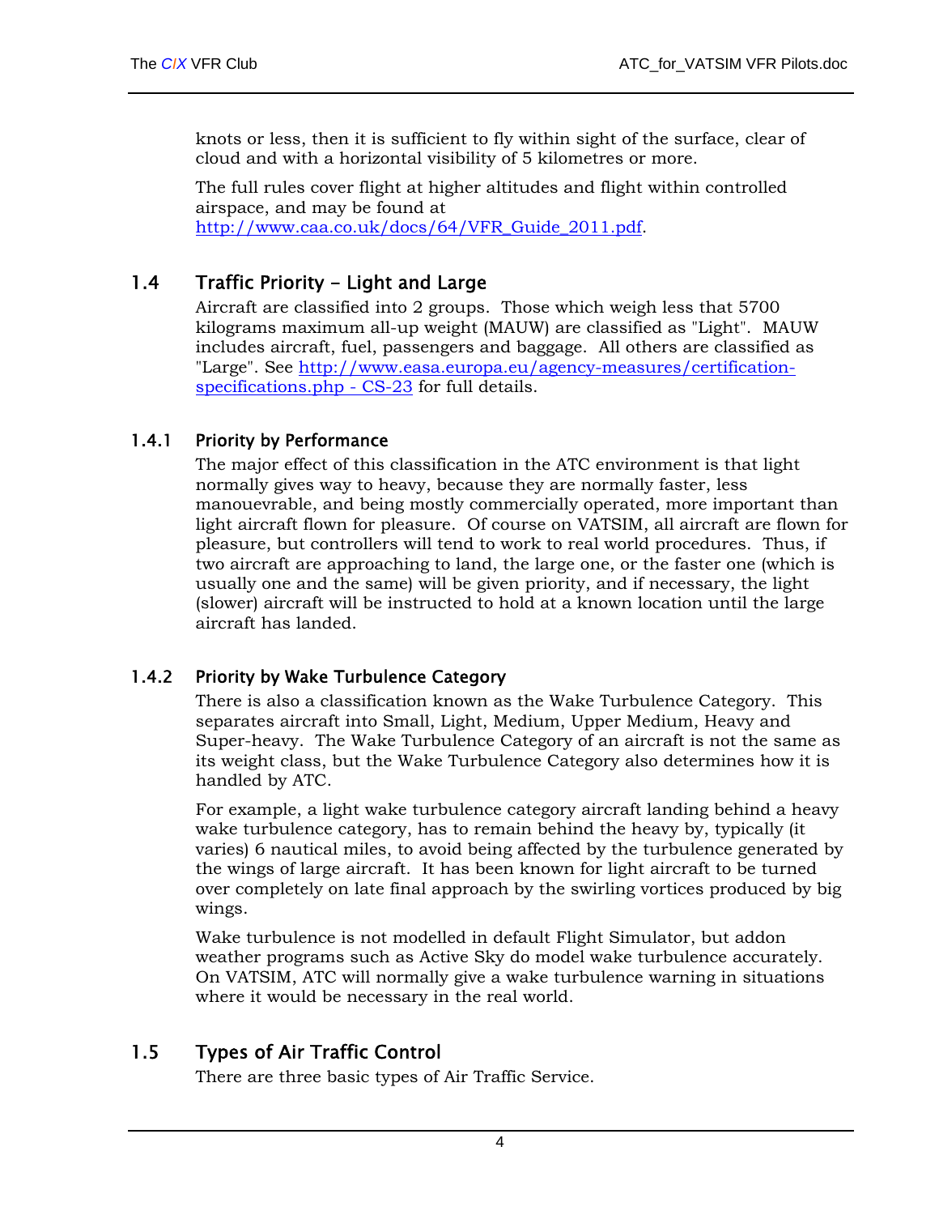knots or less, then it is sufficient to fly within sight of the surface, clear of cloud and with a horizontal visibility of 5 kilometres or more.

The full rules cover flight at higher altitudes and flight within controlled airspace, and may be found at [http://www.caa.co.uk/docs/64/VFR_Guide_2011.pdf](http://www.caa.co.uk/docs/64/VFR_Guide_2011.pdf).

## 1.4 Traffic Priority – Light and Large

Aircraft are classified into 2 groups. Those which weigh less that 5700 kilograms maximum all-up weight (MAUW) are classified as "Light". MAUW includes aircraft, fuel, passengers and baggage. All others are classified as "Large". See [http://www.easa.europa.eu/agency-measures/certification-specifications.php - CS-23](http://www.easa.europa.eu/agency-measures/certification-specifications.php) for full details.

### 1.4.1 Priority by Performance

The major effect of this classification in the ATC environment is that light normally gives way to heavy, because they are normally faster, less manouevrable, and being mostly commercially operated, more important than light aircraft flown for pleasure. Of course on VATSIM, all aircraft are flown for pleasure, but controllers will tend to work to real world procedures. Thus, if two aircraft are approaching to land, the large one, or the faster one (which is usually one and the same) will be given priority, and if necessary, the light (slower) aircraft will be instructed to hold at a known location until the large aircraft has landed.

### 1.4.2 Priority by Wake Turbulence Category

There is also a classification known as the Wake Turbulence Category. This separates aircraft into Small, Light, Medium, Upper Medium, Heavy and Super-heavy. The Wake Turbulence Category of an aircraft is not the same as its weight class, but the Wake Turbulence Category also determines how it is handled by ATC.

For example, a light wake turbulence category aircraft landing behind a heavy wake turbulence category, has to remain behind the heavy by, typically (it varies) 6 nautical miles, to avoid being affected by the turbulence generated by the wings of large aircraft. It has been known for light aircraft to be turned over completely on late final approach by the swirling vortices produced by big wings.

Wake turbulence is not modelled in default Flight Simulator, but addon weather programs such as Active Sky do model wake turbulence accurately. On VATSIM, ATC will normally give a wake turbulence warning in situations where it would be necessary in the real world.

## 1.5 Types of Air Traffic Control

There are three basic types of Air Traffic Service.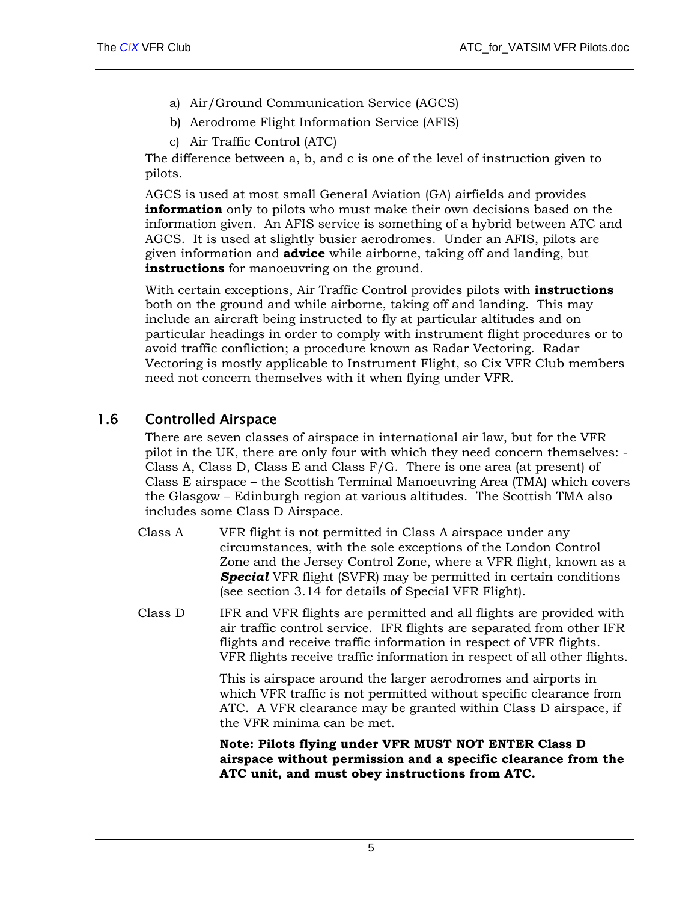a) Air/Ground Communication Service (AGCS)
b) Aerodrome Flight Information Service (AFIS)
c) Air Traffic Control (ATC)

The difference between a, b, and c is one of the level of instruction given to pilots.

AGCS is used at most small General Aviation (GA) airfields and provides **information** only to pilots who must make their own decisions based on the information given. An AFIS service is something of a hybrid between ATC and AGCS. It is used at slightly busier aerodromes. Under an AFIS, pilots are given information and **advice** while airborne, taking off and landing, but **instructions** for manoeuvring on the ground.

With certain exceptions, Air Traffic Control provides pilots with **instructions** both on the ground and while airborne, taking off and landing. This may include an aircraft being instructed to fly at particular altitudes and on particular headings in order to comply with instrument flight procedures or to avoid traffic confliction; a procedure known as Radar Vectoring. Radar Vectoring is mostly applicable to Instrument Flight, so Cix VFR Club members need not concern themselves with it when flying under VFR.

## 1.6 Controlled Airspace

There are seven classes of airspace in international air law, but for the VFR pilot in the UK, there are only four with which they need concern themselves: - Class A, Class D, Class E and Class F/G. There is one area (at present) of Class E airspace – the Scottish Terminal Manoeuvring Area (TMA) which covers the Glasgow – Edinburgh region at various altitudes. The Scottish TMA also includes some Class D Airspace.

Class A — VFR flight is not permitted in Class A airspace under any circumstances, with the sole exceptions of the London Control Zone and the Jersey Control Zone, where a VFR flight, known as a ***Special*** VFR flight (SVFR) may be permitted in certain conditions (see section 3.14 for details of Special VFR Flight).

Class D — IFR and VFR flights are permitted and all flights are provided with air traffic control service. IFR flights are separated from other IFR flights and receive traffic information in respect of VFR flights. VFR flights receive traffic information in respect of all other flights.

This is airspace around the larger aerodromes and airports in which VFR traffic is not permitted without specific clearance from ATC. A VFR clearance may be granted within Class D airspace, if the VFR minima can be met.

**Note: Pilots flying under VFR MUST NOT ENTER Class D airspace without permission and a specific clearance from the ATC unit, and must obey instructions from ATC.**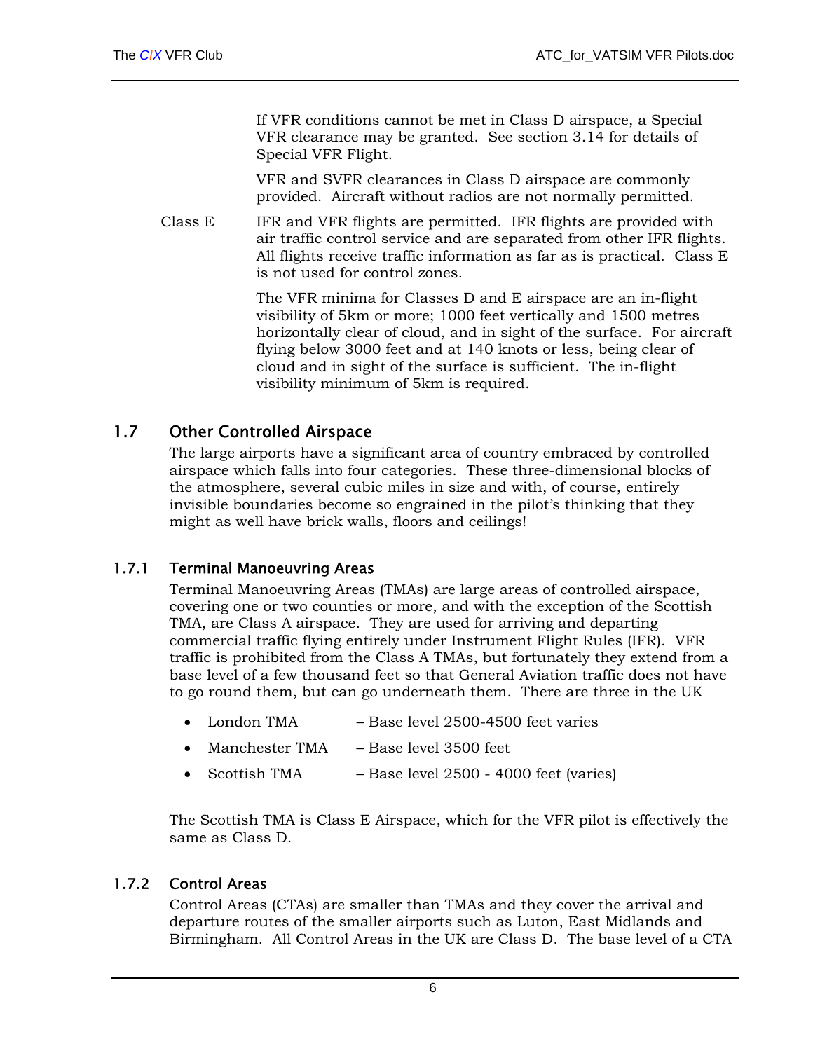If VFR conditions cannot be met in Class D airspace, a Special VFR clearance may be granted. See section 3.14 for details of Special VFR Flight.

VFR and SVFR clearances in Class D airspace are commonly provided. Aircraft without radios are not normally permitted.

Class E IFR and VFR flights are permitted. IFR flights are provided with air traffic control service and are separated from other IFR flights. All flights receive traffic information as far as is practical. Class E is not used for control zones.

The VFR minima for Classes D and E airspace are an in-flight visibility of 5km or more; 1000 feet vertically and 1500 metres horizontally clear of cloud, and in sight of the surface. For aircraft flying below 3000 feet and at 140 knots or less, being clear of cloud and in sight of the surface is sufficient. The in-flight visibility minimum of 5km is required.

## 1.7 Other Controlled Airspace

The large airports have a significant area of country embraced by controlled airspace which falls into four categories. These three-dimensional blocks of the atmosphere, several cubic miles in size and with, of course, entirely invisible boundaries become so engrained in the pilot's thinking that they might as well have brick walls, floors and ceilings!

### 1.7.1 Terminal Manoeuvring Areas

Terminal Manoeuvring Areas (TMAs) are large areas of controlled airspace, covering one or two counties or more, and with the exception of the Scottish TMA, are Class A airspace. They are used for arriving and departing commercial traffic flying entirely under Instrument Flight Rules (IFR). VFR traffic is prohibited from the Class A TMAs, but fortunately they extend from a base level of a few thousand feet so that General Aviation traffic does not have to go round them, but can go underneath them. There are three in the UK

- London TMA – Base level 2500-4500 feet varies
- Manchester TMA – Base level 3500 feet
- Scottish TMA – Base level 2500 - 4000 feet (varies)

The Scottish TMA is Class E Airspace, which for the VFR pilot is effectively the same as Class D.

### 1.7.2 Control Areas

Control Areas (CTAs) are smaller than TMAs and they cover the arrival and departure routes of the smaller airports such as Luton, East Midlands and Birmingham. All Control Areas in the UK are Class D. The base level of a CTA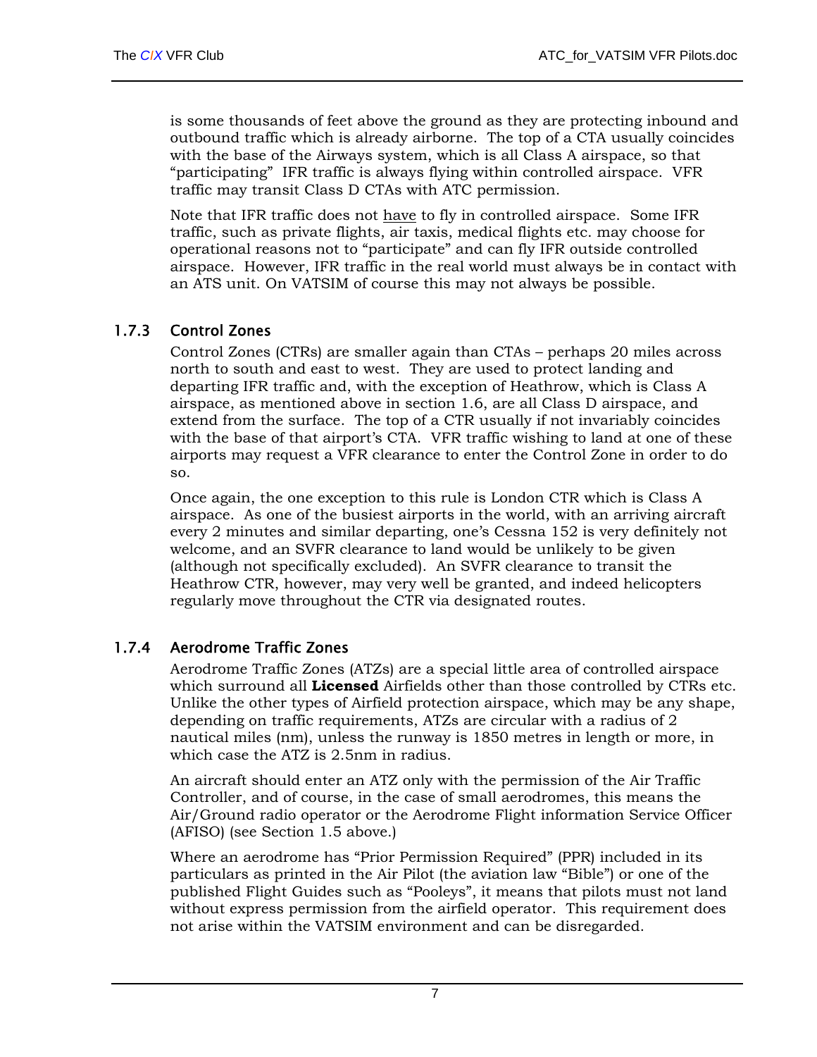is some thousands of feet above the ground as they are protecting inbound and outbound traffic which is already airborne. The top of a CTA usually coincides with the base of the Airways system, which is all Class A airspace, so that “participating” IFR traffic is always flying within controlled airspace. VFR traffic may transit Class D CTAs with ATC permission.

Note that IFR traffic does not have to fly in controlled airspace. Some IFR traffic, such as private flights, air taxis, medical flights etc. may choose for operational reasons not to “participate” and can fly IFR outside controlled airspace. However, IFR traffic in the real world must always be in contact with an ATS unit. On VATSIM of course this may not always be possible.

### 1.7.3 Control Zones

Control Zones (CTRs) are smaller again than CTAs – perhaps 20 miles across north to south and east to west. They are used to protect landing and departing IFR traffic and, with the exception of Heathrow, which is Class A airspace, as mentioned above in section 1.6, are all Class D airspace, and extend from the surface. The top of a CTR usually if not invariably coincides with the base of that airport’s CTA. VFR traffic wishing to land at one of these airports may request a VFR clearance to enter the Control Zone in order to do so.

Once again, the one exception to this rule is London CTR which is Class A airspace. As one of the busiest airports in the world, with an arriving aircraft every 2 minutes and similar departing, one’s Cessna 152 is very definitely not welcome, and an SVFR clearance to land would be unlikely to be given (although not specifically excluded). An SVFR clearance to transit the Heathrow CTR, however, may very well be granted, and indeed helicopters regularly move throughout the CTR via designated routes.

### 1.7.4 Aerodrome Traffic Zones

Aerodrome Traffic Zones (ATZs) are a special little area of controlled airspace which surround all **Licensed** Airfields other than those controlled by CTRs etc. Unlike the other types of Airfield protection airspace, which may be any shape, depending on traffic requirements, ATZs are circular with a radius of 2 nautical miles (nm), unless the runway is 1850 metres in length or more, in which case the ATZ is 2.5nm in radius.

An aircraft should enter an ATZ only with the permission of the Air Traffic Controller, and of course, in the case of small aerodromes, this means the Air/Ground radio operator or the Aerodrome Flight information Service Officer (AFISO) (see Section 1.5 above.)

Where an aerodrome has “Prior Permission Required” (PPR) included in its particulars as printed in the Air Pilot (the aviation law “Bible”) or one of the published Flight Guides such as “Pooleys”, it means that pilots must not land without express permission from the airfield operator. This requirement does not arise within the VATSIM environment and can be disregarded.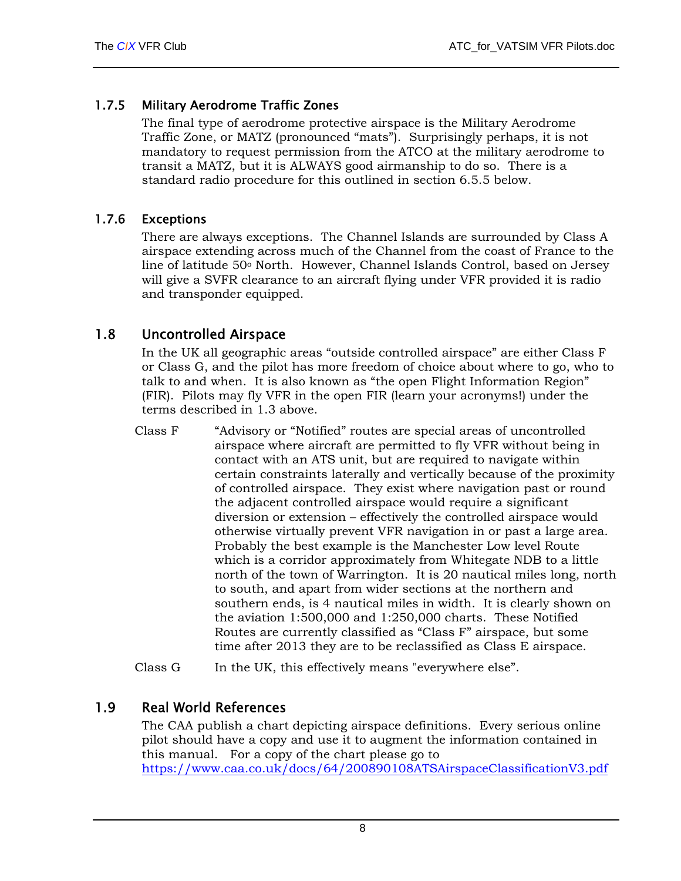### 1.7.5 Military Aerodrome Traffic Zones

The final type of aerodrome protective airspace is the Military Aerodrome Traffic Zone, or MATZ (pronounced "mats"). Surprisingly perhaps, it is not mandatory to request permission from the ATCO at the military aerodrome to transit a MATZ, but it is ALWAYS good airmanship to do so. There is a standard radio procedure for this outlined in section 6.5.5 below.

### 1.7.6 Exceptions

There are always exceptions. The Channel Islands are surrounded by Class A airspace extending across much of the Channel from the coast of France to the line of latitude 50° North. However, Channel Islands Control, based on Jersey will give a SVFR clearance to an aircraft flying under VFR provided it is radio and transponder equipped.

## 1.8 Uncontrolled Airspace

In the UK all geographic areas "outside controlled airspace" are either Class F or Class G, and the pilot has more freedom of choice about where to go, who to talk to and when. It is also known as "the open Flight Information Region" (FIR). Pilots may fly VFR in the open FIR (learn your acronyms!) under the terms described in 1.3 above.

Class F — "Advisory or "Notified" routes are special areas of uncontrolled airspace where aircraft are permitted to fly VFR without being in contact with an ATS unit, but are required to navigate within certain constraints laterally and vertically because of the proximity of controlled airspace. They exist where navigation past or round the adjacent controlled airspace would require a significant diversion or extension – effectively the controlled airspace would otherwise virtually prevent VFR navigation in or past a large area. Probably the best example is the Manchester Low level Route which is a corridor approximately from Whitegate NDB to a little north of the town of Warrington. It is 20 nautical miles long, north to south, and apart from wider sections at the northern and southern ends, is 4 nautical miles in width. It is clearly shown on the aviation 1:500,000 and 1:250,000 charts. These Notified Routes are currently classified as "Class F" airspace, but some time after 2013 they are to be reclassified as Class E airspace.

Class G — In the UK, this effectively means "everywhere else".

## 1.9 Real World References

The CAA publish a chart depicting airspace definitions. Every serious online pilot should have a copy and use it to augment the information contained in this manual. For a copy of the chart please go to https://www.caa.co.uk/docs/64/200890108ATSAirspaceClassificationV3.pdf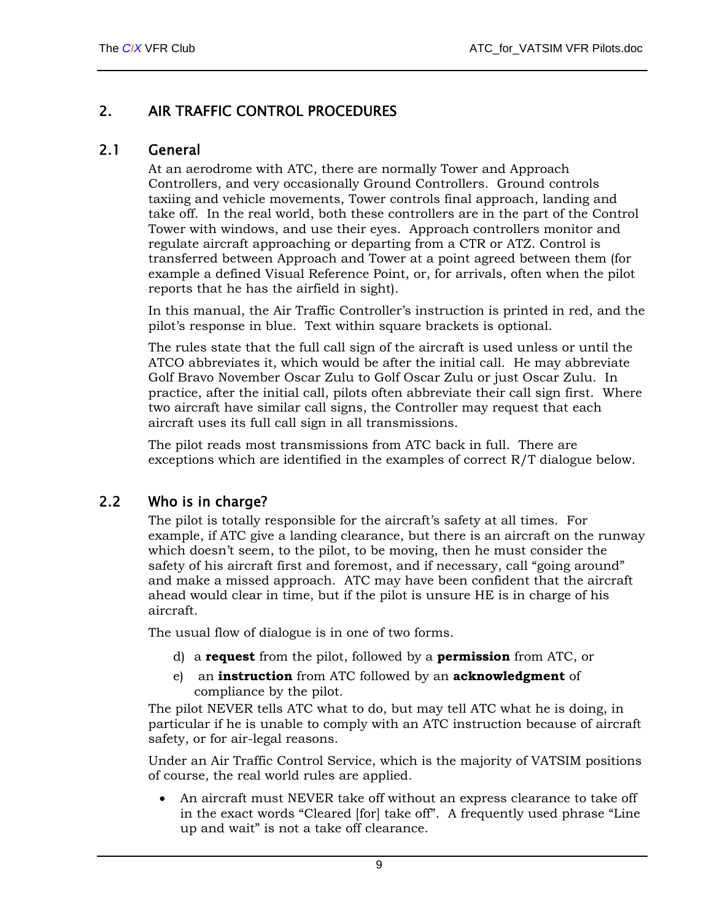## 2. AIR TRAFFIC CONTROL PROCEDURES

### 2.1 General

At an aerodrome with ATC, there are normally Tower and Approach Controllers, and very occasionally Ground Controllers. Ground controls taxiing and vehicle movements, Tower controls final approach, landing and take off. In the real world, both these controllers are in the part of the Control Tower with windows, and use their eyes. Approach controllers monitor and regulate aircraft approaching or departing from a CTR or ATZ. Control is transferred between Approach and Tower at a point agreed between them (for example a defined Visual Reference Point, or, for arrivals, often when the pilot reports that he has the airfield in sight).

In this manual, the Air Traffic Controller's instruction is printed in red, and the pilot's response in blue. Text within square brackets is optional.

The rules state that the full call sign of the aircraft is used unless or until the ATCO abbreviates it, which would be after the initial call. He may abbreviate Golf Bravo November Oscar Zulu to Golf Oscar Zulu or just Oscar Zulu. In practice, after the initial call, pilots often abbreviate their call sign first. Where two aircraft have similar call signs, the Controller may request that each aircraft uses its full call sign in all transmissions.

The pilot reads most transmissions from ATC back in full. There are exceptions which are identified in the examples of correct R/T dialogue below.

### 2.2 Who is in charge?

The pilot is totally responsible for the aircraft's safety at all times. For example, if ATC give a landing clearance, but there is an aircraft on the runway which doesn't seem, to the pilot, to be moving, then he must consider the safety of his aircraft first and foremost, and if necessary, call "going around" and make a missed approach. ATC may have been confident that the aircraft ahead would clear in time, but if the pilot is unsure HE is in charge of his aircraft.

The usual flow of dialogue is in one of two forms.

d) a **request** from the pilot, followed by a **permission** from ATC, or

e) an **instruction** from ATC followed by an **acknowledgment** of compliance by the pilot.

The pilot NEVER tells ATC what to do, but may tell ATC what he is doing, in particular if he is unable to comply with an ATC instruction because of aircraft safety, or for air-legal reasons.

Under an Air Traffic Control Service, which is the majority of VATSIM positions of course, the real world rules are applied.

- An aircraft must NEVER take off without an express clearance to take off in the exact words "Cleared [for] take off". A frequently used phrase "Line up and wait" is not a take off clearance.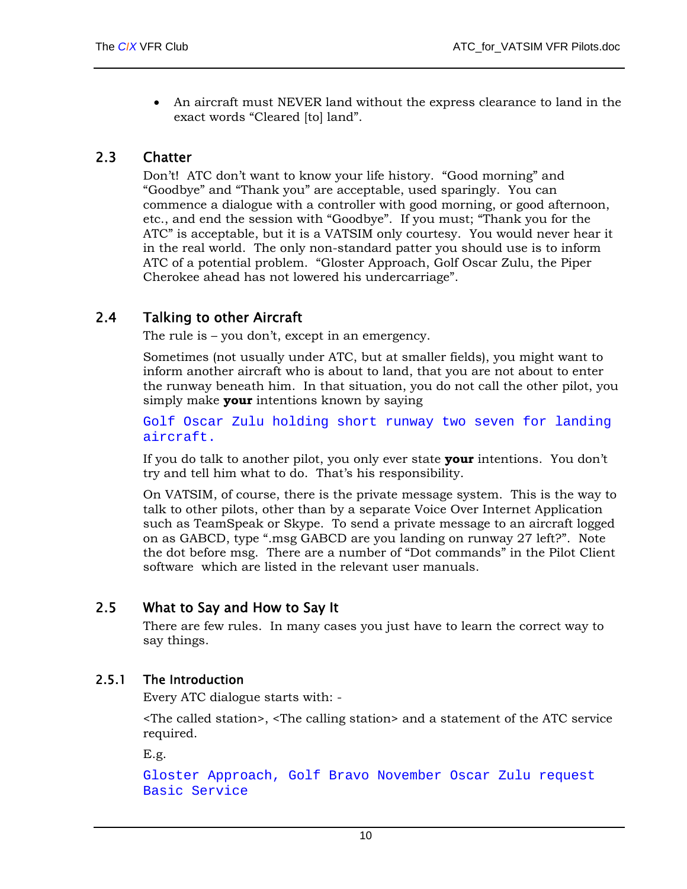- An aircraft must NEVER land without the express clearance to land in the exact words “Cleared [to] land”.

## 2.3 Chatter

Don’t! ATC don’t want to know your life history. “Good morning” and “Goodbye” and “Thank you” are acceptable, used sparingly. You can commence a dialogue with a controller with good morning, or good afternoon, etc., and end the session with “Goodbye”. If you must; “Thank you for the ATC” is acceptable, but it is a VATSIM only courtesy. You would never hear it in the real world. The only non-standard patter you should use is to inform ATC of a potential problem. “Gloster Approach, Golf Oscar Zulu, the Piper Cherokee ahead has not lowered his undercarriage”.

## 2.4 Talking to other Aircraft

The rule is – you don’t, except in an emergency.

Sometimes (not usually under ATC, but at smaller fields), you might want to inform another aircraft who is about to land, that you are not about to enter the runway beneath him. In that situation, you do not call the other pilot, you simply make **your** intentions known by saying

```
Golf Oscar Zulu holding short runway two seven for landing aircraft.
```

If you do talk to another pilot, you only ever state **your** intentions. You don’t try and tell him what to do. That’s his responsibility.

On VATSIM, of course, there is the private message system. This is the way to talk to other pilots, other than by a separate Voice Over Internet Application such as TeamSpeak or Skype. To send a private message to an aircraft logged on as GABCD, type “.msg GABCD are you landing on runway 27 left?”. Note the dot before msg. There are a number of “Dot commands” in the Pilot Client software which are listed in the relevant user manuals.

## 2.5 What to Say and How to Say It

There are few rules. In many cases you just have to learn the correct way to say things.

### 2.5.1 The Introduction

Every ATC dialogue starts with: -

<The called station>, <The calling station> and a statement of the ATC service required.

E.g.

```
Gloster Approach, Golf Bravo November Oscar Zulu request Basic Service
```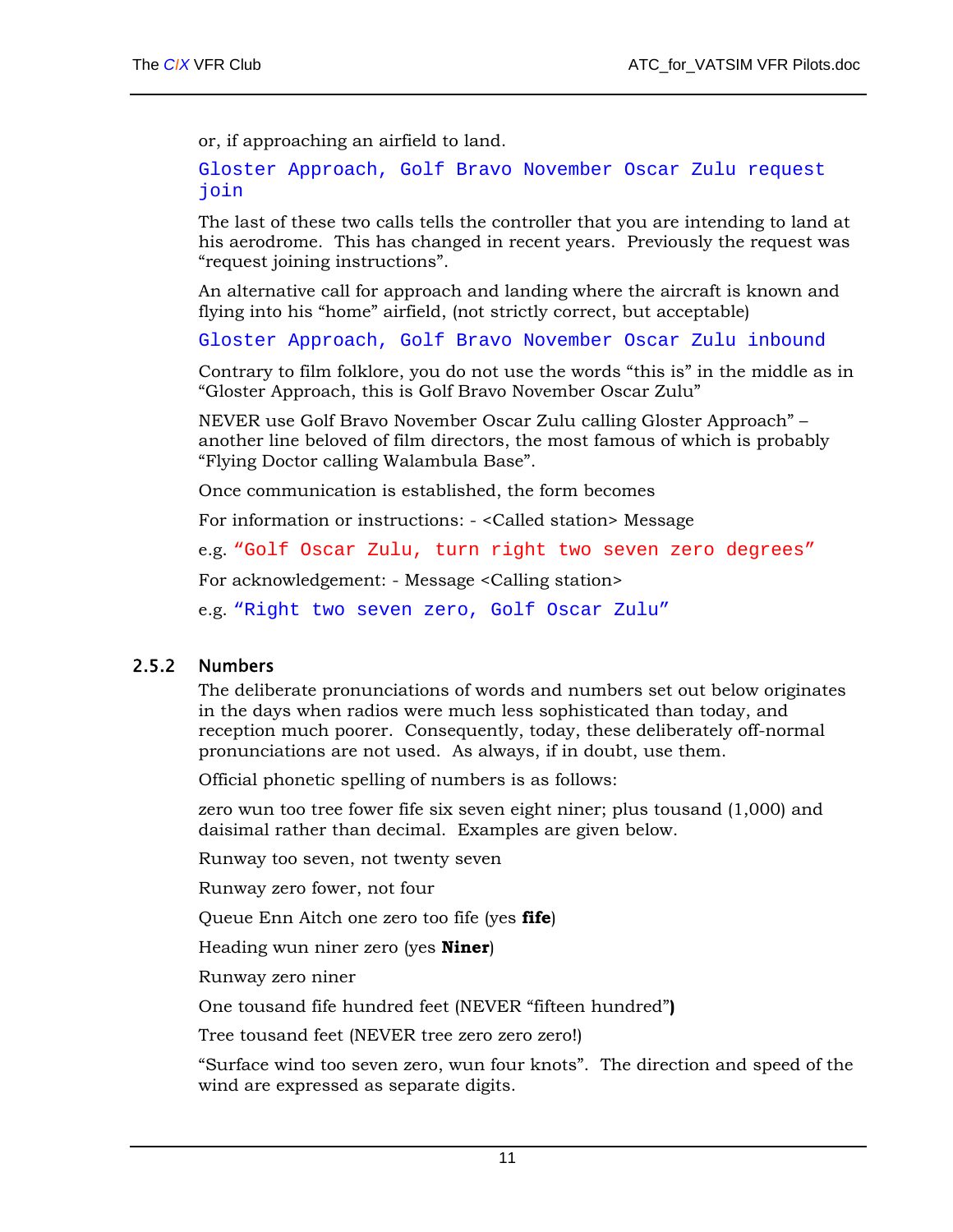or, if approaching an airfield to land.

```
Gloster Approach, Golf Bravo November Oscar Zulu request join
```

The last of these two calls tells the controller that you are intending to land at his aerodrome. This has changed in recent years. Previously the request was “request joining instructions”.

An alternative call for approach and landing where the aircraft is known and flying into his “home” airfield, (not strictly correct, but acceptable)

```
Gloster Approach, Golf Bravo November Oscar Zulu inbound
```

Contrary to film folklore, you do not use the words “this is” in the middle as in “Gloster Approach, this is Golf Bravo November Oscar Zulu”

NEVER use Golf Bravo November Oscar Zulu calling Gloster Approach” – another line beloved of film directors, the most famous of which is probably “Flying Doctor calling Walambula Base”.

Once communication is established, the form becomes

For information or instructions: - <Called station> Message

e.g. `“Golf Oscar Zulu, turn right two seven zero degrees”`

For acknowledgement: - Message <Calling station>

e.g. `“Right two seven zero, Golf Oscar Zulu”`

### 2.5.2 Numbers

The deliberate pronunciations of words and numbers set out below originates in the days when radios were much less sophisticated than today, and reception much poorer. Consequently, today, these deliberately off-normal pronunciations are not used. As always, if in doubt, use them.

Official phonetic spelling of numbers is as follows:

zero wun too tree fower fife six seven eight niner; plus tousand (1,000) and daisimal rather than decimal. Examples are given below.

Runway too seven, not twenty seven

Runway zero fower, not four

Queue Enn Aitch one zero too fife (yes **fife**)

Heading wun niner zero (yes **Niner**)

Runway zero niner

One tousand fife hundred feet (NEVER “fifteen hundred”**)**

Tree tousand feet (NEVER tree zero zero zero!)

“Surface wind too seven zero, wun four knots”. The direction and speed of the wind are expressed as separate digits.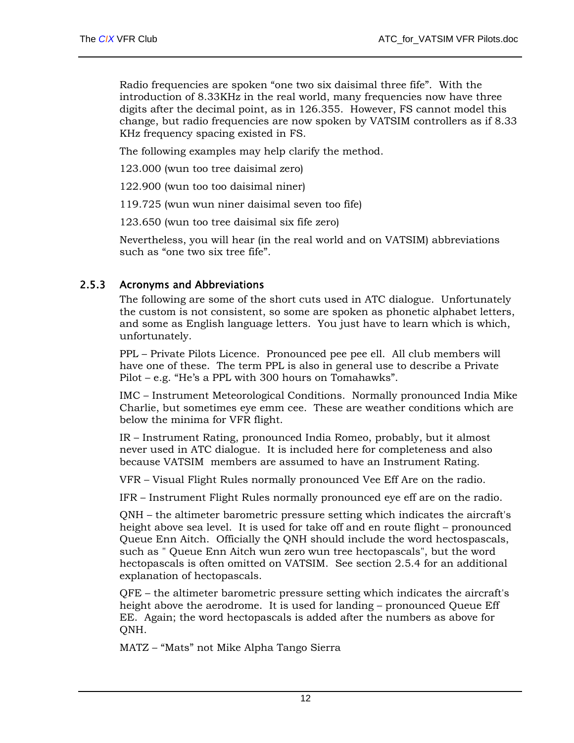Radio frequencies are spoken "one two six daisimal three fife". With the introduction of 8.33KHz in the real world, many frequencies now have three digits after the decimal point, as in 126.355. However, FS cannot model this change, but radio frequencies are now spoken by VATSIM controllers as if 8.33 KHz frequency spacing existed in FS.

The following examples may help clarify the method.

123.000 (wun too tree daisimal zero)

122.900 (wun too too daisimal niner)

119.725 (wun wun niner daisimal seven too fife)

123.650 (wun too tree daisimal six fife zero)

Nevertheless, you will hear (in the real world and on VATSIM) abbreviations such as "one two six tree fife".

### 2.5.3 Acronyms and Abbreviations

The following are some of the short cuts used in ATC dialogue. Unfortunately the custom is not consistent, so some are spoken as phonetic alphabet letters, and some as English language letters. You just have to learn which is which, unfortunately.

PPL – Private Pilots Licence. Pronounced pee pee ell. All club members will have one of these. The term PPL is also in general use to describe a Private Pilot – e.g. "He's a PPL with 300 hours on Tomahawks".

IMC – Instrument Meteorological Conditions. Normally pronounced India Mike Charlie, but sometimes eye emm cee. These are weather conditions which are below the minima for VFR flight.

IR – Instrument Rating, pronounced India Romeo, probably, but it almost never used in ATC dialogue. It is included here for completeness and also because VATSIM members are assumed to have an Instrument Rating.

VFR – Visual Flight Rules normally pronounced Vee Eff Are on the radio.

IFR – Instrument Flight Rules normally pronounced eye eff are on the radio.

QNH – the altimeter barometric pressure setting which indicates the aircraft's height above sea level. It is used for take off and en route flight – pronounced Queue Enn Aitch. Officially the QNH should include the word hectospascals, such as " Queue Enn Aitch wun zero wun tree hectopascals", but the word hectopascals is often omitted on VATSIM. See section 2.5.4 for an additional explanation of hectopascals.

QFE – the altimeter barometric pressure setting which indicates the aircraft's height above the aerodrome. It is used for landing – pronounced Queue Eff EE. Again; the word hectopascals is added after the numbers as above for QNH.

MATZ – "Mats" not Mike Alpha Tango Sierra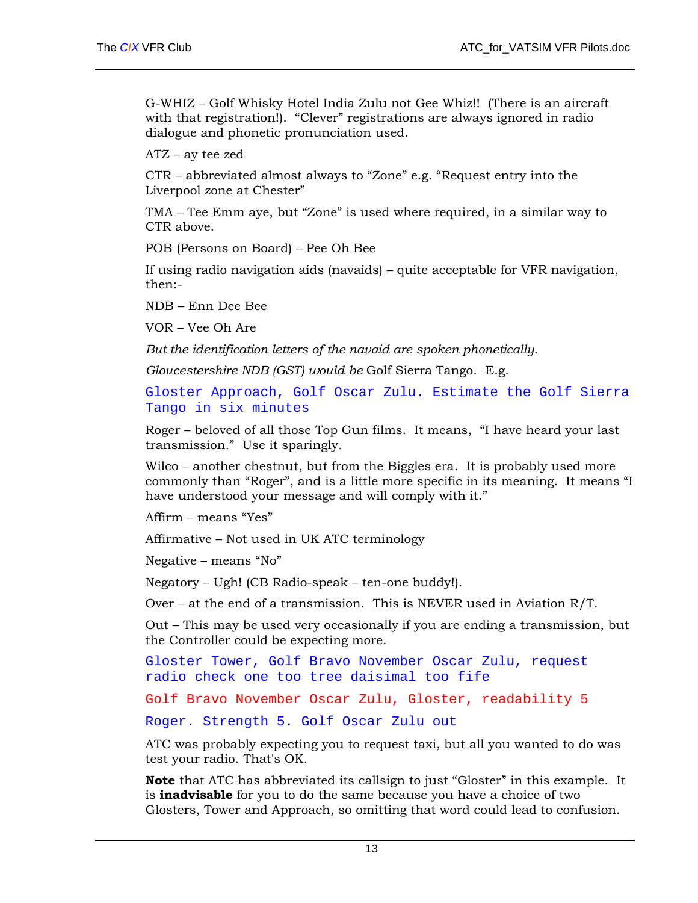G-WHIZ – Golf Whisky Hotel India Zulu not Gee Whiz!! (There is an aircraft with that registration!). "Clever" registrations are always ignored in radio dialogue and phonetic pronunciation used.

ATZ – ay tee zed

CTR – abbreviated almost always to "Zone" e.g. "Request entry into the Liverpool zone at Chester"

TMA – Tee Emm aye, but "Zone" is used where required, in a similar way to CTR above.

POB (Persons on Board) – Pee Oh Bee

If using radio navigation aids (navaids) – quite acceptable for VFR navigation, then:-

NDB – Enn Dee Bee

VOR – Vee Oh Are

*But the identification letters of the navaid are spoken phonetically.*

*Gloucestershire NDB (GST) would be* Golf Sierra Tango. E.g.

```
Gloster Approach, Golf Oscar Zulu. Estimate the Golf Sierra
Tango in six minutes
```

Roger – beloved of all those Top Gun films. It means, "I have heard your last transmission." Use it sparingly.

Wilco – another chestnut, but from the Biggles era. It is probably used more commonly than "Roger", and is a little more specific in its meaning. It means "I have understood your message and will comply with it."

Affirm – means "Yes"

Affirmative – Not used in UK ATC terminology

Negative – means "No"

Negatory – Ugh! (CB Radio-speak – ten-one buddy!).

Over – at the end of a transmission. This is NEVER used in Aviation R/T.

Out – This may be used very occasionally if you are ending a transmission, but the Controller could be expecting more.

```
Gloster Tower, Golf Bravo November Oscar Zulu, request
radio check one too tree daisimal too fife
```

```
Golf Bravo November Oscar Zulu, Gloster, readability 5
```

```
Roger. Strength 5. Golf Oscar Zulu out
```

ATC was probably expecting you to request taxi, but all you wanted to do was test your radio. That's OK.

**Note** that ATC has abbreviated its callsign to just "Gloster" in this example. It is **inadvisable** for you to do the same because you have a choice of two Glosters, Tower and Approach, so omitting that word could lead to confusion.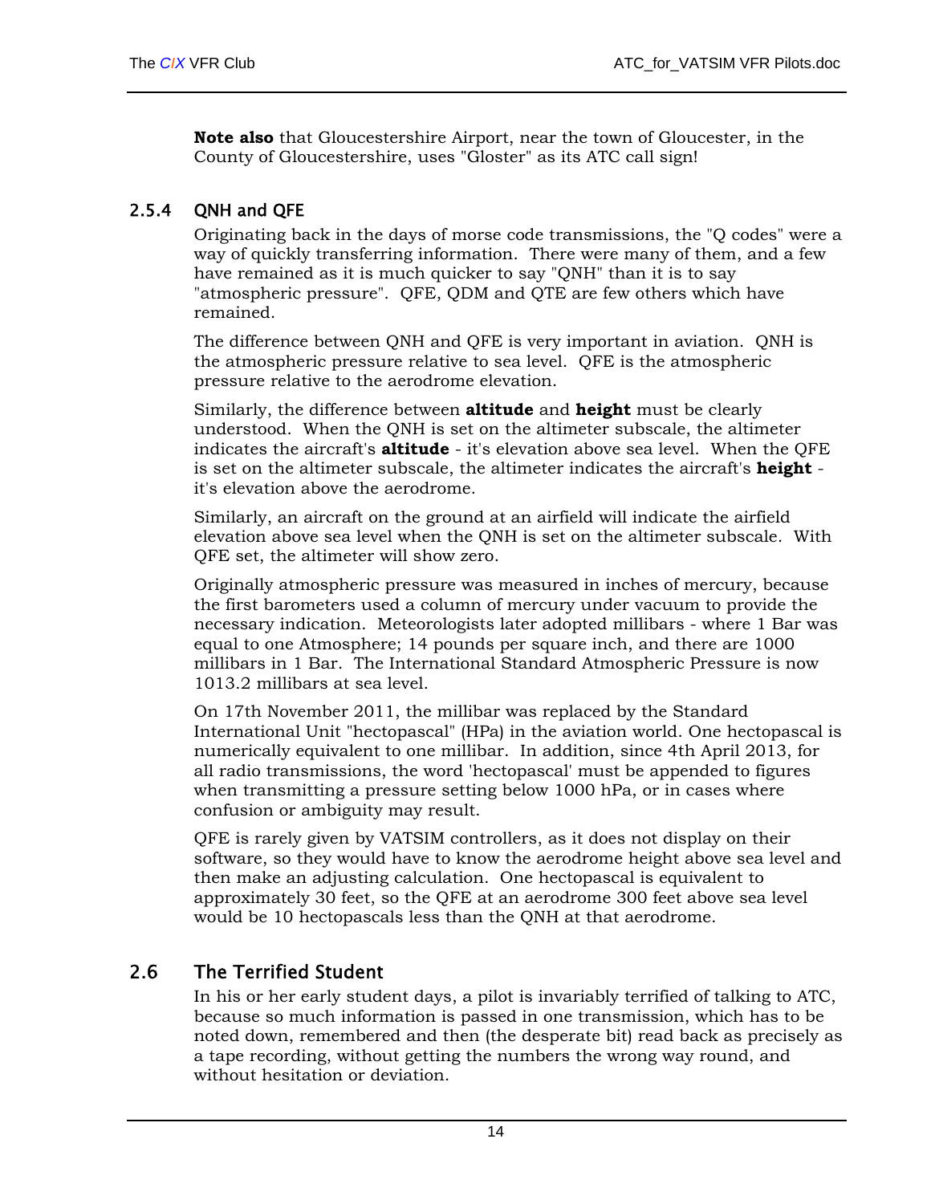**Note also** that Gloucestershire Airport, near the town of Gloucester, in the County of Gloucestershire, uses "Gloster" as its ATC call sign!

### 2.5.4 QNH and QFE

Originating back in the days of morse code transmissions, the "Q codes" were a way of quickly transferring information. There were many of them, and a few have remained as it is much quicker to say "QNH" than it is to say "atmospheric pressure". QFE, QDM and QTE are few others which have remained.

The difference between QNH and QFE is very important in aviation. QNH is the atmospheric pressure relative to sea level. QFE is the atmospheric pressure relative to the aerodrome elevation.

Similarly, the difference between **altitude** and **height** must be clearly understood. When the QNH is set on the altimeter subscale, the altimeter indicates the aircraft's **altitude** - it's elevation above sea level. When the QFE is set on the altimeter subscale, the altimeter indicates the aircraft's **height** - it's elevation above the aerodrome.

Similarly, an aircraft on the ground at an airfield will indicate the airfield elevation above sea level when the QNH is set on the altimeter subscale. With QFE set, the altimeter will show zero.

Originally atmospheric pressure was measured in inches of mercury, because the first barometers used a column of mercury under vacuum to provide the necessary indication. Meteorologists later adopted millibars - where 1 Bar was equal to one Atmosphere; 14 pounds per square inch, and there are 1000 millibars in 1 Bar. The International Standard Atmospheric Pressure is now 1013.2 millibars at sea level.

On 17th November 2011, the millibar was replaced by the Standard International Unit "hectopascal" (HPa) in the aviation world. One hectopascal is numerically equivalent to one millibar. In addition, since 4th April 2013, for all radio transmissions, the word 'hectopascal' must be appended to figures when transmitting a pressure setting below 1000 hPa, or in cases where confusion or ambiguity may result.

QFE is rarely given by VATSIM controllers, as it does not display on their software, so they would have to know the aerodrome height above sea level and then make an adjusting calculation. One hectopascal is equivalent to approximately 30 feet, so the QFE at an aerodrome 300 feet above sea level would be 10 hectopascals less than the QNH at that aerodrome.

## 2.6 The Terrified Student

In his or her early student days, a pilot is invariably terrified of talking to ATC, because so much information is passed in one transmission, which has to be noted down, remembered and then (the desperate bit) read back as precisely as a tape recording, without getting the numbers the wrong way round, and without hesitation or deviation.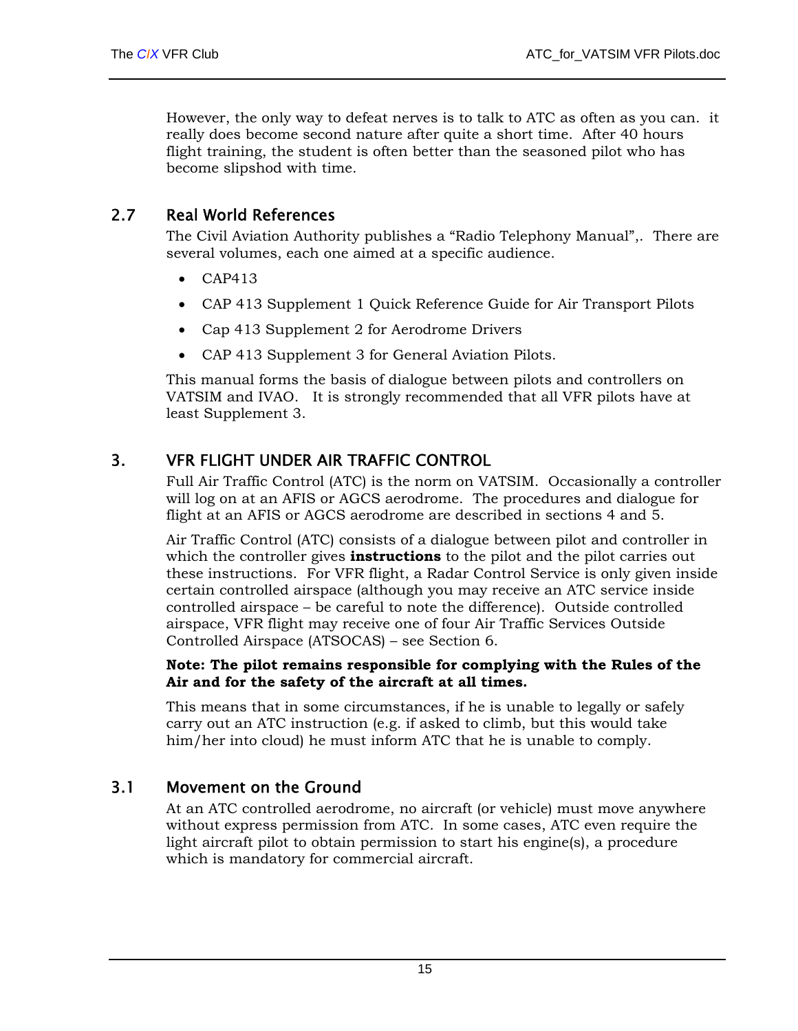However, the only way to defeat nerves is to talk to ATC as often as you can. it really does become second nature after quite a short time. After 40 hours flight training, the student is often better than the seasoned pilot who has become slipshod with time.

## 2.7 Real World References

The Civil Aviation Authority publishes a "Radio Telephony Manual",. There are several volumes, each one aimed at a specific audience.

- CAP413
- CAP 413 Supplement 1 Quick Reference Guide for Air Transport Pilots
- Cap 413 Supplement 2 for Aerodrome Drivers
- CAP 413 Supplement 3 for General Aviation Pilots.

This manual forms the basis of dialogue between pilots and controllers on VATSIM and IVAO. It is strongly recommended that all VFR pilots have at least Supplement 3.

# 3. VFR FLIGHT UNDER AIR TRAFFIC CONTROL

Full Air Traffic Control (ATC) is the norm on VATSIM. Occasionally a controller will log on at an AFIS or AGCS aerodrome. The procedures and dialogue for flight at an AFIS or AGCS aerodrome are described in sections 4 and 5.

Air Traffic Control (ATC) consists of a dialogue between pilot and controller in which the controller gives **instructions** to the pilot and the pilot carries out these instructions. For VFR flight, a Radar Control Service is only given inside certain controlled airspace (although you may receive an ATC service inside controlled airspace – be careful to note the difference). Outside controlled airspace, VFR flight may receive one of four Air Traffic Services Outside Controlled Airspace (ATSOCAS) – see Section 6.

**Note: The pilot remains responsible for complying with the Rules of the Air and for the safety of the aircraft at all times.**

This means that in some circumstances, if he is unable to legally or safely carry out an ATC instruction (e.g. if asked to climb, but this would take him/her into cloud) he must inform ATC that he is unable to comply.

## 3.1 Movement on the Ground

At an ATC controlled aerodrome, no aircraft (or vehicle) must move anywhere without express permission from ATC. In some cases, ATC even require the light aircraft pilot to obtain permission to start his engine(s), a procedure which is mandatory for commercial aircraft.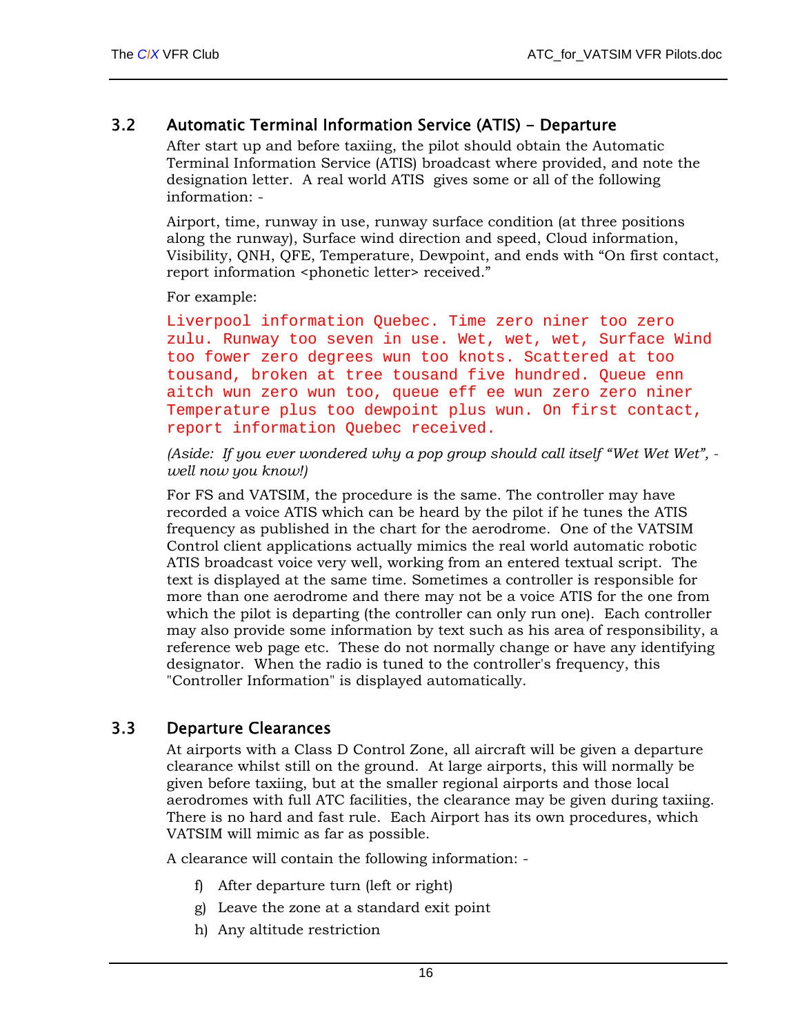## 3.2 Automatic Terminal Information Service (ATIS) – Departure

After start up and before taxiing, the pilot should obtain the Automatic Terminal Information Service (ATIS) broadcast where provided, and note the designation letter. A real world ATIS gives some or all of the following information: -

Airport, time, runway in use, runway surface condition (at three positions along the runway), Surface wind direction and speed, Cloud information, Visibility, QNH, QFE, Temperature, Dewpoint, and ends with "On first contact, report information <phonetic letter> received."

For example:

```
Liverpool information Quebec. Time zero niner too zero
zulu. Runway too seven in use. Wet, wet, wet, Surface Wind
too fower zero degrees wun too knots. Scattered at too
tousand, broken at tree tousand five hundred. Queue enn
aitch wun zero wun too, queue eff ee wun zero zero niner
Temperature plus too dewpoint plus wun. On first contact,
report information Quebec received.
```

*(Aside: If you ever wondered why a pop group should call itself "Wet Wet Wet", - well now you know!)*

For FS and VATSIM, the procedure is the same. The controller may have recorded a voice ATIS which can be heard by the pilot if he tunes the ATIS frequency as published in the chart for the aerodrome. One of the VATSIM Control client applications actually mimics the real world automatic robotic ATIS broadcast voice very well, working from an entered textual script. The text is displayed at the same time. Sometimes a controller is responsible for more than one aerodrome and there may not be a voice ATIS for the one from which the pilot is departing (the controller can only run one). Each controller may also provide some information by text such as his area of responsibility, a reference web page etc. These do not normally change or have any identifying designator. When the radio is tuned to the controller's frequency, this "Controller Information" is displayed automatically.

## 3.3 Departure Clearances

At airports with a Class D Control Zone, all aircraft will be given a departure clearance whilst still on the ground. At large airports, this will normally be given before taxiing, but at the smaller regional airports and those local aerodromes with full ATC facilities, the clearance may be given during taxiing. There is no hard and fast rule. Each Airport has its own procedures, which VATSIM will mimic as far as possible.

A clearance will contain the following information: -

f) After departure turn (left or right)

g) Leave the zone at a standard exit point

h) Any altitude restriction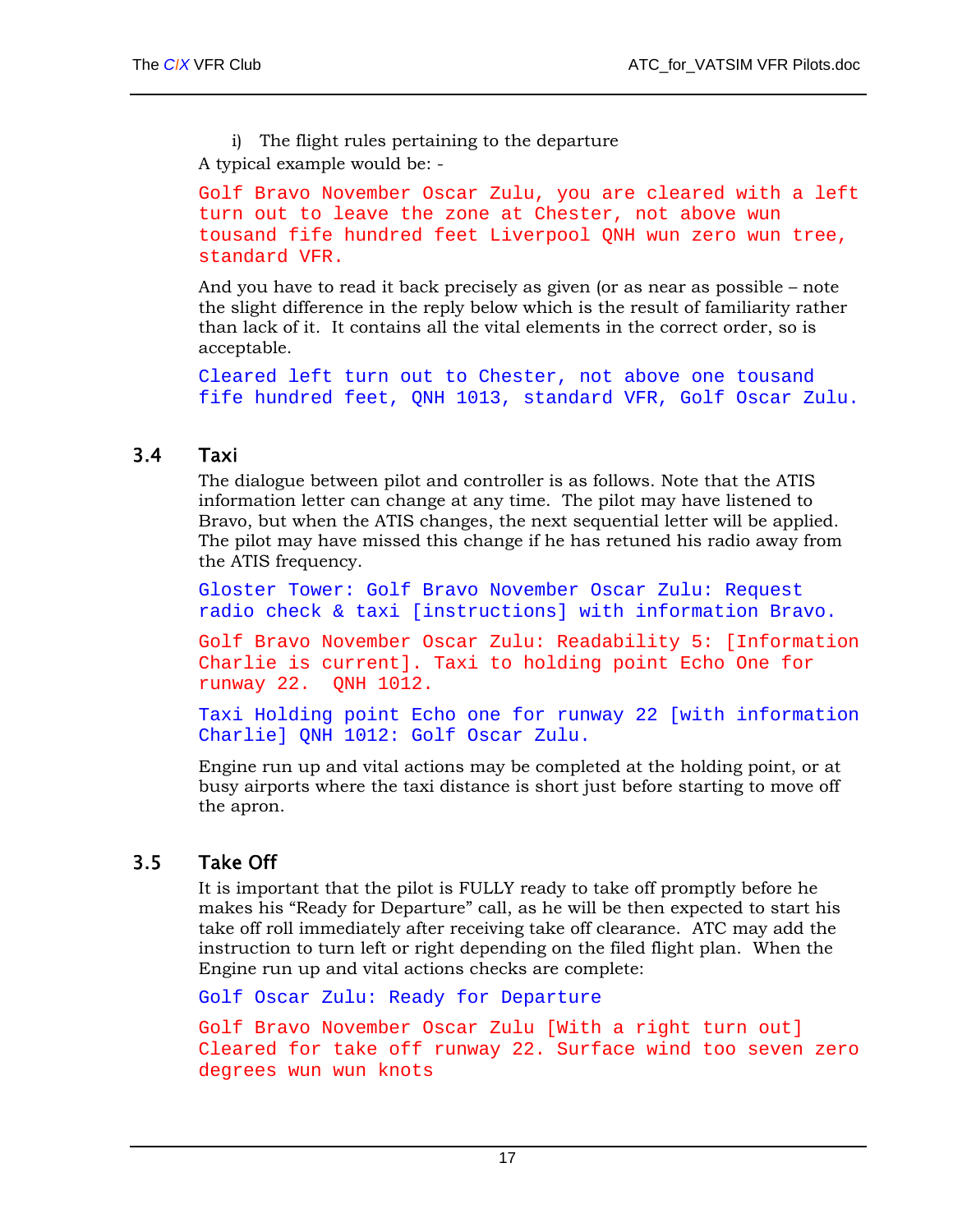i) The flight rules pertaining to the departure

A typical example would be: -

Golf Bravo November Oscar Zulu, you are cleared with a left turn out to leave the zone at Chester, not above wun tousand fife hundred feet Liverpool QNH wun zero wun tree, standard VFR.

And you have to read it back precisely as given (or as near as possible – note the slight difference in the reply below which is the result of familiarity rather than lack of it. It contains all the vital elements in the correct order, so is acceptable.

Cleared left turn out to Chester, not above one tousand fife hundred feet, QNH 1013, standard VFR, Golf Oscar Zulu.

## 3.4 Taxi

The dialogue between pilot and controller is as follows. Note that the ATIS information letter can change at any time. The pilot may have listened to Bravo, but when the ATIS changes, the next sequential letter will be applied. The pilot may have missed this change if he has retuned his radio away from the ATIS frequency.

Gloster Tower: Golf Bravo November Oscar Zulu: Request radio check & taxi [instructions] with information Bravo.

Golf Bravo November Oscar Zulu: Readability 5: [Information Charlie is current]. Taxi to holding point Echo One for runway 22. QNH 1012.

Taxi Holding point Echo one for runway 22 [with information Charlie] QNH 1012: Golf Oscar Zulu.

Engine run up and vital actions may be completed at the holding point, or at busy airports where the taxi distance is short just before starting to move off the apron.

## 3.5 Take Off

It is important that the pilot is FULLY ready to take off promptly before he makes his "Ready for Departure" call, as he will be then expected to start his take off roll immediately after receiving take off clearance. ATC may add the instruction to turn left or right depending on the filed flight plan. When the Engine run up and vital actions checks are complete:

Golf Oscar Zulu: Ready for Departure

Golf Bravo November Oscar Zulu [With a right turn out] Cleared for take off runway 22. Surface wind too seven zero degrees wun wun knots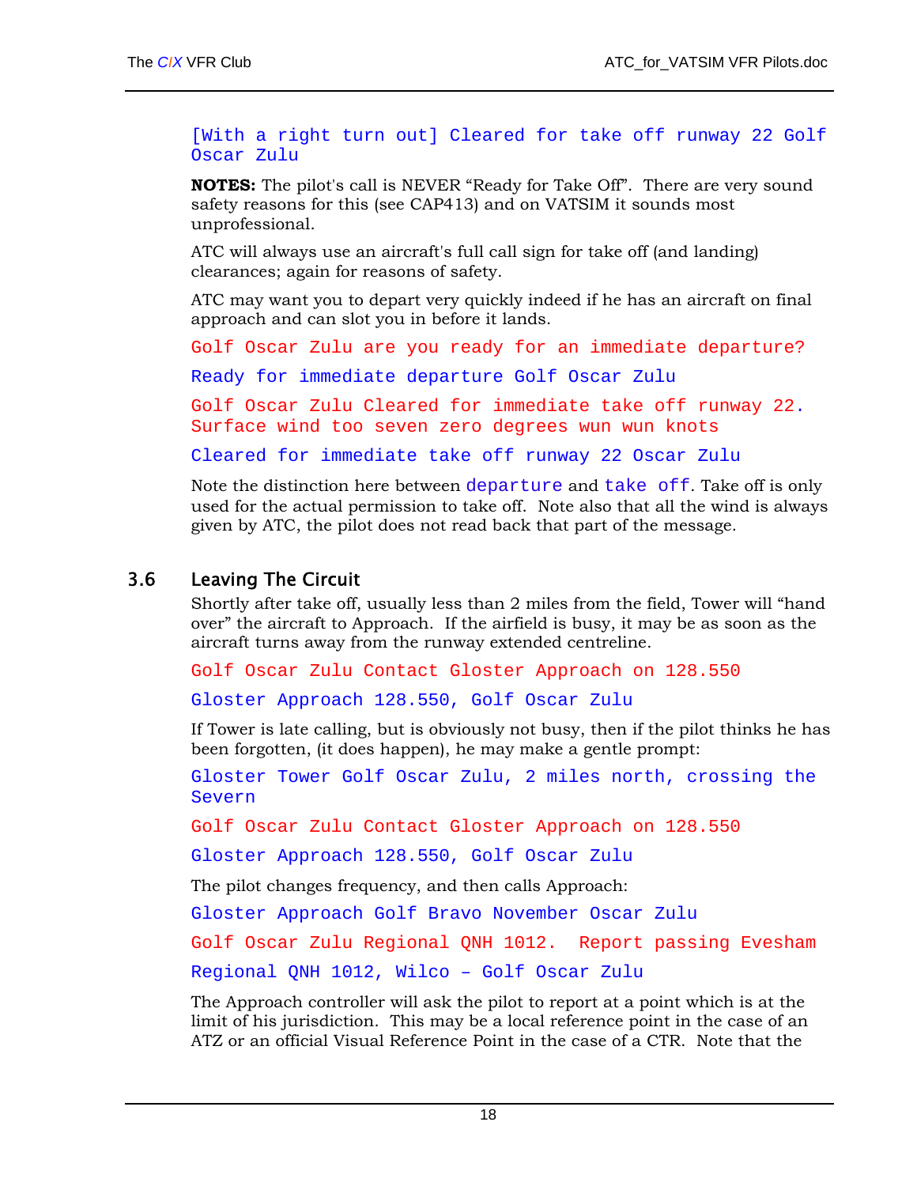[With a right turn out] Cleared for take off runway 22 Golf Oscar Zulu

**NOTES:** The pilot's call is NEVER "Ready for Take Off". There are very sound safety reasons for this (see CAP413) and on VATSIM it sounds most unprofessional.

ATC will always use an aircraft's full call sign for take off (and landing) clearances; again for reasons of safety.

ATC may want you to depart very quickly indeed if he has an aircraft on final approach and can slot you in before it lands.

Golf Oscar Zulu are you ready for an immediate departure?

Ready for immediate departure Golf Oscar Zulu

Golf Oscar Zulu Cleared for immediate take off runway 22. Surface wind too seven zero degrees wun wun knots

Cleared for immediate take off runway 22 Oscar Zulu

Note the distinction here between departure and take off. Take off is only used for the actual permission to take off. Note also that all the wind is always given by ATC, the pilot does not read back that part of the message.

## 3.6 Leaving The Circuit

Shortly after take off, usually less than 2 miles from the field, Tower will "hand over" the aircraft to Approach. If the airfield is busy, it may be as soon as the aircraft turns away from the runway extended centreline.

Golf Oscar Zulu Contact Gloster Approach on 128.550

Gloster Approach 128.550, Golf Oscar Zulu

If Tower is late calling, but is obviously not busy, then if the pilot thinks he has been forgotten, (it does happen), he may make a gentle prompt:

Gloster Tower Golf Oscar Zulu, 2 miles north, crossing the Severn

Golf Oscar Zulu Contact Gloster Approach on 128.550

Gloster Approach 128.550, Golf Oscar Zulu

The pilot changes frequency, and then calls Approach:

Gloster Approach Golf Bravo November Oscar Zulu

Golf Oscar Zulu Regional QNH 1012. Report passing Evesham

Regional QNH 1012, Wilco – Golf Oscar Zulu

The Approach controller will ask the pilot to report at a point which is at the limit of his jurisdiction. This may be a local reference point in the case of an ATZ or an official Visual Reference Point in the case of a CTR. Note that the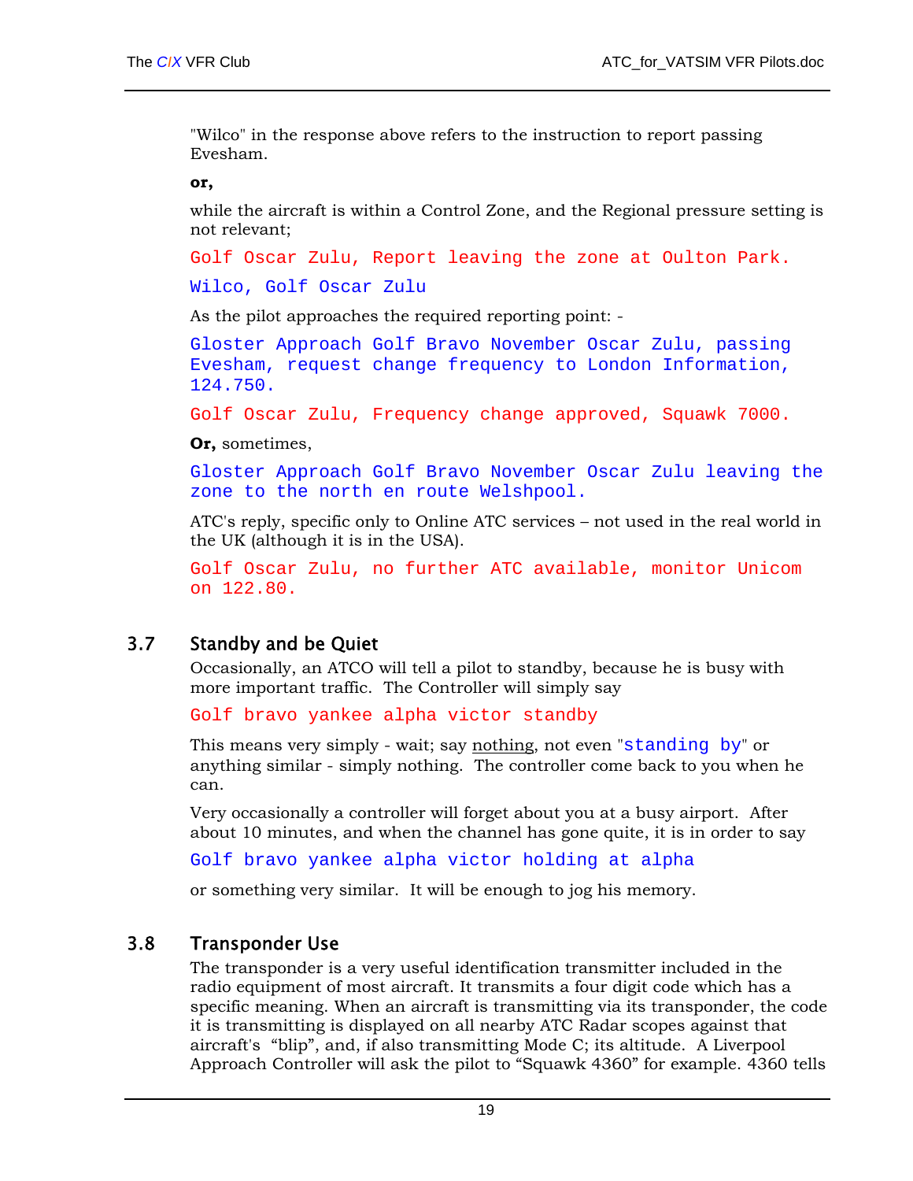"Wilco" in the response above refers to the instruction to report passing Evesham.

**or,**

while the aircraft is within a Control Zone, and the Regional pressure setting is not relevant;

Golf Oscar Zulu, Report leaving the zone at Oulton Park.

Wilco, Golf Oscar Zulu

As the pilot approaches the required reporting point: -

Gloster Approach Golf Bravo November Oscar Zulu, passing Evesham, request change frequency to London Information, 124.750.

Golf Oscar Zulu, Frequency change approved, Squawk 7000.

**Or,** sometimes,

Gloster Approach Golf Bravo November Oscar Zulu leaving the zone to the north en route Welshpool.

ATC's reply, specific only to Online ATC services – not used in the real world in the UK (although it is in the USA).

Golf Oscar Zulu, no further ATC available, monitor Unicom on 122.80.

## 3.7 Standby and be Quiet

Occasionally, an ATCO will tell a pilot to standby, because he is busy with more important traffic. The Controller will simply say

Golf bravo yankee alpha victor standby

This means very simply - wait; say nothing, not even "standing by" or anything similar - simply nothing. The controller come back to you when he can.

Very occasionally a controller will forget about you at a busy airport. After about 10 minutes, and when the channel has gone quite, it is in order to say

Golf bravo yankee alpha victor holding at alpha

or something very similar. It will be enough to jog his memory.

## 3.8 Transponder Use

The transponder is a very useful identification transmitter included in the radio equipment of most aircraft. It transmits a four digit code which has a specific meaning. When an aircraft is transmitting via its transponder, the code it is transmitting is displayed on all nearby ATC Radar scopes against that aircraft's "blip", and, if also transmitting Mode C; its altitude. A Liverpool Approach Controller will ask the pilot to "Squawk 4360" for example. 4360 tells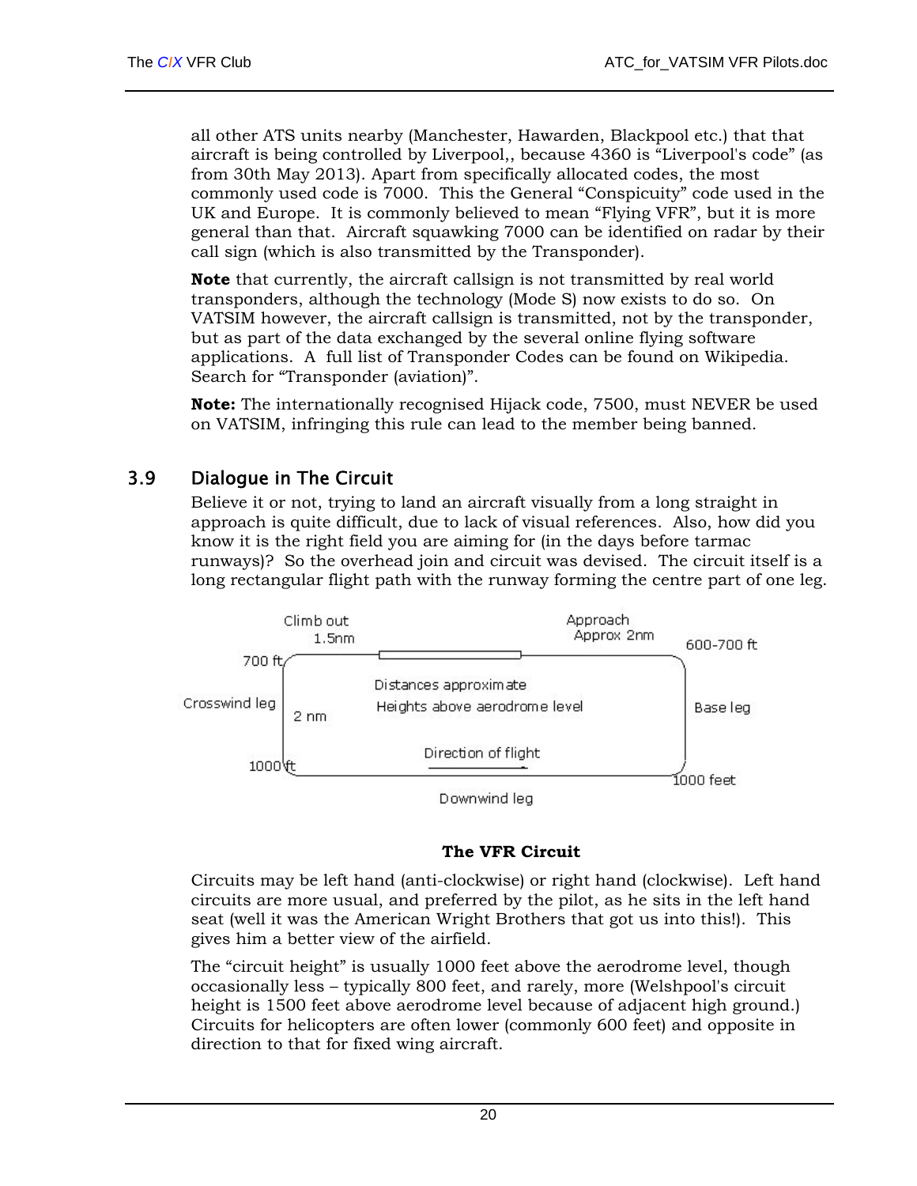all other ATS units nearby (Manchester, Hawarden, Blackpool etc.) that that aircraft is being controlled by Liverpool,, because 4360 is “Liverpool's code” (as from 30th May 2013). Apart from specifically allocated codes, the most commonly used code is 7000. This the General “Conspicuity” code used in the UK and Europe. It is commonly believed to mean “Flying VFR”, but it is more general than that. Aircraft squawking 7000 can be identified on radar by their call sign (which is also transmitted by the Transponder).

**Note** that currently, the aircraft callsign is not transmitted by real world transponders, although the technology (Mode S) now exists to do so. On VATSIM however, the aircraft callsign is transmitted, not by the transponder, but as part of the data exchanged by the several online flying software applications. A full list of Transponder Codes can be found on Wikipedia. Search for “Transponder (aviation)”.

**Note:** The internationally recognised Hijack code, 7500, must NEVER be used on VATSIM, infringing this rule can lead to the member being banned.

## 3.9 Dialogue in The Circuit

Believe it or not, trying to land an aircraft visually from a long straight in approach is quite difficult, due to lack of visual references. Also, how did you know it is the right field you are aiming for (in the days before tarmac runways)? So the overhead join and circuit was devised. The circuit itself is a long rectangular flight path with the runway forming the centre part of one leg.

Climb out
1.5nm
700 ft
Approach
Approx 2nm
600-700 ft
Crosswind leg
2 nm
Distances approximate
Heights above aerodrome level
Base leg
Direction of flight
1000 ft
1000 feet
Downwind leg

**The VFR Circuit**

Circuits may be left hand (anti-clockwise) or right hand (clockwise). Left hand circuits are more usual, and preferred by the pilot, as he sits in the left hand seat (well it was the American Wright Brothers that got us into this!). This gives him a better view of the airfield.

The “circuit height” is usually 1000 feet above the aerodrome level, though occasionally less – typically 800 feet, and rarely, more (Welshpool's circuit height is 1500 feet above aerodrome level because of adjacent high ground.) Circuits for helicopters are often lower (commonly 600 feet) and opposite in direction to that for fixed wing aircraft.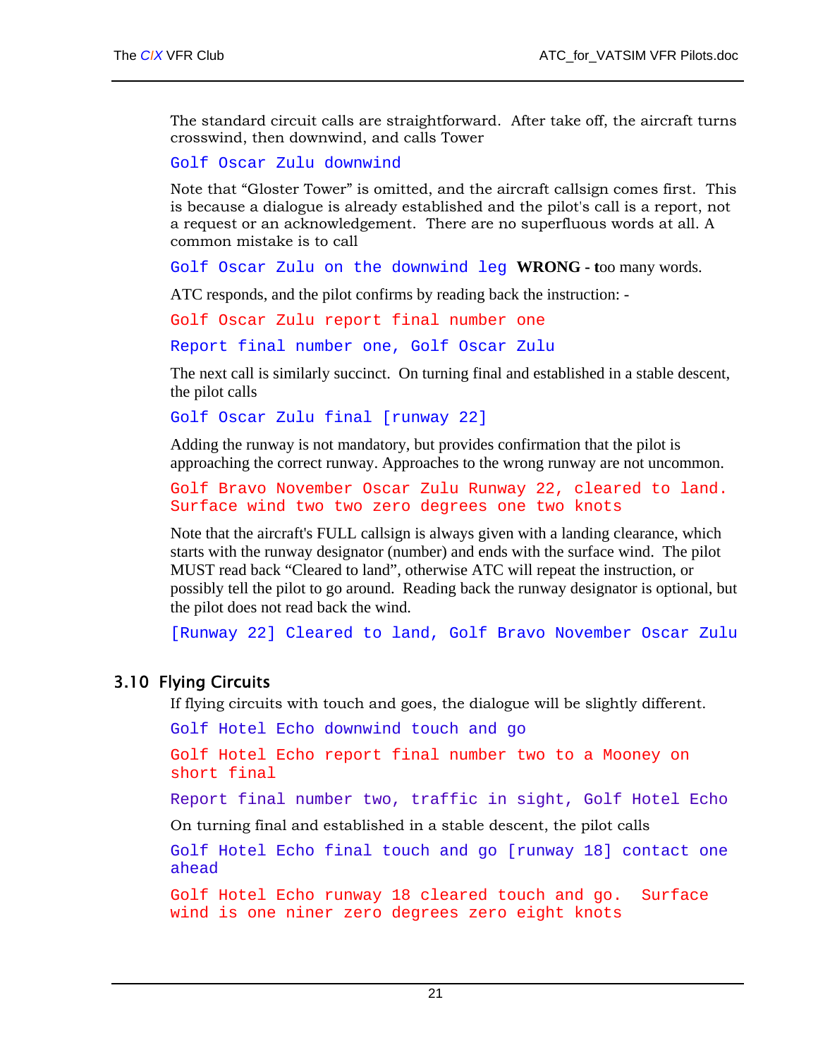The standard circuit calls are straightforward. After take off, the aircraft turns crosswind, then downwind, and calls Tower

Golf Oscar Zulu downwind

Note that "Gloster Tower" is omitted, and the aircraft callsign comes first. This is because a dialogue is already established and the pilot's call is a report, not a request or an acknowledgement. There are no superfluous words at all. A common mistake is to call

Golf Oscar Zulu on the downwind leg **WRONG - t**oo many words.

ATC responds, and the pilot confirms by reading back the instruction: -

Golf Oscar Zulu report final number one

Report final number one, Golf Oscar Zulu

The next call is similarly succinct. On turning final and established in a stable descent, the pilot calls

Golf Oscar Zulu final [runway 22]

Adding the runway is not mandatory, but provides confirmation that the pilot is approaching the correct runway. Approaches to the wrong runway are not uncommon.

Golf Bravo November Oscar Zulu Runway 22, cleared to land. Surface wind two two zero degrees one two knots

Note that the aircraft's FULL callsign is always given with a landing clearance, which starts with the runway designator (number) and ends with the surface wind. The pilot MUST read back "Cleared to land", otherwise ATC will repeat the instruction, or possibly tell the pilot to go around. Reading back the runway designator is optional, but the pilot does not read back the wind.

[Runway 22] Cleared to land, Golf Bravo November Oscar Zulu

## 3.10 Flying Circuits

If flying circuits with touch and goes, the dialogue will be slightly different.

Golf Hotel Echo downwind touch and go

Golf Hotel Echo report final number two to a Mooney on short final

Report final number two, traffic in sight, Golf Hotel Echo

On turning final and established in a stable descent, the pilot calls

Golf Hotel Echo final touch and go [runway 18] contact one ahead

Golf Hotel Echo runway 18 cleared touch and go. Surface wind is one niner zero degrees zero eight knots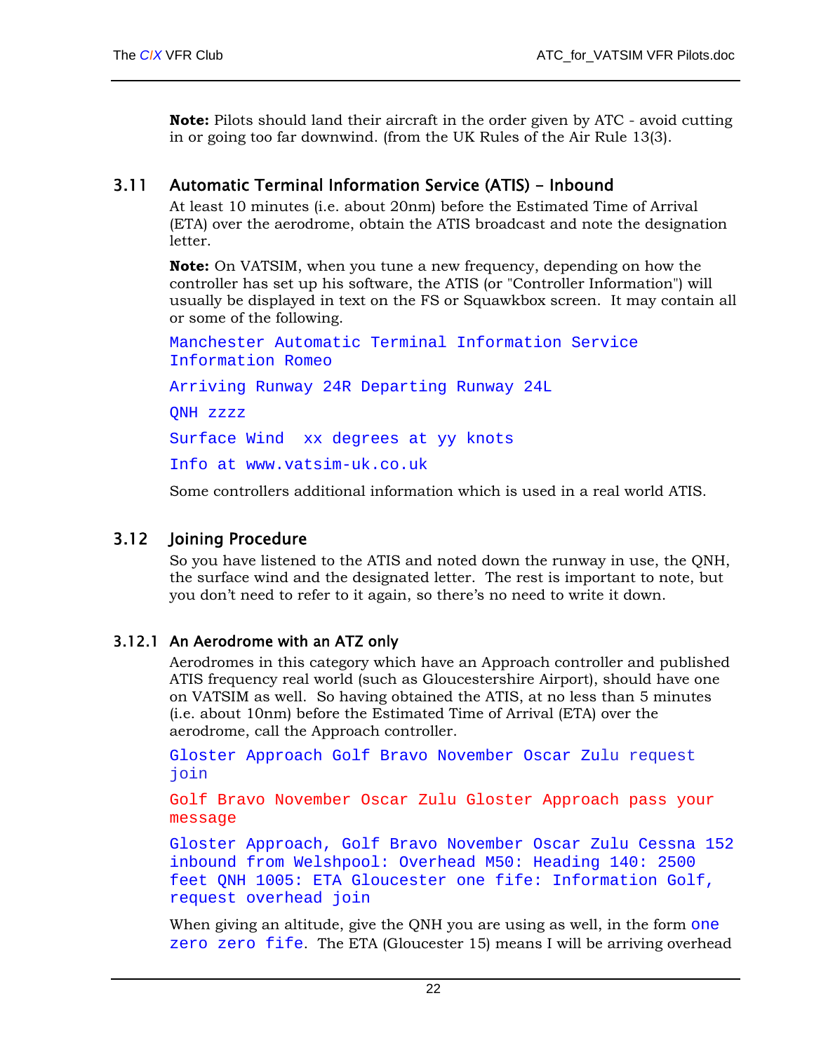**Note:** Pilots should land their aircraft in the order given by ATC - avoid cutting in or going too far downwind. (from the UK Rules of the Air Rule 13(3).

## 3.11 Automatic Terminal Information Service (ATIS) – Inbound

At least 10 minutes (i.e. about 20nm) before the Estimated Time of Arrival (ETA) over the aerodrome, obtain the ATIS broadcast and note the designation letter.

**Note:** On VATSIM, when you tune a new frequency, depending on how the controller has set up his software, the ATIS (or "Controller Information") will usually be displayed in text on the FS or Squawkbox screen. It may contain all or some of the following.

```
Manchester Automatic Terminal Information Service
Information Romeo

Arriving Runway 24R Departing Runway 24L

QNH zzzz

Surface Wind  xx degrees at yy knots

Info at www.vatsim-uk.co.uk
```

Some controllers additional information which is used in a real world ATIS.

## 3.12 Joining Procedure

So you have listened to the ATIS and noted down the runway in use, the QNH, the surface wind and the designated letter. The rest is important to note, but you don't need to refer to it again, so there's no need to write it down.

### 3.12.1 An Aerodrome with an ATZ only

Aerodromes in this category which have an Approach controller and published ATIS frequency real world (such as Gloucestershire Airport), should have one on VATSIM as well. So having obtained the ATIS, at no less than 5 minutes (i.e. about 10nm) before the Estimated Time of Arrival (ETA) over the aerodrome, call the Approach controller.

```
Gloster Approach Golf Bravo November Oscar Zulu request
join
```

```
Golf Bravo November Oscar Zulu Gloster Approach pass your
message
```

```
Gloster Approach, Golf Bravo November Oscar Zulu Cessna 152
inbound from Welshpool: Overhead M50: Heading 140: 2500
feet QNH 1005: ETA Gloucester one fife: Information Golf,
request overhead join
```

When giving an altitude, give the QNH you are using as well, in the form `one zero zero fife`. The ETA (Gloucester 15) means I will be arriving overhead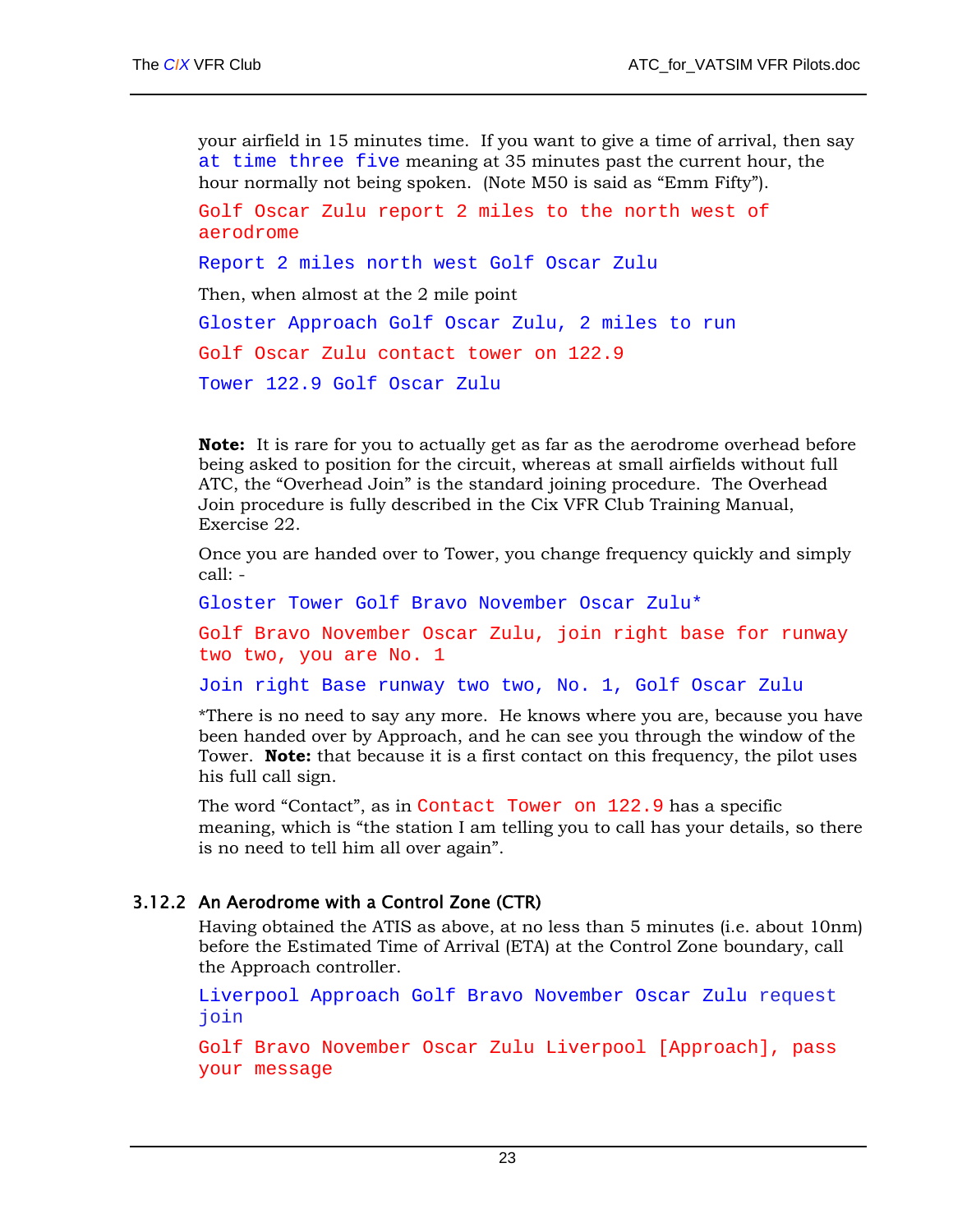your airfield in 15 minutes time. If you want to give a time of arrival, then say at time three five meaning at 35 minutes past the current hour, the hour normally not being spoken. (Note M50 is said as "Emm Fifty").

Golf Oscar Zulu report 2 miles to the north west of aerodrome

Report 2 miles north west Golf Oscar Zulu

Then, when almost at the 2 mile point

Gloster Approach Golf Oscar Zulu, 2 miles to run

Golf Oscar Zulu contact tower on 122.9

Tower 122.9 Golf Oscar Zulu

**Note:** It is rare for you to actually get as far as the aerodrome overhead before being asked to position for the circuit, whereas at small airfields without full ATC, the "Overhead Join" is the standard joining procedure. The Overhead Join procedure is fully described in the Cix VFR Club Training Manual, Exercise 22.

Once you are handed over to Tower, you change frequency quickly and simply call: -

Gloster Tower Golf Bravo November Oscar Zulu*

Golf Bravo November Oscar Zulu, join right base for runway two two, you are No. 1

Join right Base runway two two, No. 1, Golf Oscar Zulu

*There is no need to say any more. He knows where you are, because you have been handed over by Approach, and he can see you through the window of the Tower. **Note:** that because it is a first contact on this frequency, the pilot uses his full call sign.

The word "Contact", as in Contact Tower on 122.9 has a specific meaning, which is "the station I am telling you to call has your details, so there is no need to tell him all over again".

### 3.12.2 An Aerodrome with a Control Zone (CTR)

Having obtained the ATIS as above, at no less than 5 minutes (i.e. about 10nm) before the Estimated Time of Arrival (ETA) at the Control Zone boundary, call the Approach controller.

Liverpool Approach Golf Bravo November Oscar Zulu request join

Golf Bravo November Oscar Zulu Liverpool [Approach], pass your message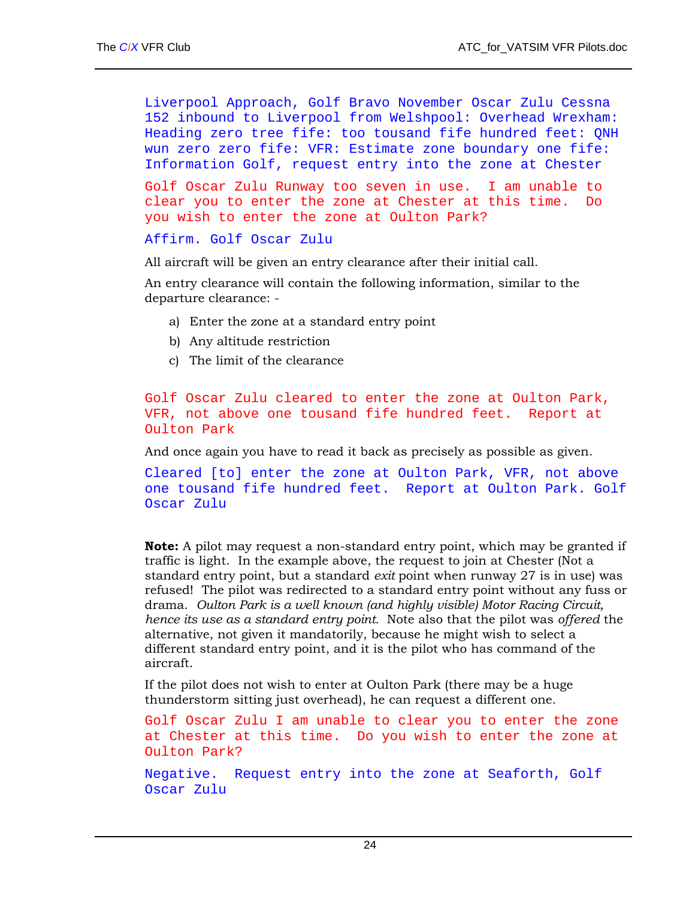Liverpool Approach, Golf Bravo November Oscar Zulu Cessna 152 inbound to Liverpool from Welshpool: Overhead Wrexham: Heading zero tree fife: too tousand fife hundred feet: QNH wun zero zero fife: VFR: Estimate zone boundary one fife: Information Golf, request entry into the zone at Chester

Golf Oscar Zulu Runway too seven in use. I am unable to clear you to enter the zone at Chester at this time. Do you wish to enter the zone at Oulton Park?

Affirm. Golf Oscar Zulu

All aircraft will be given an entry clearance after their initial call.

An entry clearance will contain the following information, similar to the departure clearance: -

a) Enter the zone at a standard entry point
b) Any altitude restriction
c) The limit of the clearance

Golf Oscar Zulu cleared to enter the zone at Oulton Park, VFR, not above one tousand fife hundred feet. Report at Oulton Park

And once again you have to read it back as precisely as possible as given.

Cleared [to] enter the zone at Oulton Park, VFR, not above one tousand fife hundred feet. Report at Oulton Park. Golf Oscar Zulu

**Note:** A pilot may request a non-standard entry point, which may be granted if traffic is light. In the example above, the request to join at Chester (Not a standard entry point, but a standard *exit* point when runway 27 is in use) was refused! The pilot was redirected to a standard entry point without any fuss or drama. *Oulton Park is a well known (and highly visible) Motor Racing Circuit, hence its use as a standard entry point.* Note also that the pilot was *offered* the alternative, not given it mandatorily, because he might wish to select a different standard entry point, and it is the pilot who has command of the aircraft.

If the pilot does not wish to enter at Oulton Park (there may be a huge thunderstorm sitting just overhead), he can request a different one.

Golf Oscar Zulu I am unable to clear you to enter the zone at Chester at this time. Do you wish to enter the zone at Oulton Park?

Negative. Request entry into the zone at Seaforth, Golf Oscar Zulu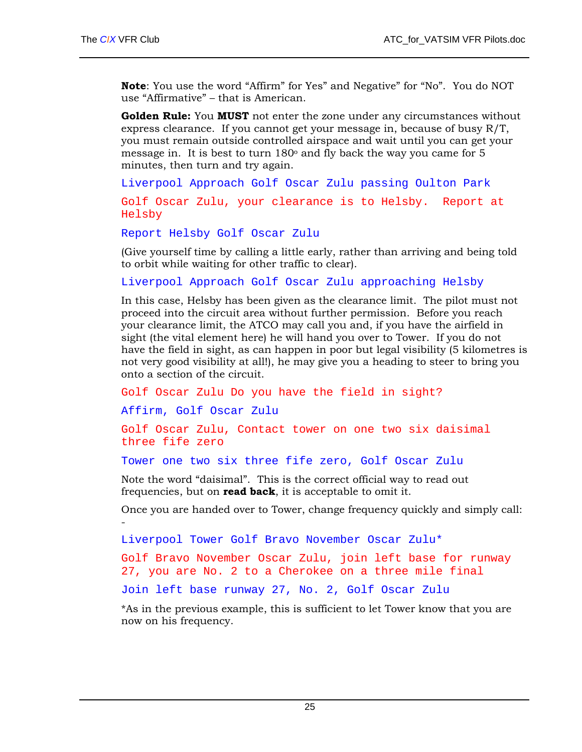**Note**: You use the word "Affirm" for Yes" and Negative" for "No". You do NOT use "Affirmative" – that is American.

**Golden Rule:** You **MUST** not enter the zone under any circumstances without express clearance. If you cannot get your message in, because of busy R/T, you must remain outside controlled airspace and wait until you can get your message in. It is best to turn 180º and fly back the way you came for 5 minutes, then turn and try again.

Liverpool Approach Golf Oscar Zulu passing Oulton Park

Golf Oscar Zulu, your clearance is to Helsby. Report at Helsby

Report Helsby Golf Oscar Zulu

(Give yourself time by calling a little early, rather than arriving and being told to orbit while waiting for other traffic to clear).

Liverpool Approach Golf Oscar Zulu approaching Helsby

In this case, Helsby has been given as the clearance limit. The pilot must not proceed into the circuit area without further permission. Before you reach your clearance limit, the ATCO may call you and, if you have the airfield in sight (the vital element here) he will hand you over to Tower. If you do not have the field in sight, as can happen in poor but legal visibility (5 kilometres is not very good visibility at all!), he may give you a heading to steer to bring you onto a section of the circuit.

Golf Oscar Zulu Do you have the field in sight?

Affirm, Golf Oscar Zulu

Golf Oscar Zulu, Contact tower on one two six daisimal three fife zero

Tower one two six three fife zero, Golf Oscar Zulu

Note the word "daisimal". This is the correct official way to read out frequencies, but on **read back**, it is acceptable to omit it.

Once you are handed over to Tower, change frequency quickly and simply call: -

Liverpool Tower Golf Bravo November Oscar Zulu*

Golf Bravo November Oscar Zulu, join left base for runway 27, you are No. 2 to a Cherokee on a three mile final

Join left base runway 27, No. 2, Golf Oscar Zulu

*As in the previous example, this is sufficient to let Tower know that you are now on his frequency.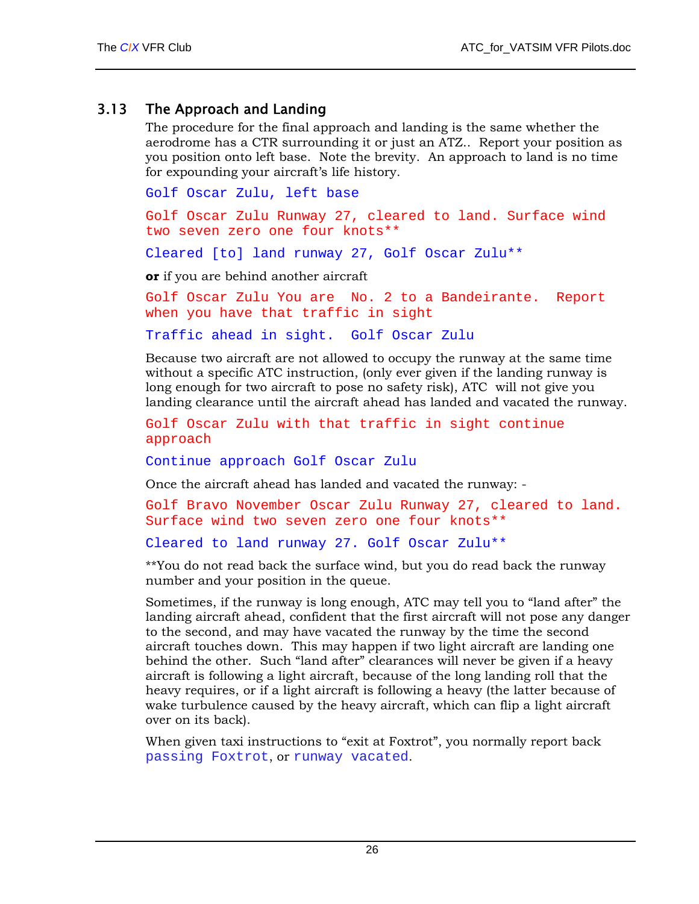## 3.13 The Approach and Landing

The procedure for the final approach and landing is the same whether the aerodrome has a CTR surrounding it or just an ATZ.. Report your position as you position onto left base. Note the brevity. An approach to land is no time for expounding your aircraft's life history.

`Golf Oscar Zulu, left base`

`Golf Oscar Zulu Runway 27, cleared to land. Surface wind two seven zero one four knots**`

`Cleared [to] land runway 27, Golf Oscar Zulu**`

**or** if you are behind another aircraft

`Golf Oscar Zulu You are No. 2 to a Bandeirante. Report when you have that traffic in sight`

`Traffic ahead in sight. Golf Oscar Zulu`

Because two aircraft are not allowed to occupy the runway at the same time without a specific ATC instruction, (only ever given if the landing runway is long enough for two aircraft to pose no safety risk), ATC will not give you landing clearance until the aircraft ahead has landed and vacated the runway.

`Golf Oscar Zulu with that traffic in sight continue approach`

`Continue approach Golf Oscar Zulu`

Once the aircraft ahead has landed and vacated the runway: -

`Golf Bravo November Oscar Zulu Runway 27, cleared to land. Surface wind two seven zero one four knots**`

`Cleared to land runway 27. Golf Oscar Zulu**`

**You do not read back the surface wind, but you do read back the runway number and your position in the queue.

Sometimes, if the runway is long enough, ATC may tell you to "land after" the landing aircraft ahead, confident that the first aircraft will not pose any danger to the second, and may have vacated the runway by the time the second aircraft touches down. This may happen if two light aircraft are landing one behind the other. Such "land after" clearances will never be given if a heavy aircraft is following a light aircraft, because of the long landing roll that the heavy requires, or if a light aircraft is following a heavy (the latter because of wake turbulence caused by the heavy aircraft, which can flip a light aircraft over on its back).

When given taxi instructions to "exit at Foxtrot", you normally report back `passing Foxtrot`, or `runway vacated`.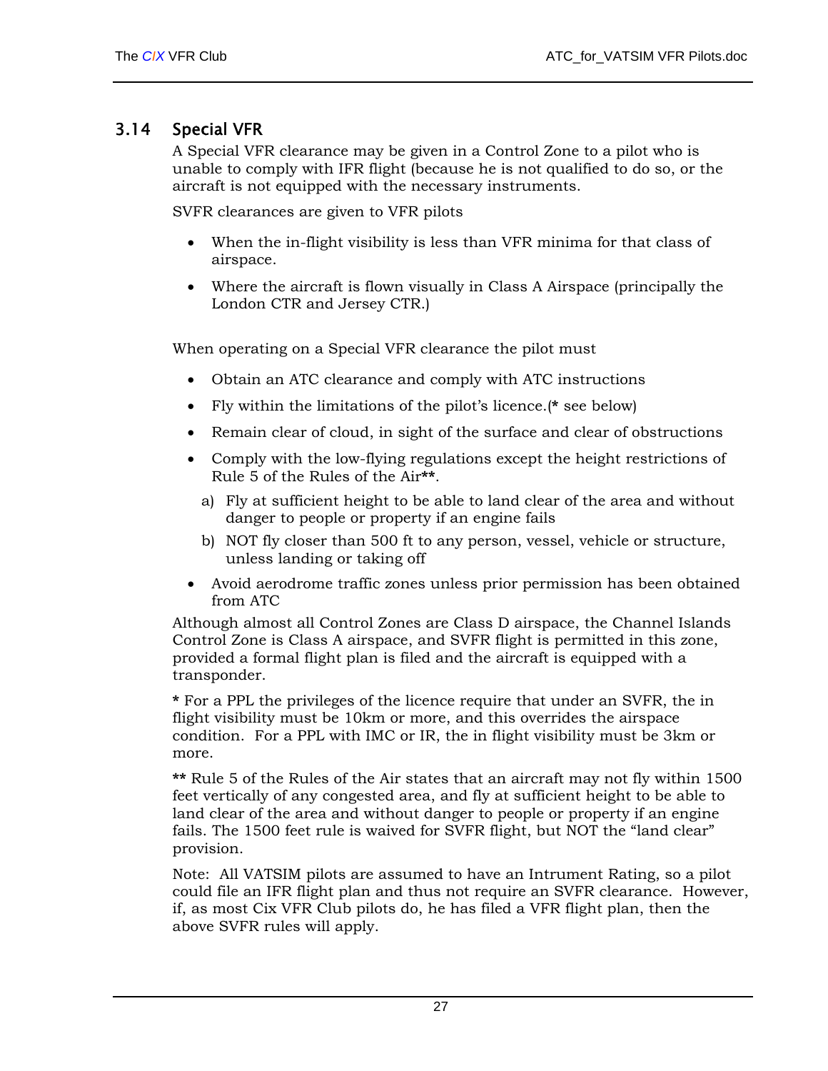### 3.14 Special VFR

A Special VFR clearance may be given in a Control Zone to a pilot who is unable to comply with IFR flight (because he is not qualified to do so, or the aircraft is not equipped with the necessary instruments.

SVFR clearances are given to VFR pilots

- When the in-flight visibility is less than VFR minima for that class of airspace.
- Where the aircraft is flown visually in Class A Airspace (principally the London CTR and Jersey CTR.)

When operating on a Special VFR clearance the pilot must

- Obtain an ATC clearance and comply with ATC instructions
- Fly within the limitations of the pilot's licence.(**\*** see below)
- Remain clear of cloud, in sight of the surface and clear of obstructions
- Comply with the low-flying regulations except the height restrictions of Rule 5 of the Rules of the Air**\*\***.
  a) Fly at sufficient height to be able to land clear of the area and without danger to people or property if an engine fails
  b) NOT fly closer than 500 ft to any person, vessel, vehicle or structure, unless landing or taking off
- Avoid aerodrome traffic zones unless prior permission has been obtained from ATC

Although almost all Control Zones are Class D airspace, the Channel Islands Control Zone is Class A airspace, and SVFR flight is permitted in this zone, provided a formal flight plan is filed and the aircraft is equipped with a transponder.

**\*** For a PPL the privileges of the licence require that under an SVFR, the in flight visibility must be 10km or more, and this overrides the airspace condition. For a PPL with IMC or IR, the in flight visibility must be 3km or more.

**\*\*** Rule 5 of the Rules of the Air states that an aircraft may not fly within 1500 feet vertically of any congested area, and fly at sufficient height to be able to land clear of the area and without danger to people or property if an engine fails. The 1500 feet rule is waived for SVFR flight, but NOT the "land clear" provision.

Note: All VATSIM pilots are assumed to have an Intrument Rating, so a pilot could file an IFR flight plan and thus not require an SVFR clearance. However, if, as most Cix VFR Club pilots do, he has filed a VFR flight plan, then the above SVFR rules will apply.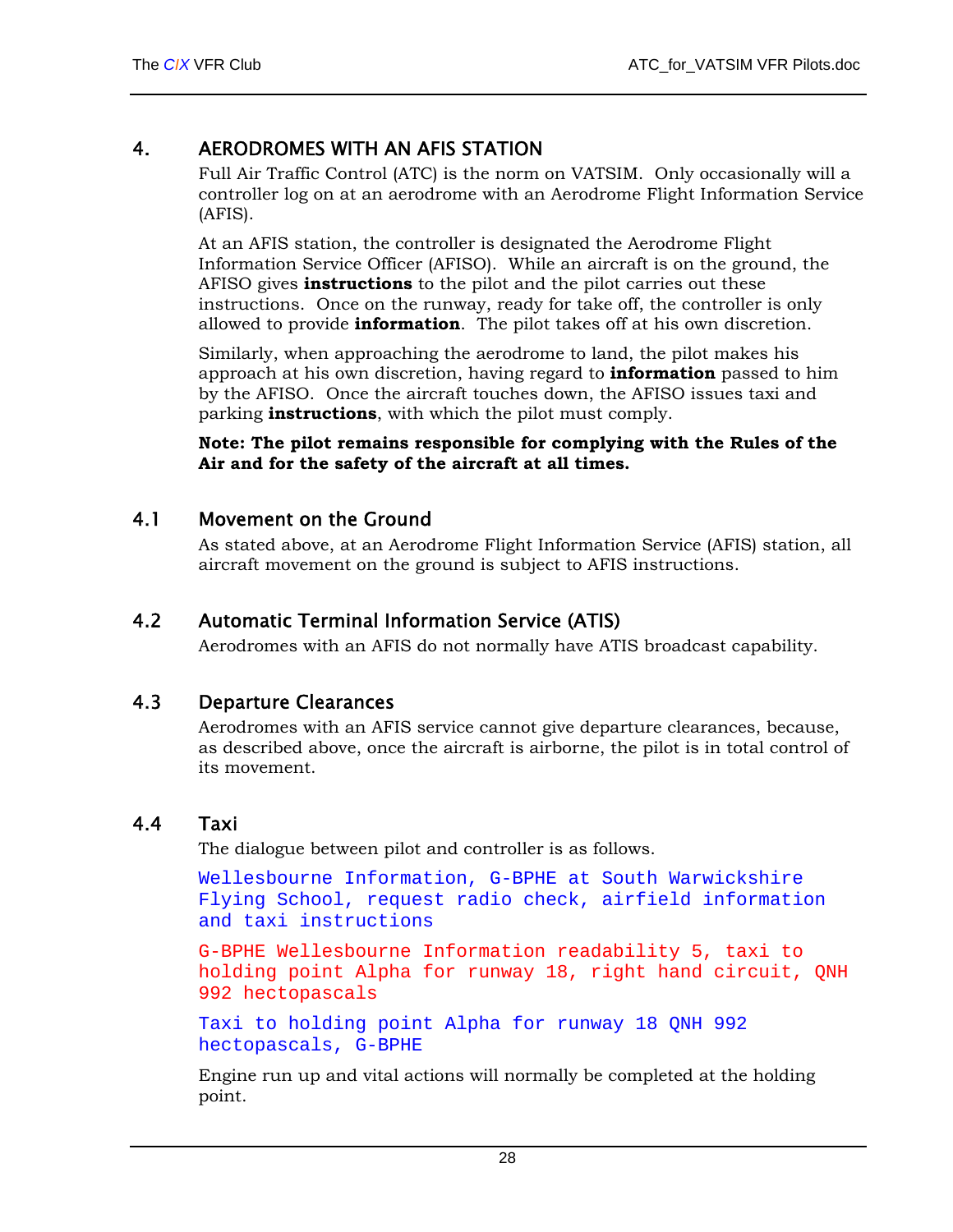## 4. AERODROMES WITH AN AFIS STATION

Full Air Traffic Control (ATC) is the norm on VATSIM. Only occasionally will a controller log on at an aerodrome with an Aerodrome Flight Information Service (AFIS).

At an AFIS station, the controller is designated the Aerodrome Flight Information Service Officer (AFISO). While an aircraft is on the ground, the AFISO gives **instructions** to the pilot and the pilot carries out these instructions. Once on the runway, ready for take off, the controller is only allowed to provide **information**. The pilot takes off at his own discretion.

Similarly, when approaching the aerodrome to land, the pilot makes his approach at his own discretion, having regard to **information** passed to him by the AFISO. Once the aircraft touches down, the AFISO issues taxi and parking **instructions**, with which the pilot must comply.

**Note: The pilot remains responsible for complying with the Rules of the Air and for the safety of the aircraft at all times.**

### 4.1 Movement on the Ground

As stated above, at an Aerodrome Flight Information Service (AFIS) station, all aircraft movement on the ground is subject to AFIS instructions.

### 4.2 Automatic Terminal Information Service (ATIS)

Aerodromes with an AFIS do not normally have ATIS broadcast capability.

### 4.3 Departure Clearances

Aerodromes with an AFIS service cannot give departure clearances, because, as described above, once the aircraft is airborne, the pilot is in total control of its movement.

### 4.4 Taxi

The dialogue between pilot and controller is as follows.

```
Wellesbourne Information, G-BPHE at South Warwickshire Flying School, request radio check, airfield information and taxi instructions
```

```
G-BPHE Wellesbourne Information readability 5, taxi to holding point Alpha for runway 18, right hand circuit, QNH 992 hectopascals
```

```
Taxi to holding point Alpha for runway 18 QNH 992 hectopascals, G-BPHE
```

Engine run up and vital actions will normally be completed at the holding point.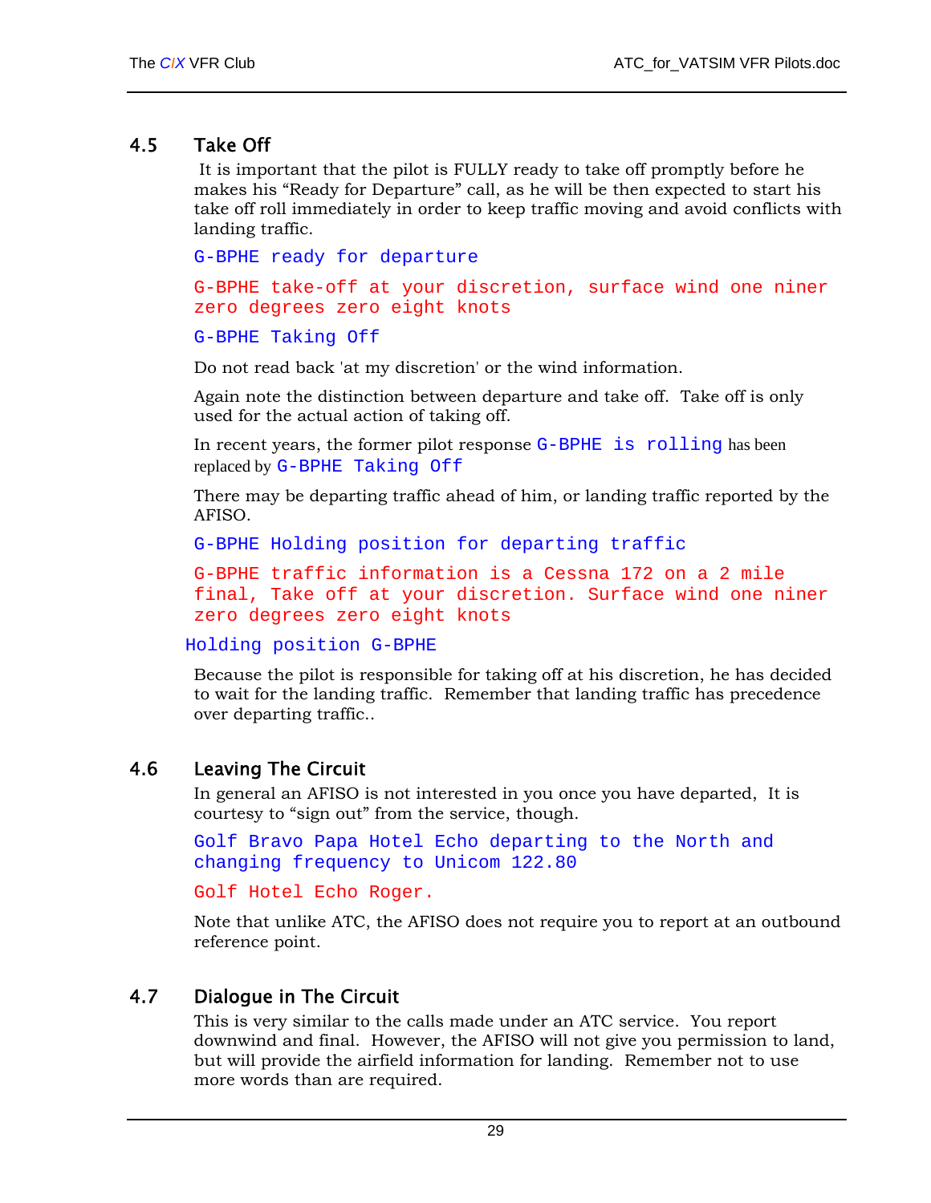## 4.5 Take Off

It is important that the pilot is FULLY ready to take off promptly before he makes his "Ready for Departure" call, as he will be then expected to start his take off roll immediately in order to keep traffic moving and avoid conflicts with landing traffic.

```
G-BPHE ready for departure
```

```
G-BPHE take-off at your discretion, surface wind one niner zero degrees zero eight knots
```

```
G-BPHE Taking Off
```

Do not read back 'at my discretion' or the wind information.

Again note the distinction between departure and take off. Take off is only used for the actual action of taking off.

In recent years, the former pilot response `G-BPHE is rolling` has been replaced by `G-BPHE Taking Off`

There may be departing traffic ahead of him, or landing traffic reported by the AFISO.

```
G-BPHE Holding position for departing traffic
```

```
G-BPHE traffic information is a Cessna 172 on a 2 mile final, Take off at your discretion. Surface wind one niner zero degrees zero eight knots
```

```
Holding position G-BPHE
```

Because the pilot is responsible for taking off at his discretion, he has decided to wait for the landing traffic. Remember that landing traffic has precedence over departing traffic..

## 4.6 Leaving The Circuit

In general an AFISO is not interested in you once you have departed, It is courtesy to "sign out" from the service, though.

```
Golf Bravo Papa Hotel Echo departing to the North and changing frequency to Unicom 122.80
```

```
Golf Hotel Echo Roger.
```

Note that unlike ATC, the AFISO does not require you to report at an outbound reference point.

## 4.7 Dialogue in The Circuit

This is very similar to the calls made under an ATC service. You report downwind and final. However, the AFISO will not give you permission to land, but will provide the airfield information for landing. Remember not to use more words than are required.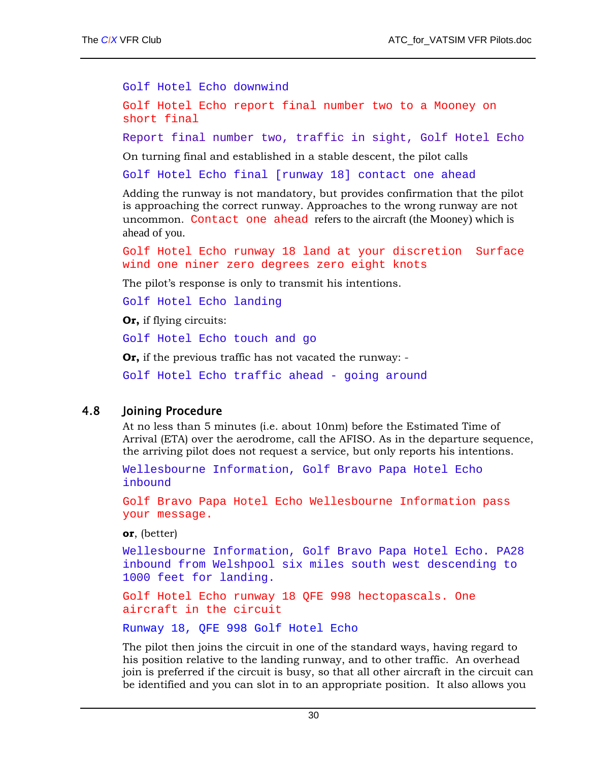Golf Hotel Echo downwind

Golf Hotel Echo report final number two to a Mooney on short final

Report final number two, traffic in sight, Golf Hotel Echo

On turning final and established in a stable descent, the pilot calls

Golf Hotel Echo final [runway 18] contact one ahead

Adding the runway is not mandatory, but provides confirmation that the pilot is approaching the correct runway. Approaches to the wrong runway are not uncommon. Contact one ahead refers to the aircraft (the Mooney) which is ahead of you.

Golf Hotel Echo runway 18 land at your discretion  Surface wind one niner zero degrees zero eight knots

The pilot's response is only to transmit his intentions.

Golf Hotel Echo landing

**Or,** if flying circuits:

Golf Hotel Echo touch and go

**Or,** if the previous traffic has not vacated the runway: -

Golf Hotel Echo traffic ahead - going around

## 4.8 Joining Procedure

At no less than 5 minutes (i.e. about 10nm) before the Estimated Time of Arrival (ETA) over the aerodrome, call the AFISO. As in the departure sequence, the arriving pilot does not request a service, but only reports his intentions.

Wellesbourne Information, Golf Bravo Papa Hotel Echo inbound

Golf Bravo Papa Hotel Echo Wellesbourne Information pass your message.

**or**, (better)

Wellesbourne Information, Golf Bravo Papa Hotel Echo. PA28 inbound from Welshpool six miles south west descending to 1000 feet for landing.

Golf Hotel Echo runway 18 QFE 998 hectopascals. One aircraft in the circuit

Runway 18, QFE 998 Golf Hotel Echo

The pilot then joins the circuit in one of the standard ways, having regard to his position relative to the landing runway, and to other traffic. An overhead join is preferred if the circuit is busy, so that all other aircraft in the circuit can be identified and you can slot in to an appropriate position. It also allows you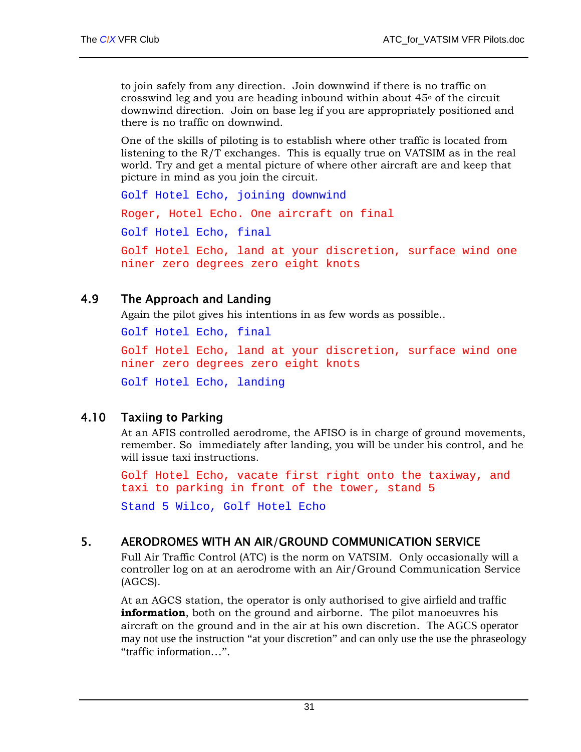to join safely from any direction. Join downwind if there is no traffic on crosswind leg and you are heading inbound within about 45° of the circuit downwind direction. Join on base leg if you are appropriately positioned and there is no traffic on downwind.

One of the skills of piloting is to establish where other traffic is located from listening to the R/T exchanges. This is equally true on VATSIM as in the real world. Try and get a mental picture of where other aircraft are and keep that picture in mind as you join the circuit.

```
Golf Hotel Echo, joining downwind

Roger, Hotel Echo. One aircraft on final

Golf Hotel Echo, final

Golf Hotel Echo, land at your discretion, surface wind one
niner zero degrees zero eight knots
```

## 4.9 The Approach and Landing

Again the pilot gives his intentions in as few words as possible..

```
Golf Hotel Echo, final

Golf Hotel Echo, land at your discretion, surface wind one
niner zero degrees zero eight knots

Golf Hotel Echo, landing
```

## 4.10 Taxiing to Parking

At an AFIS controlled aerodrome, the AFISO is in charge of ground movements, remember. So immediately after landing, you will be under his control, and he will issue taxi instructions.

```
Golf Hotel Echo, vacate first right onto the taxiway, and
taxi to parking in front of the tower, stand 5

Stand 5 Wilco, Golf Hotel Echo
```

# 5. AERODROMES WITH AN AIR/GROUND COMMUNICATION SERVICE

Full Air Traffic Control (ATC) is the norm on VATSIM. Only occasionally will a controller log on at an aerodrome with an Air/Ground Communication Service (AGCS).

At an AGCS station, the operator is only authorised to give airfield and traffic **information**, both on the ground and airborne. The pilot manoeuvres his aircraft on the ground and in the air at his own discretion. The AGCS operator may not use the instruction "at your discretion" and can only use the use the phraseology "traffic information…".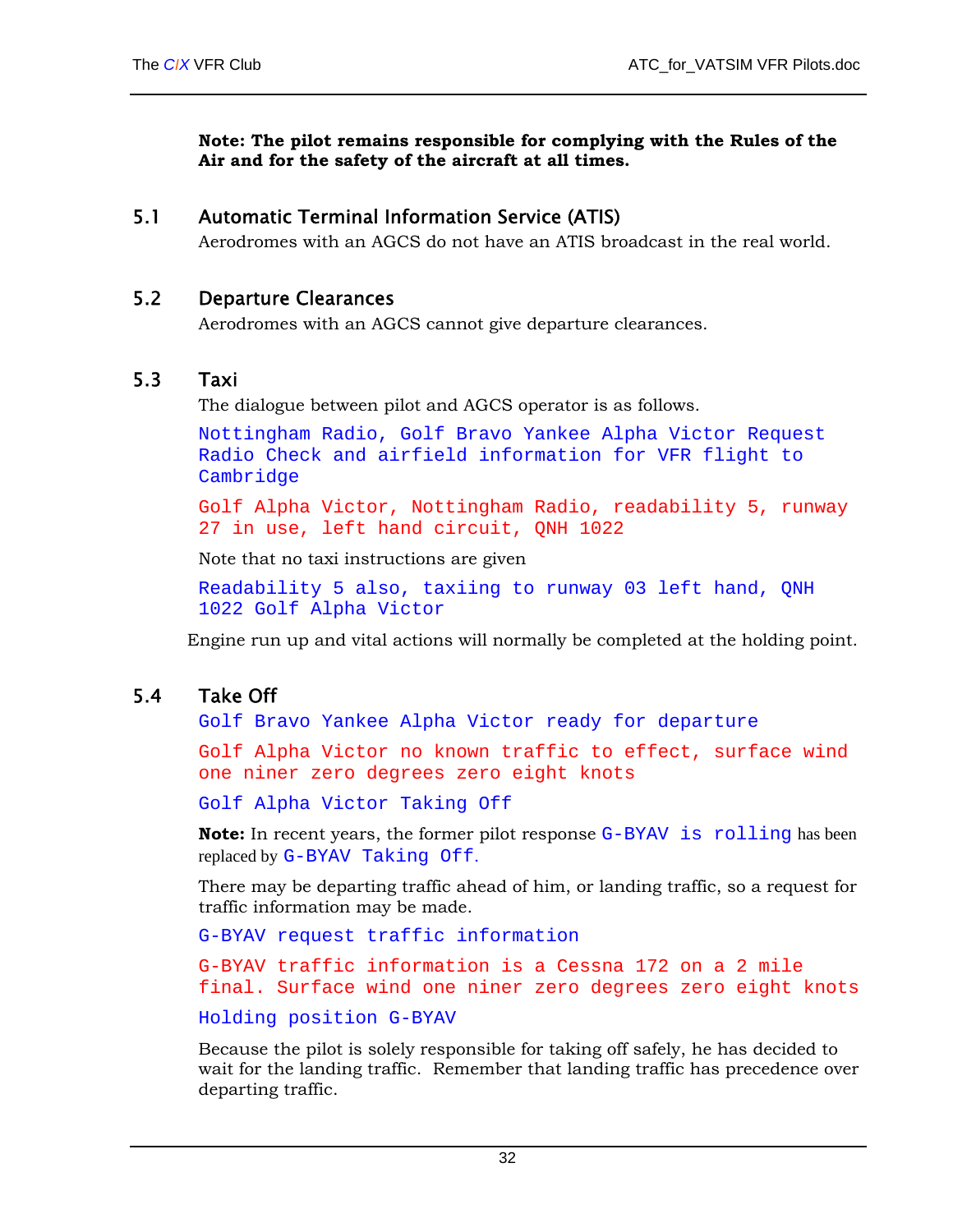**Note: The pilot remains responsible for complying with the Rules of the Air and for the safety of the aircraft at all times.**

## 5.1 Automatic Terminal Information Service (ATIS)

Aerodromes with an AGCS do not have an ATIS broadcast in the real world.

## 5.2 Departure Clearances

Aerodromes with an AGCS cannot give departure clearances.

## 5.3 Taxi

The dialogue between pilot and AGCS operator is as follows.

Nottingham Radio, Golf Bravo Yankee Alpha Victor Request Radio Check and airfield information for VFR flight to Cambridge

Golf Alpha Victor, Nottingham Radio, readability 5, runway 27 in use, left hand circuit, QNH 1022

Note that no taxi instructions are given

Readability 5 also, taxiing to runway 03 left hand, QNH 1022 Golf Alpha Victor

Engine run up and vital actions will normally be completed at the holding point.

## 5.4 Take Off

Golf Bravo Yankee Alpha Victor ready for departure

Golf Alpha Victor no known traffic to effect, surface wind one niner zero degrees zero eight knots

Golf Alpha Victor Taking Off

**Note:** In recent years, the former pilot response G-BYAV is rolling has been replaced by G-BYAV Taking Off.

There may be departing traffic ahead of him, or landing traffic, so a request for traffic information may be made.

G-BYAV request traffic information

G-BYAV traffic information is a Cessna 172 on a 2 mile final. Surface wind one niner zero degrees zero eight knots

Holding position G-BYAV

Because the pilot is solely responsible for taking off safely, he has decided to wait for the landing traffic. Remember that landing traffic has precedence over departing traffic.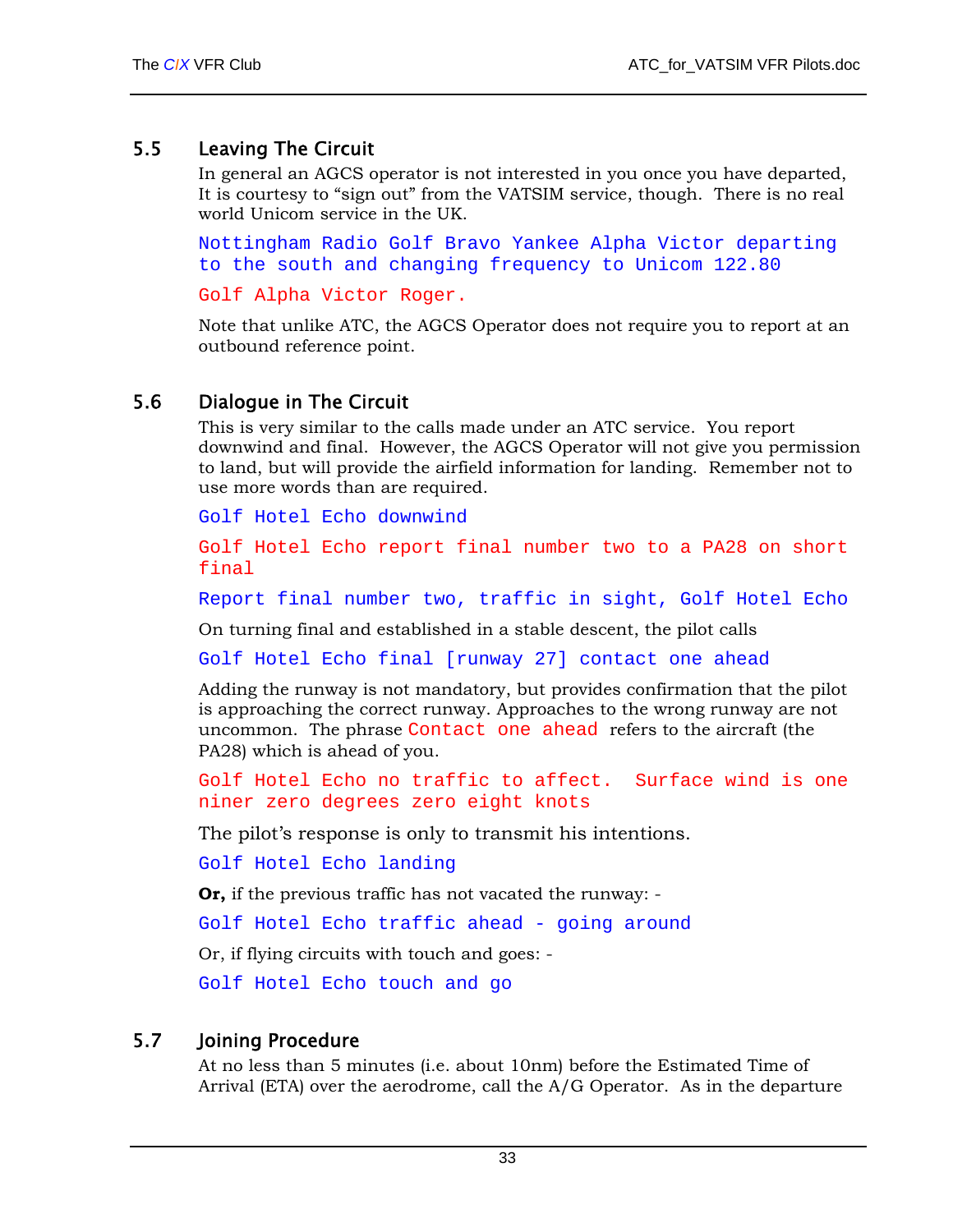## 5.5 Leaving The Circuit

In general an AGCS operator is not interested in you once you have departed, It is courtesy to “sign out” from the VATSIM service, though. There is no real world Unicom service in the UK.

Nottingham Radio Golf Bravo Yankee Alpha Victor departing to the south and changing frequency to Unicom 122.80

Golf Alpha Victor Roger.

Note that unlike ATC, the AGCS Operator does not require you to report at an outbound reference point.

## 5.6 Dialogue in The Circuit

This is very similar to the calls made under an ATC service. You report downwind and final. However, the AGCS Operator will not give you permission to land, but will provide the airfield information for landing. Remember not to use more words than are required.

Golf Hotel Echo downwind

Golf Hotel Echo report final number two to a PA28 on short final

Report final number two, traffic in sight, Golf Hotel Echo

On turning final and established in a stable descent, the pilot calls

Golf Hotel Echo final [runway 27] contact one ahead

Adding the runway is not mandatory, but provides confirmation that the pilot is approaching the correct runway. Approaches to the wrong runway are not uncommon. The phrase Contact one ahead refers to the aircraft (the PA28) which is ahead of you.

Golf Hotel Echo no traffic to affect. Surface wind is one niner zero degrees zero eight knots

The pilot’s response is only to transmit his intentions.

Golf Hotel Echo landing

**Or,** if the previous traffic has not vacated the runway: -

Golf Hotel Echo traffic ahead - going around

Or, if flying circuits with touch and goes: -

Golf Hotel Echo touch and go

## 5.7 Joining Procedure

At no less than 5 minutes (i.e. about 10nm) before the Estimated Time of Arrival (ETA) over the aerodrome, call the A/G Operator. As in the departure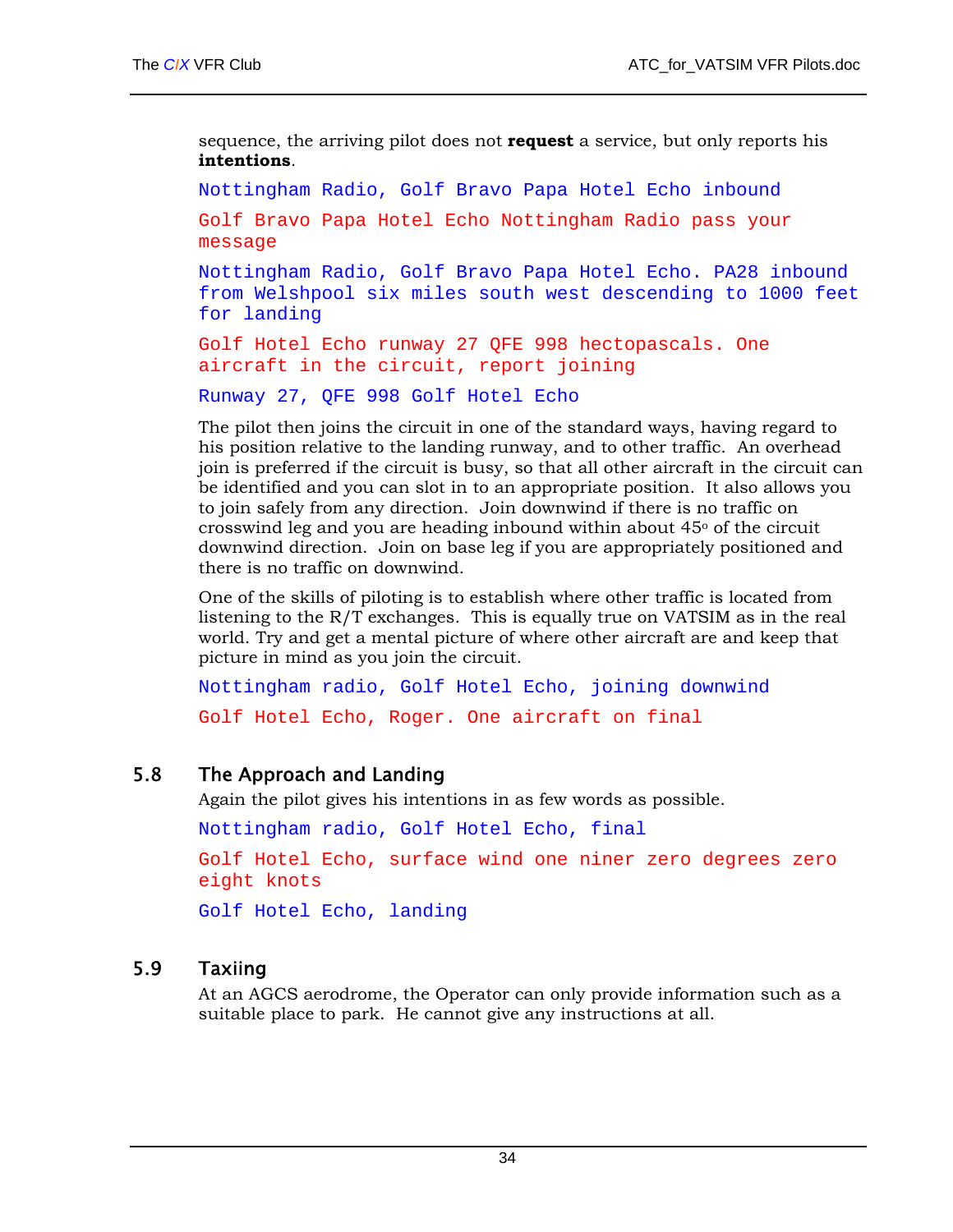sequence, the arriving pilot does not **request** a service, but only reports his **intentions**.

```
Nottingham Radio, Golf Bravo Papa Hotel Echo inbound
```

```
Golf Bravo Papa Hotel Echo Nottingham Radio pass your
message
```

```
Nottingham Radio, Golf Bravo Papa Hotel Echo. PA28 inbound
from Welshpool six miles south west descending to 1000 feet
for landing
```

```
Golf Hotel Echo runway 27 QFE 998 hectopascals. One
aircraft in the circuit, report joining
```

```
Runway 27, QFE 998 Golf Hotel Echo
```

The pilot then joins the circuit in one of the standard ways, having regard to his position relative to the landing runway, and to other traffic. An overhead join is preferred if the circuit is busy, so that all other aircraft in the circuit can be identified and you can slot in to an appropriate position. It also allows you to join safely from any direction. Join downwind if there is no traffic on crosswind leg and you are heading inbound within about 45° of the circuit downwind direction. Join on base leg if you are appropriately positioned and there is no traffic on downwind.

One of the skills of piloting is to establish where other traffic is located from listening to the R/T exchanges. This is equally true on VATSIM as in the real world. Try and get a mental picture of where other aircraft are and keep that picture in mind as you join the circuit.

```
Nottingham radio, Golf Hotel Echo, joining downwind
```

```
Golf Hotel Echo, Roger. One aircraft on final
```

## 5.8 The Approach and Landing

Again the pilot gives his intentions in as few words as possible.

```
Nottingham radio, Golf Hotel Echo, final
```

```
Golf Hotel Echo, surface wind one niner zero degrees zero
eight knots
```

```
Golf Hotel Echo, landing
```

## 5.9 Taxiing

At an AGCS aerodrome, the Operator can only provide information such as a suitable place to park. He cannot give any instructions at all.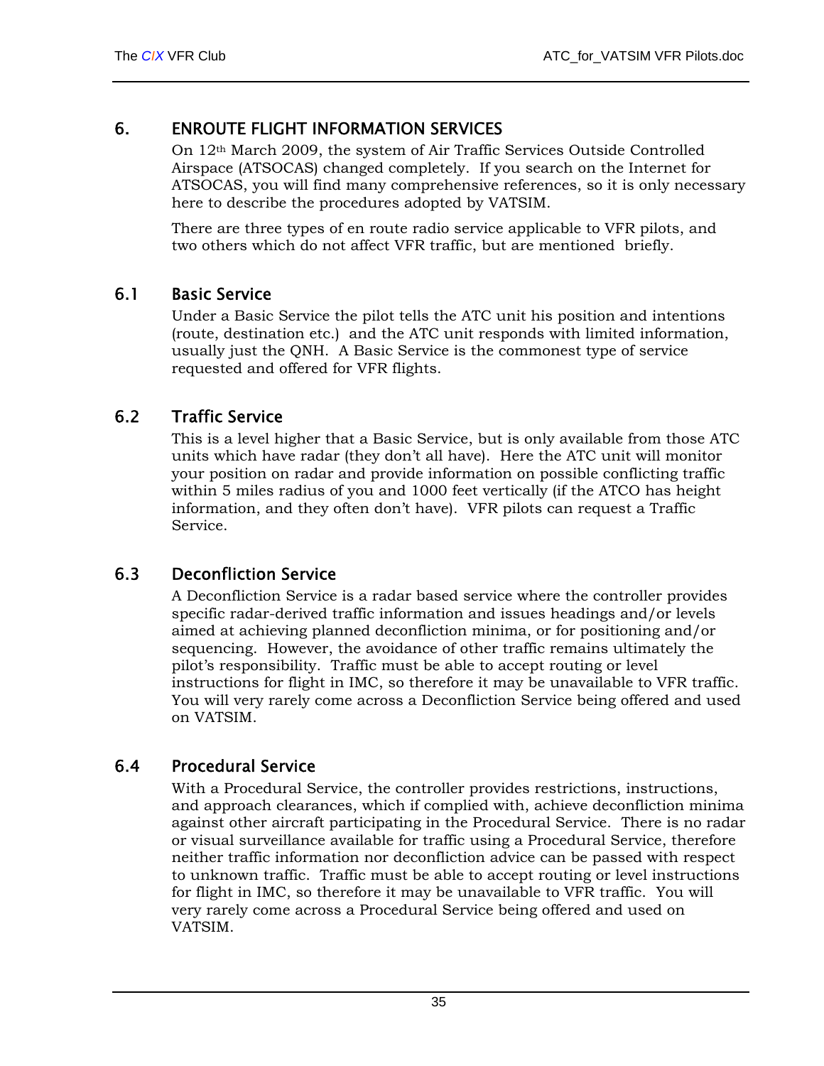## 6. ENROUTE FLIGHT INFORMATION SERVICES

On 12th March 2009, the system of Air Traffic Services Outside Controlled Airspace (ATSOCAS) changed completely. If you search on the Internet for ATSOCAS, you will find many comprehensive references, so it is only necessary here to describe the procedures adopted by VATSIM.

There are three types of en route radio service applicable to VFR pilots, and two others which do not affect VFR traffic, but are mentioned briefly.

### 6.1 Basic Service

Under a Basic Service the pilot tells the ATC unit his position and intentions (route, destination etc.) and the ATC unit responds with limited information, usually just the QNH. A Basic Service is the commonest type of service requested and offered for VFR flights.

### 6.2 Traffic Service

This is a level higher that a Basic Service, but is only available from those ATC units which have radar (they don't all have). Here the ATC unit will monitor your position on radar and provide information on possible conflicting traffic within 5 miles radius of you and 1000 feet vertically (if the ATCO has height information, and they often don't have). VFR pilots can request a Traffic Service.

### 6.3 Deconfliction Service

A Deconfliction Service is a radar based service where the controller provides specific radar-derived traffic information and issues headings and/or levels aimed at achieving planned deconfliction minima, or for positioning and/or sequencing. However, the avoidance of other traffic remains ultimately the pilot's responsibility. Traffic must be able to accept routing or level instructions for flight in IMC, so therefore it may be unavailable to VFR traffic. You will very rarely come across a Deconfliction Service being offered and used on VATSIM.

### 6.4 Procedural Service

With a Procedural Service, the controller provides restrictions, instructions, and approach clearances, which if complied with, achieve deconfliction minima against other aircraft participating in the Procedural Service. There is no radar or visual surveillance available for traffic using a Procedural Service, therefore neither traffic information nor deconfliction advice can be passed with respect to unknown traffic. Traffic must be able to accept routing or level instructions for flight in IMC, so therefore it may be unavailable to VFR traffic. You will very rarely come across a Procedural Service being offered and used on VATSIM.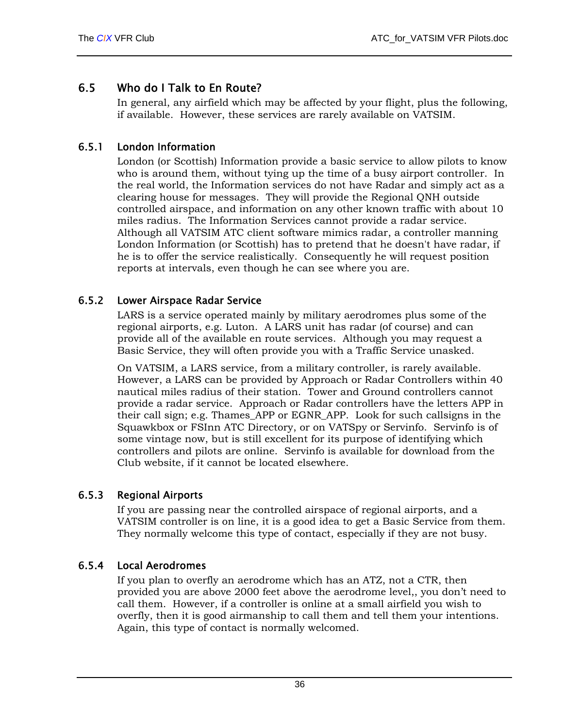## 6.5 Who do I Talk to En Route?

In general, any airfield which may be affected by your flight, plus the following, if available. However, these services are rarely available on VATSIM.

### 6.5.1 London Information

London (or Scottish) Information provide a basic service to allow pilots to know who is around them, without tying up the time of a busy airport controller. In the real world, the Information services do not have Radar and simply act as a clearing house for messages. They will provide the Regional QNH outside controlled airspace, and information on any other known traffic with about 10 miles radius. The Information Services cannot provide a radar service. Although all VATSIM ATC client software mimics radar, a controller manning London Information (or Scottish) has to pretend that he doesn't have radar, if he is to offer the service realistically. Consequently he will request position reports at intervals, even though he can see where you are.

### 6.5.2 Lower Airspace Radar Service

LARS is a service operated mainly by military aerodromes plus some of the regional airports, e.g. Luton. A LARS unit has radar (of course) and can provide all of the available en route services. Although you may request a Basic Service, they will often provide you with a Traffic Service unasked.

On VATSIM, a LARS service, from a military controller, is rarely available. However, a LARS can be provided by Approach or Radar Controllers within 40 nautical miles radius of their station. Tower and Ground controllers cannot provide a radar service. Approach or Radar controllers have the letters APP in their call sign; e.g. Thames_APP or EGNR_APP. Look for such callsigns in the Squawkbox or FSInn ATC Directory, or on VATSpy or Servinfo. Servinfo is of some vintage now, but is still excellent for its purpose of identifying which controllers and pilots are online. Servinfo is available for download from the Club website, if it cannot be located elsewhere.

### 6.5.3 Regional Airports

If you are passing near the controlled airspace of regional airports, and a VATSIM controller is on line, it is a good idea to get a Basic Service from them. They normally welcome this type of contact, especially if they are not busy.

### 6.5.4 Local Aerodromes

If you plan to overfly an aerodrome which has an ATZ, not a CTR, then provided you are above 2000 feet above the aerodrome level,, you don't need to call them. However, if a controller is online at a small airfield you wish to overfly, then it is good airmanship to call them and tell them your intentions. Again, this type of contact is normally welcomed.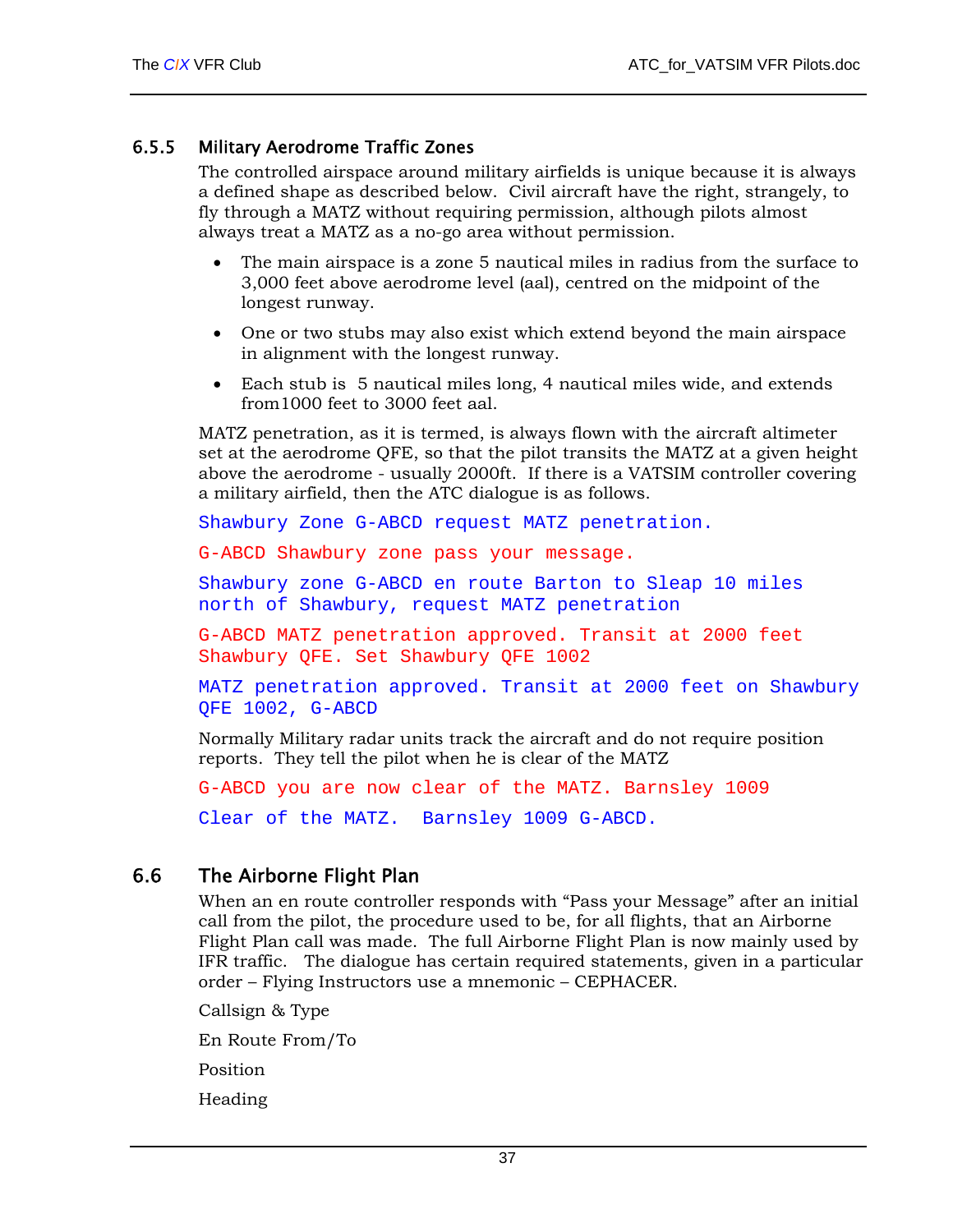### 6.5.5 Military Aerodrome Traffic Zones

The controlled airspace around military airfields is unique because it is always a defined shape as described below. Civil aircraft have the right, strangely, to fly through a MATZ without requiring permission, although pilots almost always treat a MATZ as a no-go area without permission.

- The main airspace is a zone 5 nautical miles in radius from the surface to 3,000 feet above aerodrome level (aal), centred on the midpoint of the longest runway.
- One or two stubs may also exist which extend beyond the main airspace in alignment with the longest runway.
- Each stub is 5 nautical miles long, 4 nautical miles wide, and extends from1000 feet to 3000 feet aal.

MATZ penetration, as it is termed, is always flown with the aircraft altimeter set at the aerodrome QFE, so that the pilot transits the MATZ at a given height above the aerodrome - usually 2000ft. If there is a VATSIM controller covering a military airfield, then the ATC dialogue is as follows.

```
Shawbury Zone G-ABCD request MATZ penetration.
```

```
G-ABCD Shawbury zone pass your message.
```

```
Shawbury zone G-ABCD en route Barton to Sleap 10 miles
north of Shawbury, request MATZ penetration
```

```
G-ABCD MATZ penetration approved. Transit at 2000 feet
Shawbury QFE. Set Shawbury QFE 1002
```

```
MATZ penetration approved. Transit at 2000 feet on Shawbury
QFE 1002, G-ABCD
```

Normally Military radar units track the aircraft and do not require position reports. They tell the pilot when he is clear of the MATZ

```
G-ABCD you are now clear of the MATZ. Barnsley 1009
```

```
Clear of the MATZ.  Barnsley 1009 G-ABCD.
```

## 6.6 The Airborne Flight Plan

When an en route controller responds with “Pass your Message” after an initial call from the pilot, the procedure used to be, for all flights, that an Airborne Flight Plan call was made. The full Airborne Flight Plan is now mainly used by IFR traffic. The dialogue has certain required statements, given in a particular order – Flying Instructors use a mnemonic – CEPHACER.

Callsign & Type

En Route From/To

Position

Heading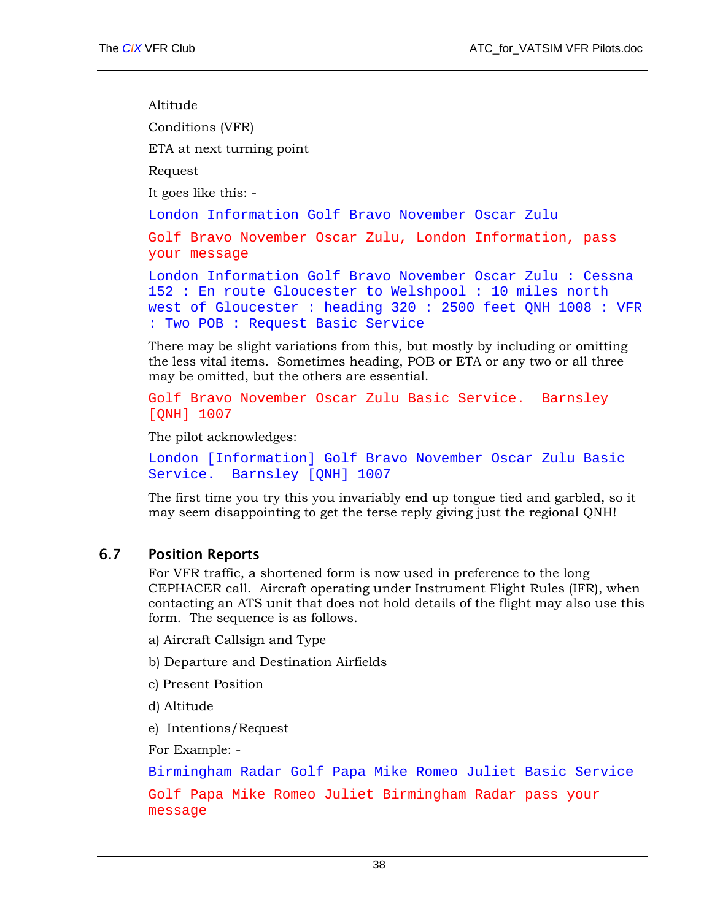Altitude

Conditions (VFR)

ETA at next turning point

Request

It goes like this: -

London Information Golf Bravo November Oscar Zulu

Golf Bravo November Oscar Zulu, London Information, pass your message

London Information Golf Bravo November Oscar Zulu : Cessna 152 : En route Gloucester to Welshpool : 10 miles north west of Gloucester : heading 320 : 2500 feet QNH 1008 : VFR : Two POB : Request Basic Service

There may be slight variations from this, but mostly by including or omitting the less vital items. Sometimes heading, POB or ETA or any two or all three may be omitted, but the others are essential.

Golf Bravo November Oscar Zulu Basic Service. Barnsley [QNH] 1007

The pilot acknowledges:

London [Information] Golf Bravo November Oscar Zulu Basic Service. Barnsley [QNH] 1007

The first time you try this you invariably end up tongue tied and garbled, so it may seem disappointing to get the terse reply giving just the regional QNH!

## 6.7 Position Reports

For VFR traffic, a shortened form is now used in preference to the long CEPHACER call. Aircraft operating under Instrument Flight Rules (IFR), when contacting an ATS unit that does not hold details of the flight may also use this form. The sequence is as follows.

a) Aircraft Callsign and Type

b) Departure and Destination Airfields

c) Present Position

d) Altitude

e) Intentions/Request

For Example: -

Birmingham Radar Golf Papa Mike Romeo Juliet Basic Service

Golf Papa Mike Romeo Juliet Birmingham Radar pass your message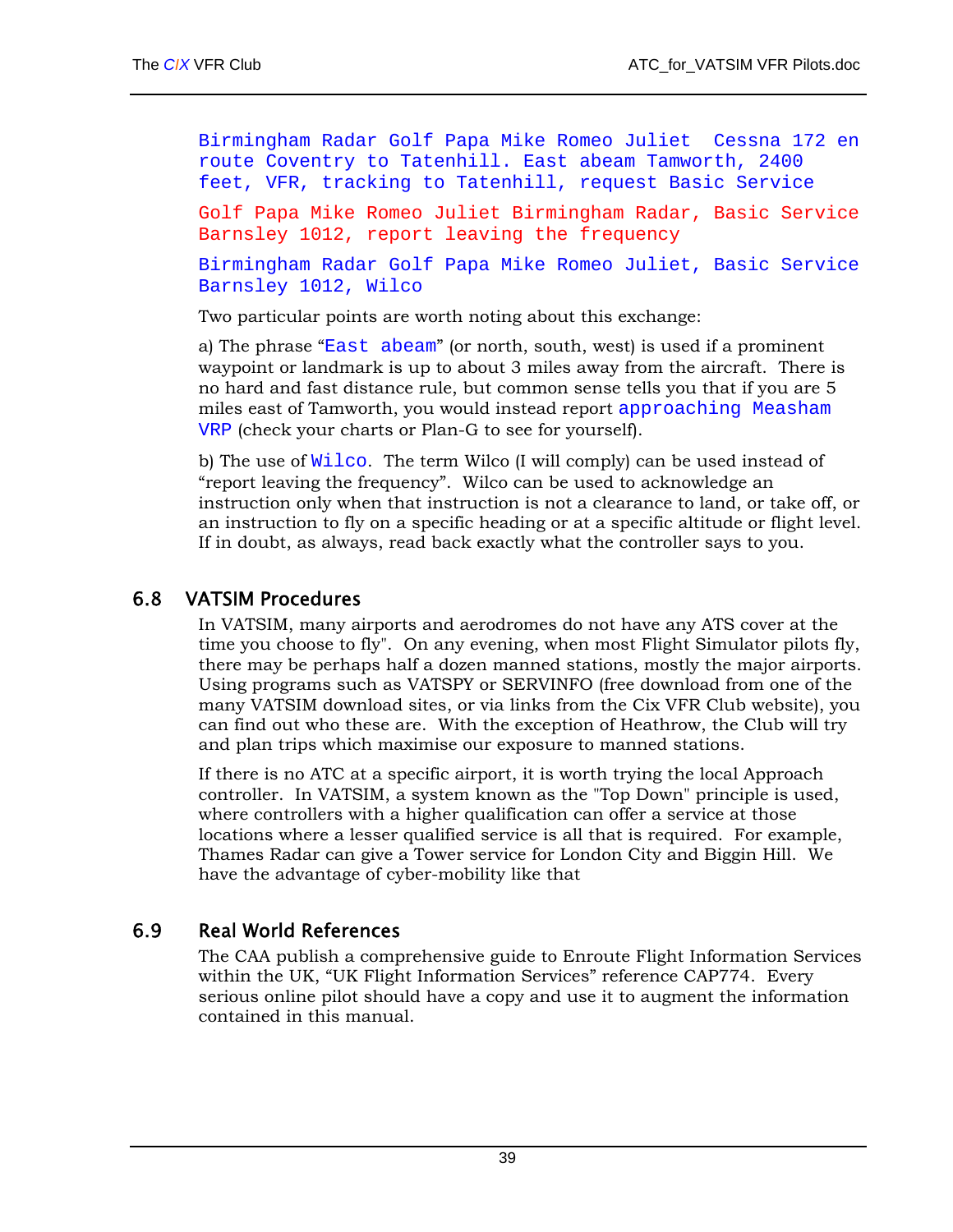Birmingham Radar Golf Papa Mike Romeo Juliet  Cessna 172 en route Coventry to Tatenhill. East abeam Tamworth, 2400 feet, VFR, tracking to Tatenhill, request Basic Service

Golf Papa Mike Romeo Juliet Birmingham Radar, Basic Service Barnsley 1012, report leaving the frequency

Birmingham Radar Golf Papa Mike Romeo Juliet, Basic Service Barnsley 1012, Wilco

Two particular points are worth noting about this exchange:

a) The phrase "East abeam" (or north, south, west) is used if a prominent waypoint or landmark is up to about 3 miles away from the aircraft. There is no hard and fast distance rule, but common sense tells you that if you are 5 miles east of Tamworth, you would instead report approaching Measham VRP (check your charts or Plan-G to see for yourself).

b) The use of Wilco. The term Wilco (I will comply) can be used instead of "report leaving the frequency". Wilco can be used to acknowledge an instruction only when that instruction is not a clearance to land, or take off, or an instruction to fly on a specific heading or at a specific altitude or flight level. If in doubt, as always, read back exactly what the controller says to you.

## 6.8 VATSIM Procedures

In VATSIM, many airports and aerodromes do not have any ATS cover at the time you choose to fly". On any evening, when most Flight Simulator pilots fly, there may be perhaps half a dozen manned stations, mostly the major airports. Using programs such as VATSPY or SERVINFO (free download from one of the many VATSIM download sites, or via links from the Cix VFR Club website), you can find out who these are. With the exception of Heathrow, the Club will try and plan trips which maximise our exposure to manned stations.

If there is no ATC at a specific airport, it is worth trying the local Approach controller. In VATSIM, a system known as the "Top Down" principle is used, where controllers with a higher qualification can offer a service at those locations where a lesser qualified service is all that is required. For example, Thames Radar can give a Tower service for London City and Biggin Hill. We have the advantage of cyber-mobility like that

## 6.9 Real World References

The CAA publish a comprehensive guide to Enroute Flight Information Services within the UK, "UK Flight Information Services" reference CAP774. Every serious online pilot should have a copy and use it to augment the information contained in this manual.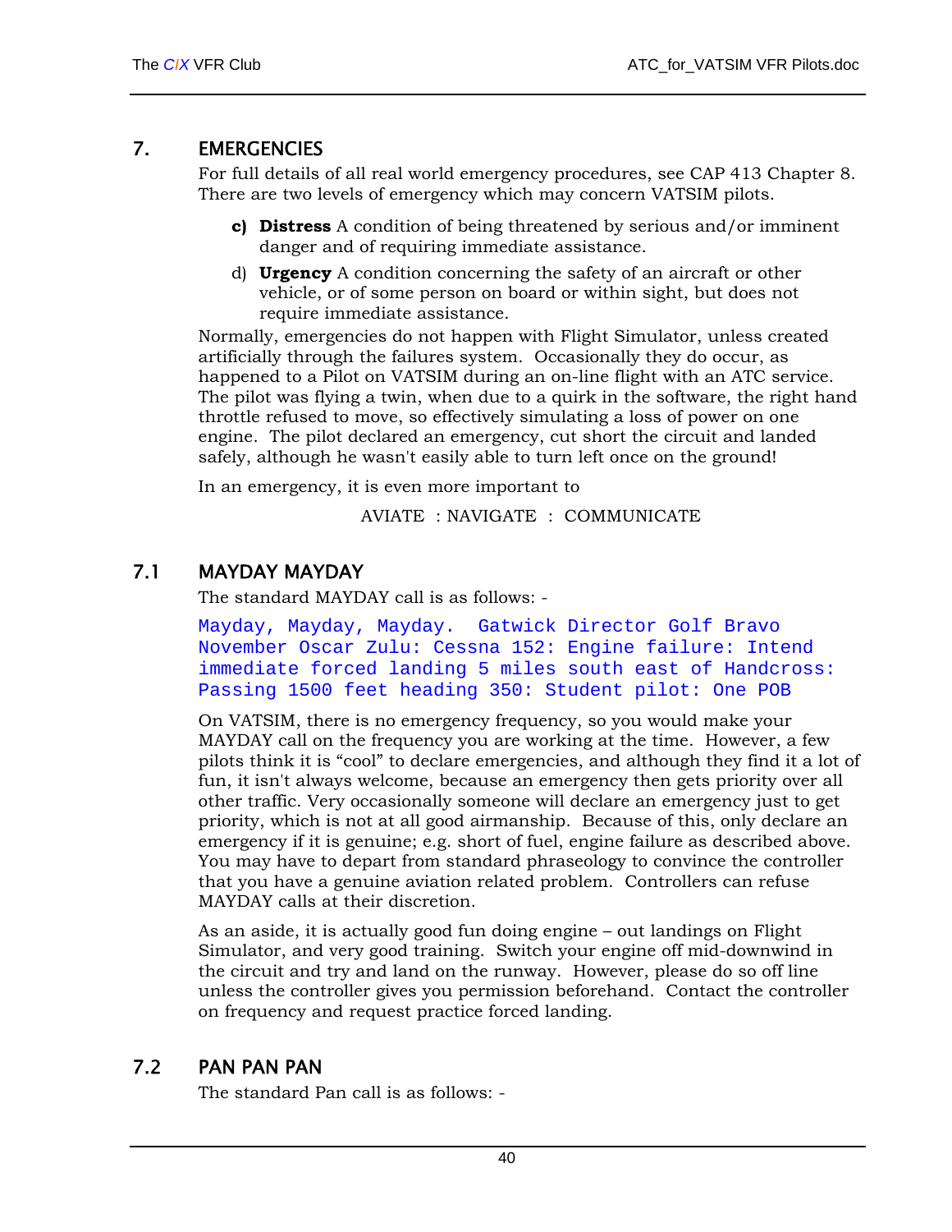## 7. EMERGENCIES

For full details of all real world emergency procedures, see CAP 413 Chapter 8. There are two levels of emergency which may concern VATSIM pilots.

c) **Distress** A condition of being threatened by serious and/or imminent danger and of requiring immediate assistance.

d) **Urgency** A condition concerning the safety of an aircraft or other vehicle, or of some person on board or within sight, but does not require immediate assistance.

Normally, emergencies do not happen with Flight Simulator, unless created artificially through the failures system. Occasionally they do occur, as happened to a Pilot on VATSIM during an on-line flight with an ATC service. The pilot was flying a twin, when due to a quirk in the software, the right hand throttle refused to move, so effectively simulating a loss of power on one engine. The pilot declared an emergency, cut short the circuit and landed safely, although he wasn't easily able to turn left once on the ground!

In an emergency, it is even more important to

AVIATE : NAVIGATE : COMMUNICATE

### 7.1 MAYDAY MAYDAY

The standard MAYDAY call is as follows: -

```
Mayday, Mayday, Mayday.  Gatwick Director Golf Bravo
November Oscar Zulu: Cessna 152: Engine failure: Intend
immediate forced landing 5 miles south east of Handcross:
Passing 1500 feet heading 350: Student pilot: One POB
```

On VATSIM, there is no emergency frequency, so you would make your MAYDAY call on the frequency you are working at the time. However, a few pilots think it is "cool" to declare emergencies, and although they find it a lot of fun, it isn't always welcome, because an emergency then gets priority over all other traffic. Very occasionally someone will declare an emergency just to get priority, which is not at all good airmanship. Because of this, only declare an emergency if it is genuine; e.g. short of fuel, engine failure as described above. You may have to depart from standard phraseology to convince the controller that you have a genuine aviation related problem. Controllers can refuse MAYDAY calls at their discretion.

As an aside, it is actually good fun doing engine – out landings on Flight Simulator, and very good training. Switch your engine off mid-downwind in the circuit and try and land on the runway. However, please do so off line unless the controller gives you permission beforehand. Contact the controller on frequency and request practice forced landing.

### 7.2 PAN PAN PAN

The standard Pan call is as follows: -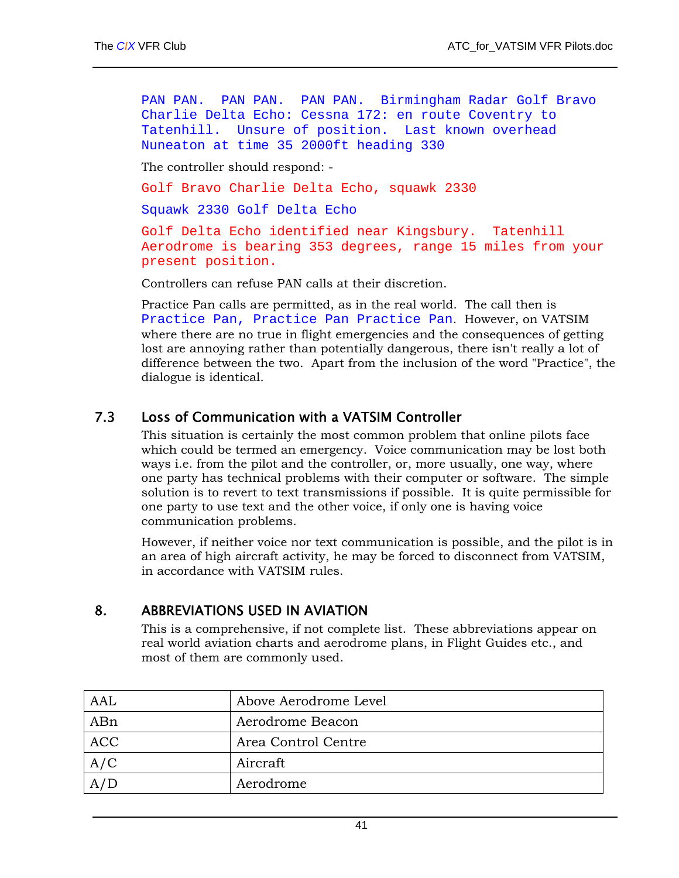```
PAN PAN.  PAN PAN.  PAN PAN.  Birmingham Radar Golf Bravo
Charlie Delta Echo: Cessna 172: en route Coventry to
Tatenhill.  Unsure of position.  Last known overhead
Nuneaton at time 35 2000ft heading 330
```

The controller should respond: -

```
Golf Bravo Charlie Delta Echo, squawk 2330
```

```
Squawk 2330 Golf Delta Echo
```

```
Golf Delta Echo identified near Kingsbury.  Tatenhill
Aerodrome is bearing 353 degrees, range 15 miles from your
present position.
```

Controllers can refuse PAN calls at their discretion.

Practice Pan calls are permitted, as in the real world. The call then is `Practice Pan, Practice Pan Practice Pan`. However, on VATSIM where there are no true in flight emergencies and the consequences of getting lost are annoying rather than potentially dangerous, there isn't really a lot of difference between the two. Apart from the inclusion of the word "Practice", the dialogue is identical.

## 7.3 Loss of Communication with a VATSIM Controller

This situation is certainly the most common problem that online pilots face which could be termed an emergency. Voice communication may be lost both ways i.e. from the pilot and the controller, or, more usually, one way, where one party has technical problems with their computer or software. The simple solution is to revert to text transmissions if possible. It is quite permissible for one party to use text and the other voice, if only one is having voice communication problems.

However, if neither voice nor text communication is possible, and the pilot is in an area of high aircraft activity, he may be forced to disconnect from VATSIM, in accordance with VATSIM rules.

# 8. ABBREVIATIONS USED IN AVIATION

This is a comprehensive, if not complete list. These abbreviations appear on real world aviation charts and aerodrome plans, in Flight Guides etc., and most of them are commonly used.

| | |
|---|---|
| AAL | Above Aerodrome Level |
| ABn | Aerodrome Beacon |
| ACC | Area Control Centre |
| A/C | Aircraft |
| A/D | Aerodrome |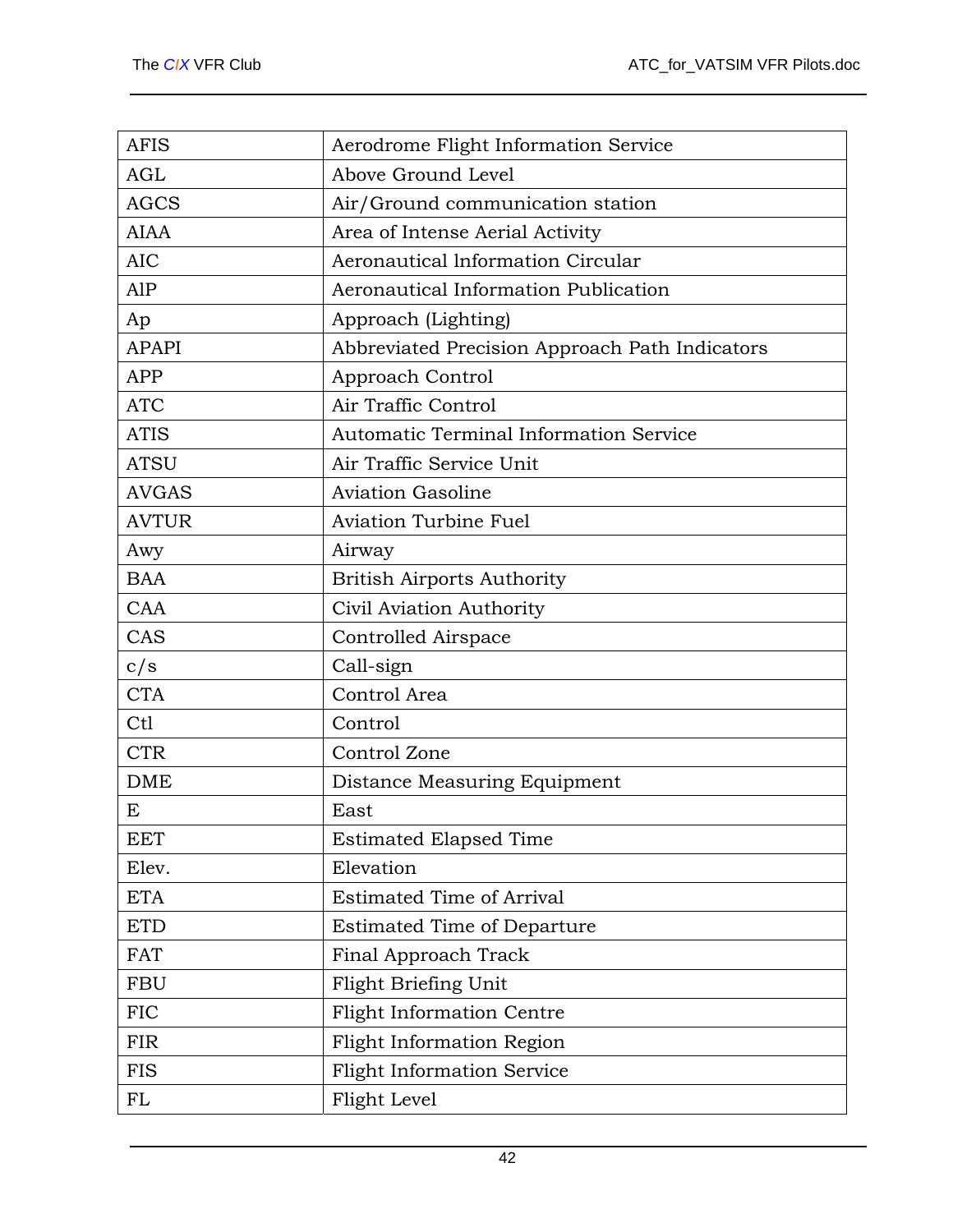| | |
|---|---|
| AFIS | Aerodrome Flight Information Service |
| AGL | Above Ground Level |
| AGCS | Air/Ground communication station |
| AIAA | Area of Intense Aerial Activity |
| AIC | Aeronautical lnformation Circular |
| AlP | Aeronautical Information Publication |
| Ap | Approach (Lighting) |
| APAPI | Abbreviated Precision Approach Path Indicators |
| APP | Approach Control |
| ATC | Air Traffic Control |
| ATIS | Automatic Terminal Information Service |
| ATSU | Air Traffic Service Unit |
| AVGAS | Aviation Gasoline |
| AVTUR | Aviation Turbine Fuel |
| Awy | Airway |
| BAA | British Airports Authority |
| CAA | Civil Aviation Authority |
| CAS | Controlled Airspace |
| c/s | Call-sign |
| CTA | Control Area |
| Ctl | Control |
| CTR | Control Zone |
| DME | Distance Measuring Equipment |
| E | East |
| EET | Estimated Elapsed Time |
| Elev. | Elevation |
| ETA | Estimated Time of Arrival |
| ETD | Estimated Time of Departure |
| FAT | Final Approach Track |
| FBU | Flight Briefing Unit |
| FIC | Flight Information Centre |
| FIR | Flight Information Region |
| FIS | Flight Information Service |
| FL | Flight Level |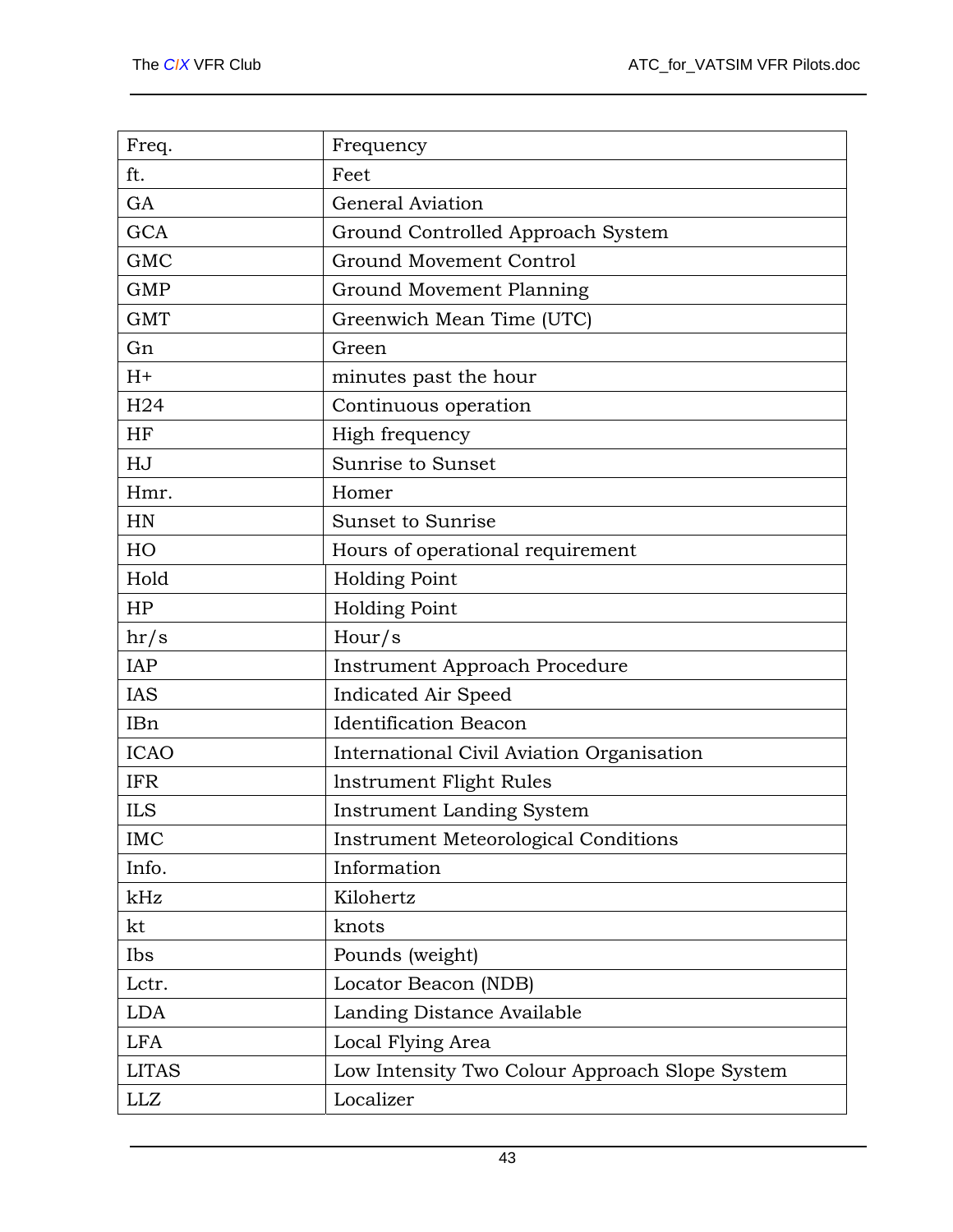| | |
|---|---|
| Freq. | Frequency |
| ft. | Feet |
| GA | General Aviation |
| GCA | Ground Controlled Approach System |
| GMC | Ground Movement Control |
| GMP | Ground Movement Planning |
| GMT | Greenwich Mean Time (UTC) |
| Gn | Green |
| H+ | minutes past the hour |
| H24 | Continuous operation |
| HF | High frequency |
| HJ | Sunrise to Sunset |
| Hmr. | Homer |
| HN | Sunset to Sunrise |
| HO | Hours of operational requirement |
| Hold | Holding Point |
| HP | Holding Point |
| hr/s | Hour/s |
| IAP | Instrument Approach Procedure |
| IAS | Indicated Air Speed |
| IBn | Identification Beacon |
| ICAO | International Civil Aviation Organisation |
| IFR | lnstrument Flight Rules |
| ILS | Instrument Landing System |
| IMC | Instrument Meteorological Conditions |
| Info. | Information |
| kHz | Kilohertz |
| kt | knots |
| Ibs | Pounds (weight) |
| Lctr. | Locator Beacon (NDB) |
| LDA | Landing Distance Available |
| LFA | Local Flying Area |
| LITAS | Low Intensity Two Colour Approach Slope System |
| LLZ | Localizer |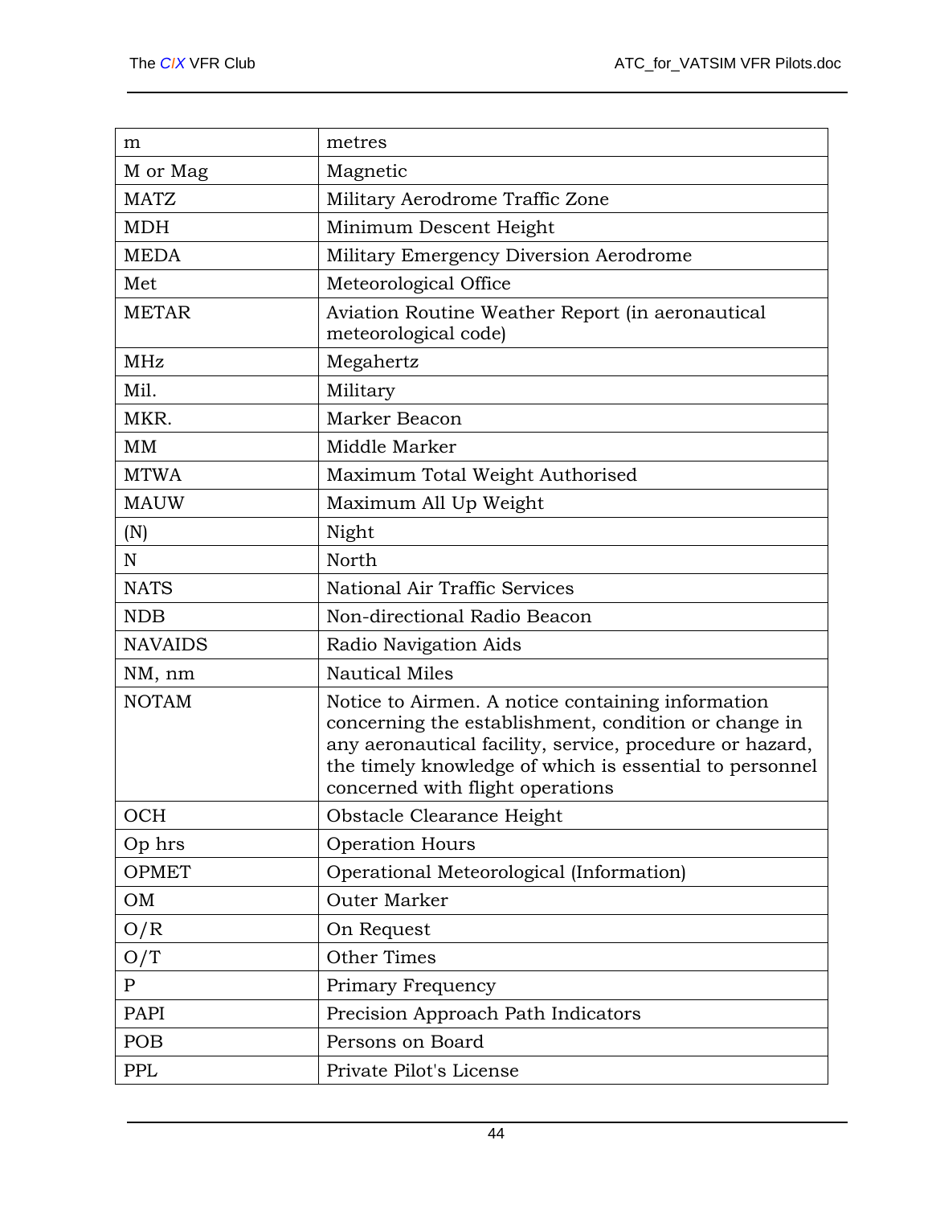| | |
|---|---|
| m | metres |
| M or Mag | Magnetic |
| MATZ | Military Aerodrome Traffic Zone |
| MDH | Minimum Descent Height |
| MEDA | Military Emergency Diversion Aerodrome |
| Met | Meteorological Office |
| METAR | Aviation Routine Weather Report (in aeronautical meteorological code) |
| MHz | Megahertz |
| Mil. | Military |
| MKR. | Marker Beacon |
| MM | Middle Marker |
| MTWA | Maximum Total Weight Authorised |
| MAUW | Maximum All Up Weight |
| (N) | Night |
| N | North |
| NATS | National Air Traffic Services |
| NDB | Non-directional Radio Beacon |
| NAVAIDS | Radio Navigation Aids |
| NM, nm | Nautical Miles |
| NOTAM | Notice to Airmen. A notice containing information concerning the establishment, condition or change in any aeronautical facility, service, procedure or hazard, the timely knowledge of which is essential to personnel concerned with flight operations |
| OCH | Obstacle Clearance Height |
| Op hrs | Operation Hours |
| OPMET | Operational Meteorological (Information) |
| OM | Outer Marker |
| O/R | On Request |
| O/T | Other Times |
| P | Primary Frequency |
| PAPI | Precision Approach Path Indicators |
| POB | Persons on Board |
| PPL | Private Pilot's License |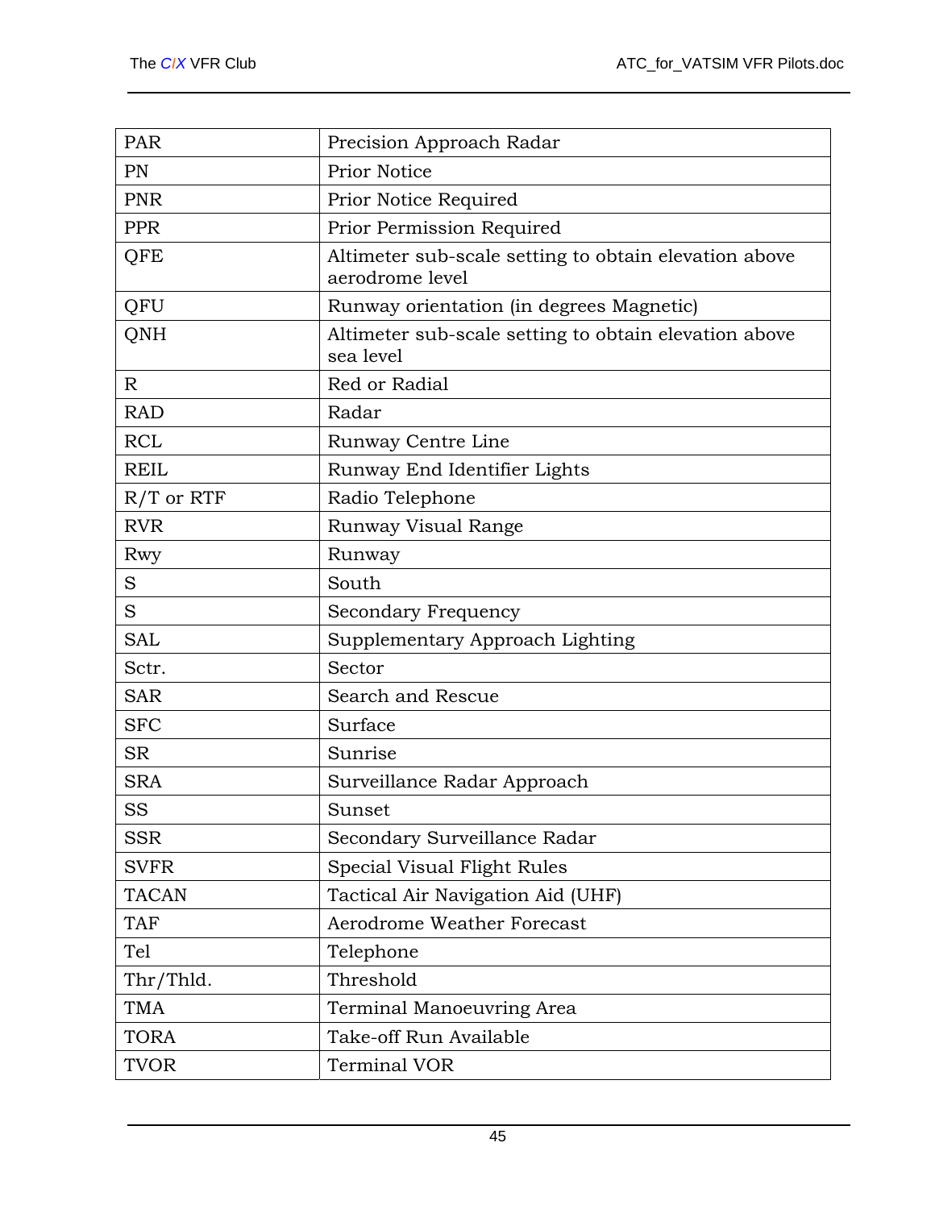| | |
|---|---|
| PAR | Precision Approach Radar |
| PN | Prior Notice |
| PNR | Prior Notice Required |
| PPR | Prior Permission Required |
| QFE | Altimeter sub-scale setting to obtain elevation above aerodrome level |
| QFU | Runway orientation (in degrees Magnetic) |
| QNH | Altimeter sub-scale setting to obtain elevation above sea level |
| R | Red or Radial |
| RAD | Radar |
| RCL | Runway Centre Line |
| REIL | Runway End Identifier Lights |
| R/T or RTF | Radio Telephone |
| RVR | Runway Visual Range |
| Rwy | Runway |
| S | South |
| S | Secondary Frequency |
| SAL | Supplementary Approach Lighting |
| Sctr. | Sector |
| SAR | Search and Rescue |
| SFC | Surface |
| SR | Sunrise |
| SRA | Surveillance Radar Approach |
| SS | Sunset |
| SSR | Secondary Surveillance Radar |
| SVFR | Special Visual Flight Rules |
| TACAN | Tactical Air Navigation Aid (UHF) |
| TAF | Aerodrome Weather Forecast |
| Tel | Telephone |
| Thr/Thld. | Threshold |
| TMA | Terminal Manoeuvring Area |
| TORA | Take-off Run Available |
| TVOR | Terminal VOR |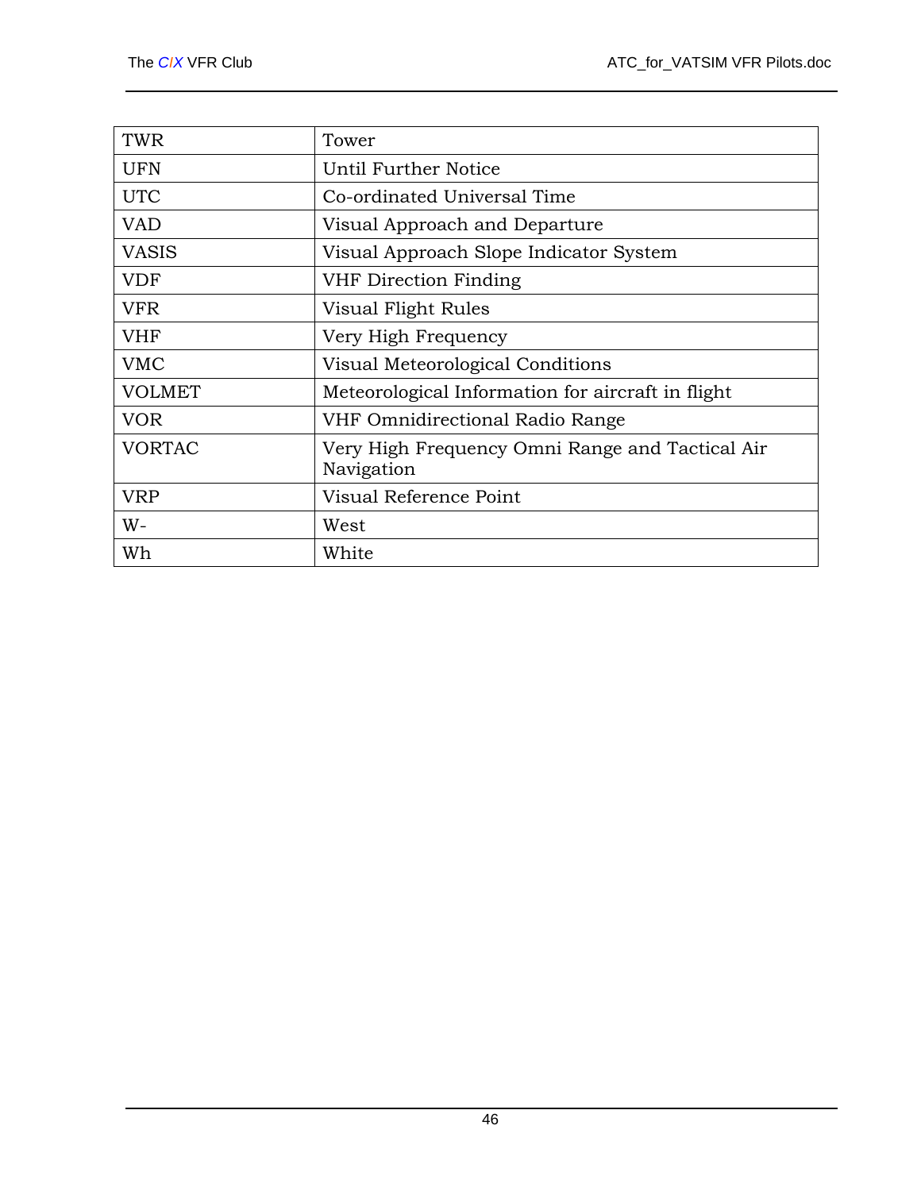| | |
|---|---|
| TWR | Tower |
| UFN | Until Further Notice |
| UTC | Co-ordinated Universal Time |
| VAD | Visual Approach and Departure |
| VASIS | Visual Approach Slope Indicator System |
| VDF | VHF Direction Finding |
| VFR | Visual Flight Rules |
| VHF | Very High Frequency |
| VMC | Visual Meteorological Conditions |
| VOLMET | Meteorological Information for aircraft in flight |
| VOR | VHF Omnidirectional Radio Range |
| VORTAC | Very High Frequency Omni Range and Tactical Air Navigation |
| VRP | Visual Reference Point |
| W- | West |
| Wh | White |